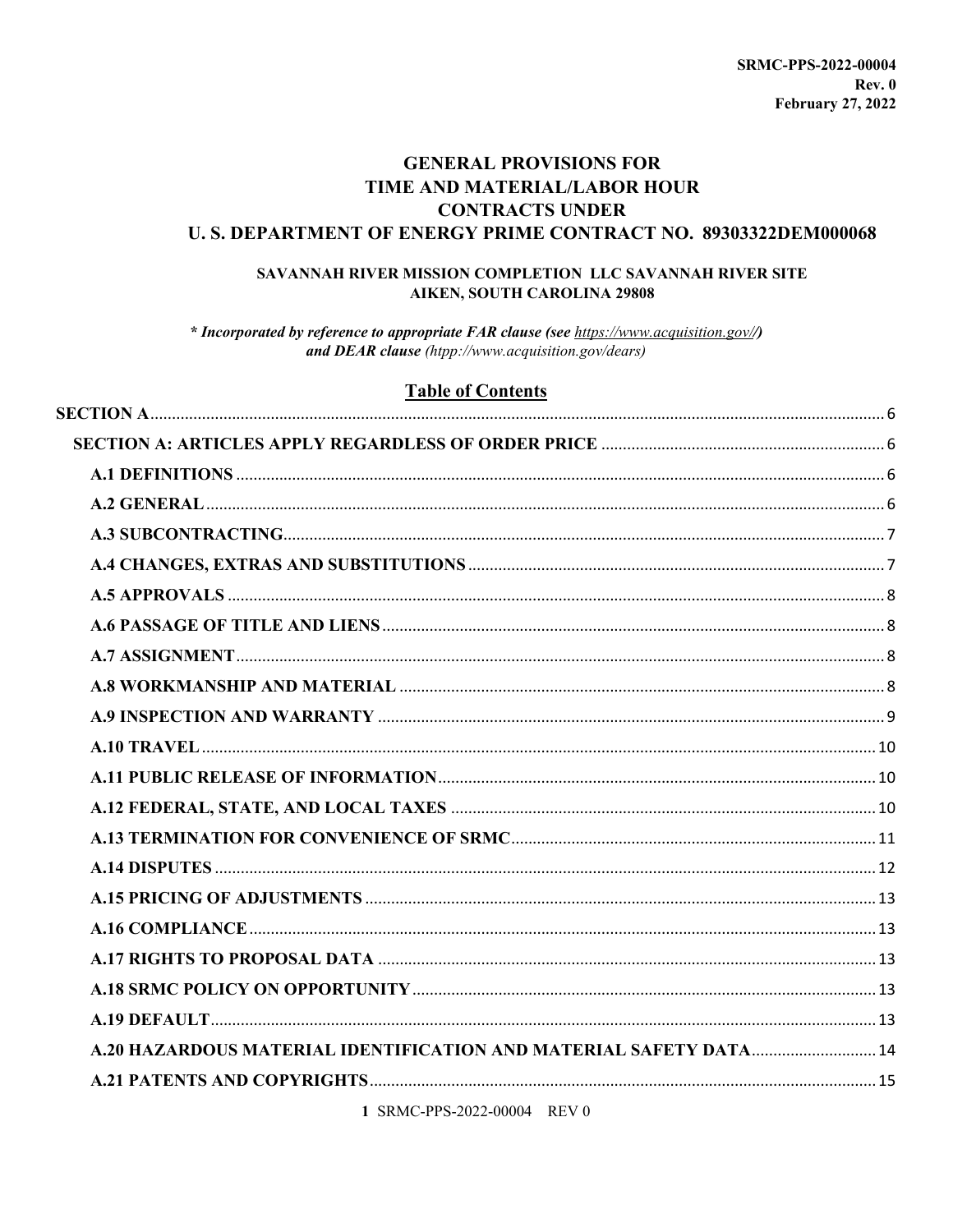SRMC-PPS-2022-00004
Rev. 0
February 27, 2022

# GENERAL PROVISIONS FOR TIME AND MATERIAL/LABOR HOUR CONTRACTS UNDER U. S. DEPARTMENT OF ENERGY PRIME CONTRACT NO. 89303322DEM000068

**SAVANNAH RIVER MISSION COMPLETION LLC SAVANNAH RIVER SITE AIKEN, SOUTH CAROLINA 29808**

***\* Incorporated by reference to appropriate FAR clause (see https://www.acquisition.gov//) and DEAR clause** (htpp://www.acquisition.gov/dears)*

## Table of Contents

**SECTION A** ..... 6

- **SECTION A: ARTICLES APPLY REGARDLESS OF ORDER PRICE** ..... 6
  - **A.1 DEFINITIONS** ..... 6
  - **A.2 GENERAL** ..... 6
  - **A.3 SUBCONTRACTING** ..... 7
  - **A.4 CHANGES, EXTRAS AND SUBSTITUTIONS** ..... 7
  - **A.5 APPROVALS** ..... 8
  - **A.6 PASSAGE OF TITLE AND LIENS** ..... 8
  - **A.7 ASSIGNMENT** ..... 8
  - **A.8 WORKMANSHIP AND MATERIAL** ..... 8
  - **A.9 INSPECTION AND WARRANTY** ..... 9
  - **A.10 TRAVEL** ..... 10
  - **A.11 PUBLIC RELEASE OF INFORMATION** ..... 10
  - **A.12 FEDERAL, STATE, AND LOCAL TAXES** ..... 10
  - **A.13 TERMINATION FOR CONVENIENCE OF SRMC** ..... 11
  - **A.14 DISPUTES** ..... 12
  - **A.15 PRICING OF ADJUSTMENTS** ..... 13
  - **A.16 COMPLIANCE** ..... 13
  - **A.17 RIGHTS TO PROPOSAL DATA** ..... 13
  - **A.18 SRMC POLICY ON OPPORTUNITY** ..... 13
  - **A.19 DEFAULT** ..... 13
  - **A.20 HAZARDOUS MATERIAL IDENTIFICATION AND MATERIAL SAFETY DATA** ..... 14
  - **A.21 PATENTS AND COPYRIGHTS** ..... 15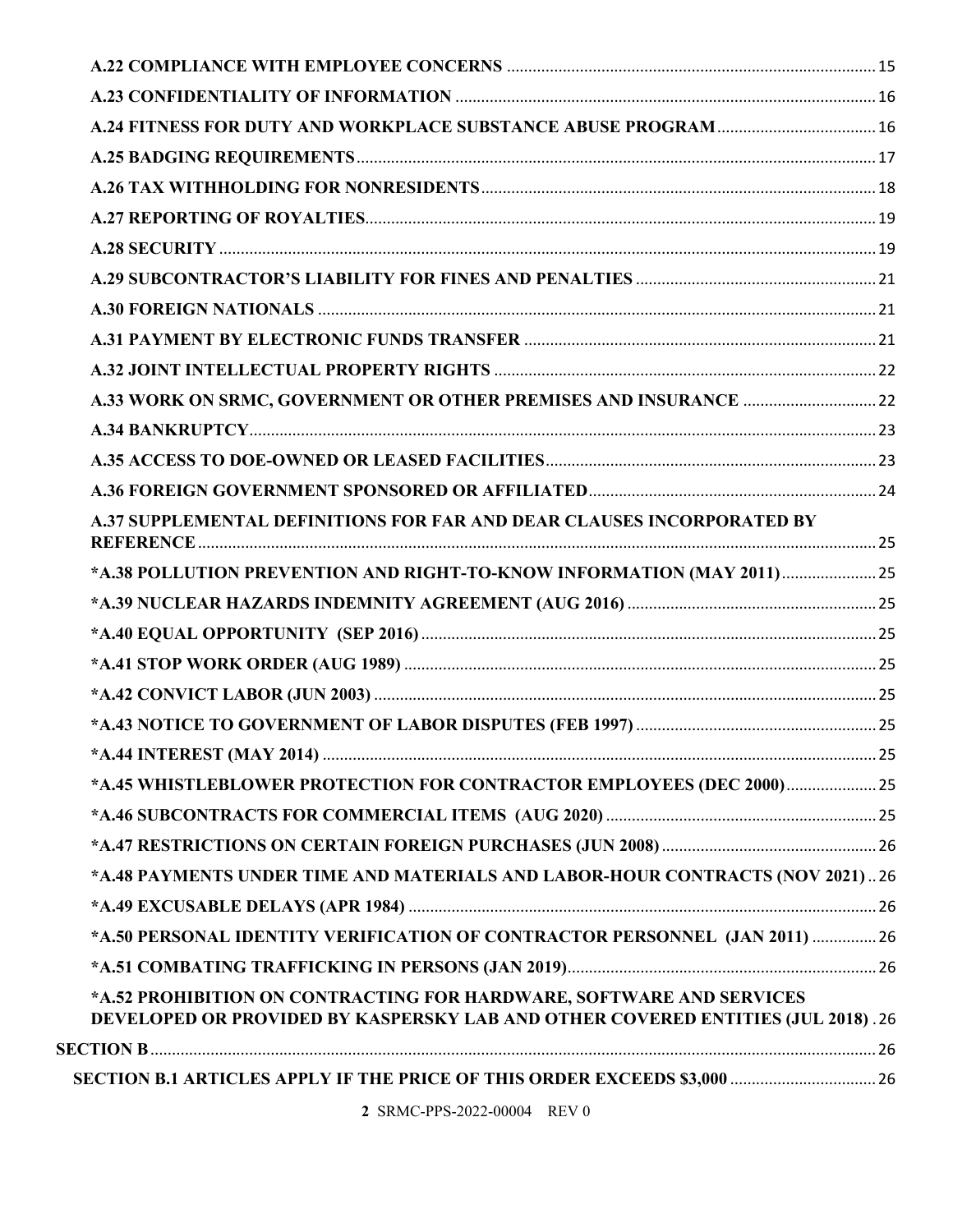A.22 COMPLIANCE WITH EMPLOYEE CONCERNS ..................................................................................... 15

A.23 CONFIDENTIALITY OF INFORMATION ................................................................................................. 16

A.24 FITNESS FOR DUTY AND WORKPLACE SUBSTANCE ABUSE PROGRAM ..................................... 16

A.25 BADGING REQUIREMENTS ........................................................................................................................ 17

A.26 TAX WITHHOLDING FOR NONRESIDENTS ........................................................................................... 18

A.27 REPORTING OF ROYALTIES ...................................................................................................................... 19

A.28 SECURITY ....................................................................................................................................................... 19

A.29 SUBCONTRACTOR'S LIABILITY FOR FINES AND PENALTIES ........................................................ 21

A.30 FOREIGN NATIONALS ................................................................................................................................ 21

A.31 PAYMENT BY ELECTRONIC FUNDS TRANSFER ................................................................................. 21

A.32 JOINT INTELLECTUAL PROPERTY RIGHTS ........................................................................................ 22

A.33 WORK ON SRMC, GOVERNMENT OR OTHER PREMISES AND INSURANCE ............................... 22

A.34 BANKRUPTCY ................................................................................................................................................ 23

A.35 ACCESS TO DOE-OWNED OR LEASED FACILITIES ............................................................................ 23

A.36 FOREIGN GOVERNMENT SPONSORED OR AFFILIATED ................................................................... 24

A.37 SUPPLEMENTAL DEFINITIONS FOR FAR AND DEAR CLAUSES INCORPORATED BY REFERENCE ............................................................................................................................................ 25

*A.38 POLLUTION PREVENTION AND RIGHT-TO-KNOW INFORMATION (MAY 2011) ...................... 25

*A.39 NUCLEAR HAZARDS INDEMNITY AGREEMENT (AUG 2016) .......................................................... 25

*A.40 EQUAL OPPORTUNITY (SEP 2016) ......................................................................................................... 25

*A.41 STOP WORK ORDER (AUG 1989) ............................................................................................................. 25

*A.42 CONVICT LABOR (JUN 2003) .................................................................................................................... 25

*A.43 NOTICE TO GOVERNMENT OF LABOR DISPUTES (FEB 1997) ........................................................ 25

*A.44 INTEREST (MAY 2014) ................................................................................................................................ 25

*A.45 WHISTLEBLOWER PROTECTION FOR CONTRACTOR EMPLOYEES (DEC 2000) ..................... 25

*A.46 SUBCONTRACTS FOR COMMERCIAL ITEMS (AUG 2020) ............................................................... 25

*A.47 RESTRICTIONS ON CERTAIN FOREIGN PURCHASES (JUN 2008) .................................................. 26

*A.48 PAYMENTS UNDER TIME AND MATERIALS AND LABOR-HOUR CONTRACTS (NOV 2021) .. 26

*A.49 EXCUSABLE DELAYS (APR 1984) ............................................................................................................ 26

*A.50 PERSONAL IDENTITY VERIFICATION OF CONTRACTOR PERSONNEL (JAN 2011) ............... 26

*A.51 COMBATING TRAFFICKING IN PERSONS (JAN 2019) ........................................................................ 26

*A.52 PROHIBITION ON CONTRACTING FOR HARDWARE, SOFTWARE AND SERVICES DEVELOPED OR PROVIDED BY KASPERSKY LAB AND OTHER COVERED ENTITIES (JUL 2018) . 26

SECTION B ........................................................................................................................................................ 26

SECTION B.1 ARTICLES APPLY IF THE PRICE OF THIS ORDER EXCEEDS $3,000 .................................. 26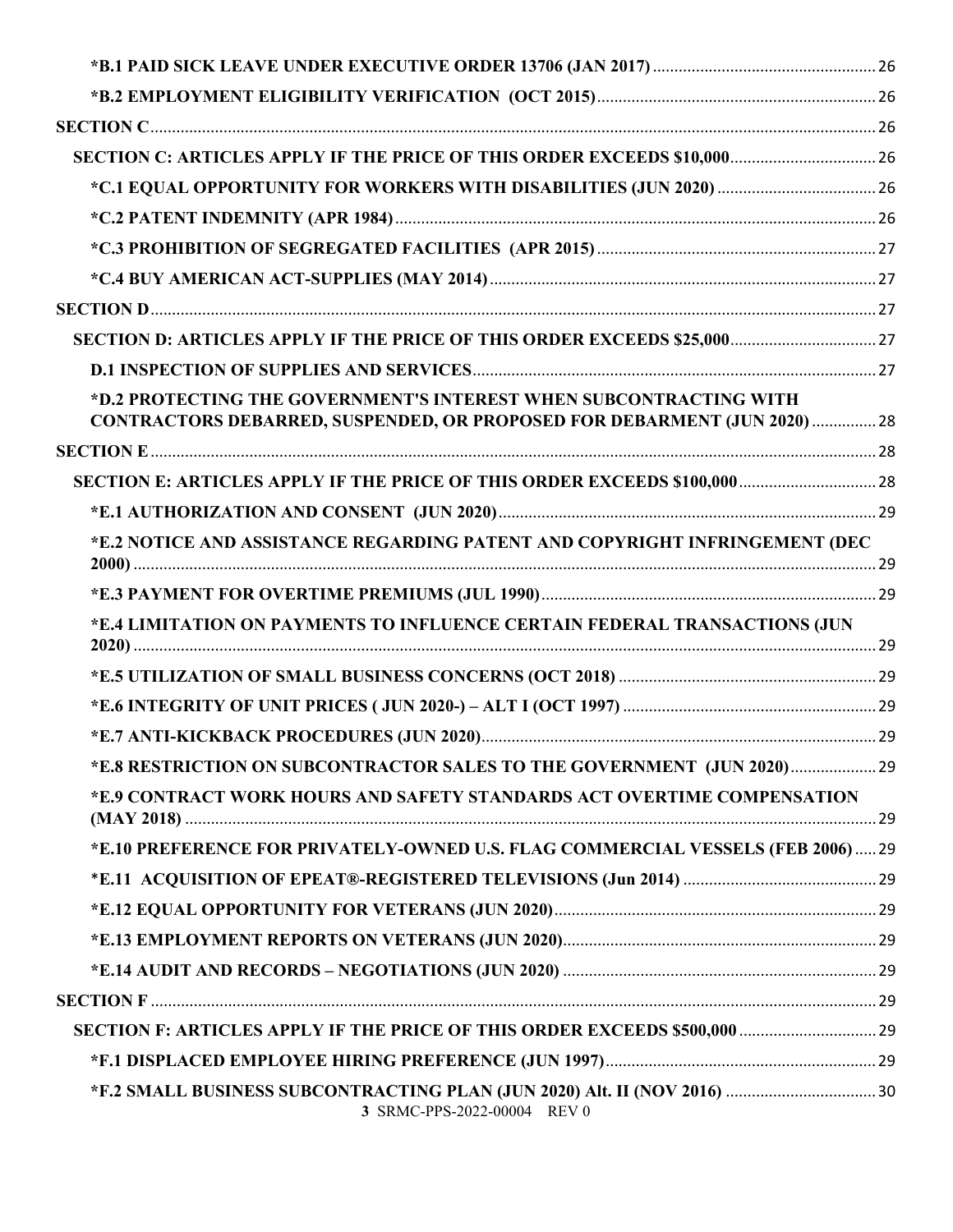*B.1 PAID SICK LEAVE UNDER EXECUTIVE ORDER 13706 (JAN 2017) .......... 26

*B.2 EMPLOYMENT ELIGIBILITY VERIFICATION (OCT 2015) .......... 26

SECTION C .......... 26

SECTION C: ARTICLES APPLY IF THE PRICE OF THIS ORDER EXCEEDS $10,000 .......... 26

*C.1 EQUAL OPPORTUNITY FOR WORKERS WITH DISABILITIES (JUN 2020) .......... 26

*C.2 PATENT INDEMNITY (APR 1984) .......... 26

*C.3 PROHIBITION OF SEGREGATED FACILITIES (APR 2015) .......... 27

*C.4 BUY AMERICAN ACT-SUPPLIES (MAY 2014) .......... 27

SECTION D .......... 27

SECTION D: ARTICLES APPLY IF THE PRICE OF THIS ORDER EXCEEDS $25,000 .......... 27

D.1 INSPECTION OF SUPPLIES AND SERVICES .......... 27

*D.2 PROTECTING THE GOVERNMENT'S INTEREST WHEN SUBCONTRACTING WITH CONTRACTORS DEBARRED, SUSPENDED, OR PROPOSED FOR DEBARMENT (JUN 2020) .......... 28

SECTION E .......... 28

SECTION E: ARTICLES APPLY IF THE PRICE OF THIS ORDER EXCEEDS $100,000 .......... 28

*E.1 AUTHORIZATION AND CONSENT (JUN 2020) .......... 29

*E.2 NOTICE AND ASSISTANCE REGARDING PATENT AND COPYRIGHT INFRINGEMENT (DEC 2000) .......... 29

*E.3 PAYMENT FOR OVERTIME PREMIUMS (JUL 1990) .......... 29

*E.4 LIMITATION ON PAYMENTS TO INFLUENCE CERTAIN FEDERAL TRANSACTIONS (JUN 2020) .......... 29

*E.5 UTILIZATION OF SMALL BUSINESS CONCERNS (OCT 2018) .......... 29

*E.6 INTEGRITY OF UNIT PRICES ( JUN 2020-) – ALT I (OCT 1997) .......... 29

*E.7 ANTI-KICKBACK PROCEDURES (JUN 2020) .......... 29

*E.8 RESTRICTION ON SUBCONTRACTOR SALES TO THE GOVERNMENT (JUN 2020) .......... 29

*E.9 CONTRACT WORK HOURS AND SAFETY STANDARDS ACT OVERTIME COMPENSATION (MAY 2018) .......... 29

*E.10 PREFERENCE FOR PRIVATELY-OWNED U.S. FLAG COMMERCIAL VESSELS (FEB 2006) .......... 29

*E.11 ACQUISITION OF EPEAT®-REGISTERED TELEVISIONS (Jun 2014) .......... 29

*E.12 EQUAL OPPORTUNITY FOR VETERANS (JUN 2020) .......... 29

*E.13 EMPLOYMENT REPORTS ON VETERANS (JUN 2020) .......... 29

*E.14 AUDIT AND RECORDS – NEGOTIATIONS (JUN 2020) .......... 29

SECTION F .......... 29

SECTION F: ARTICLES APPLY IF THE PRICE OF THIS ORDER EXCEEDS $500,000 .......... 29

*F.1 DISPLACED EMPLOYEE HIRING PREFERENCE (JUN 1997) .......... 29

*F.2 SMALL BUSINESS SUBCONTRACTING PLAN (JUN 2020) Alt. II (NOV 2016) .......... 30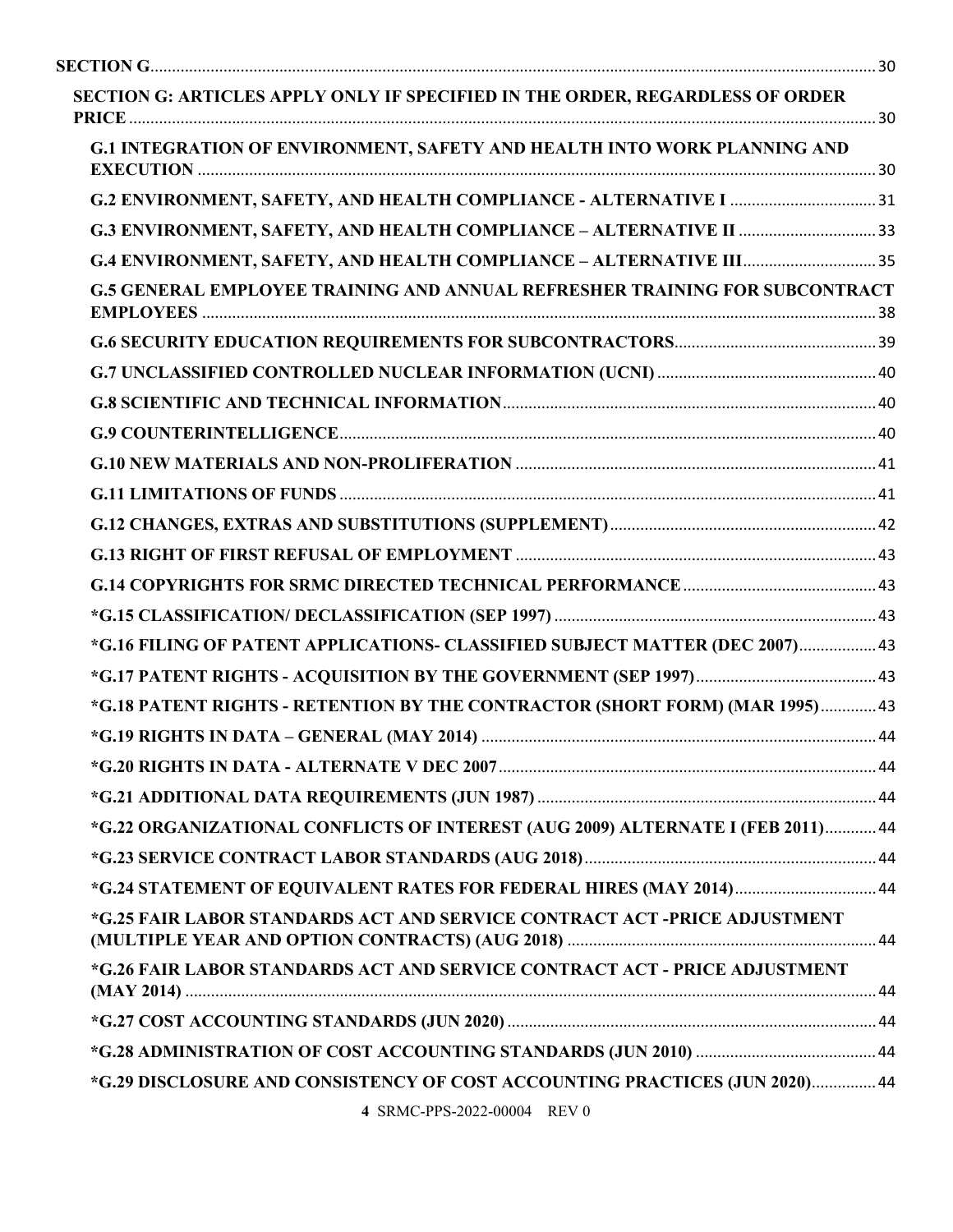SECTION G ... 30

SECTION G: ARTICLES APPLY ONLY IF SPECIFIED IN THE ORDER, REGARDLESS OF ORDER PRICE ... 30

G.1 INTEGRATION OF ENVIRONMENT, SAFETY AND HEALTH INTO WORK PLANNING AND EXECUTION ... 30

G.2 ENVIRONMENT, SAFETY, AND HEALTH COMPLIANCE - ALTERNATIVE I ... 31

G.3 ENVIRONMENT, SAFETY, AND HEALTH COMPLIANCE – ALTERNATIVE II ... 33

G.4 ENVIRONMENT, SAFETY, AND HEALTH COMPLIANCE – ALTERNATIVE III ... 35

G.5 GENERAL EMPLOYEE TRAINING AND ANNUAL REFRESHER TRAINING FOR SUBCONTRACT EMPLOYEES ... 38

G.6 SECURITY EDUCATION REQUIREMENTS FOR SUBCONTRACTORS ... 39

G.7 UNCLASSIFIED CONTROLLED NUCLEAR INFORMATION (UCNI) ... 40

G.8 SCIENTIFIC AND TECHNICAL INFORMATION ... 40

G.9 COUNTERINTELLIGENCE ... 40

G.10 NEW MATERIALS AND NON-PROLIFERATION ... 41

G.11 LIMITATIONS OF FUNDS ... 41

G.12 CHANGES, EXTRAS AND SUBSTITUTIONS (SUPPLEMENT) ... 42

G.13 RIGHT OF FIRST REFUSAL OF EMPLOYMENT ... 43

G.14 COPYRIGHTS FOR SRMC DIRECTED TECHNICAL PERFORMANCE ... 43

*G.15 CLASSIFICATION/ DECLASSIFICATION (SEP 1997) ... 43

*G.16 FILING OF PATENT APPLICATIONS- CLASSIFIED SUBJECT MATTER (DEC 2007) ... 43

*G.17 PATENT RIGHTS - ACQUISITION BY THE GOVERNMENT (SEP 1997) ... 43

*G.18 PATENT RIGHTS - RETENTION BY THE CONTRACTOR (SHORT FORM) (MAR 1995) ... 43

*G.19 RIGHTS IN DATA – GENERAL (MAY 2014) ... 44

*G.20 RIGHTS IN DATA - ALTERNATE V DEC 2007 ... 44

*G.21 ADDITIONAL DATA REQUIREMENTS (JUN 1987) ... 44

*G.22 ORGANIZATIONAL CONFLICTS OF INTEREST (AUG 2009) ALTERNATE I (FEB 2011) ... 44

*G.23 SERVICE CONTRACT LABOR STANDARDS (AUG 2018) ... 44

*G.24 STATEMENT OF EQUIVALENT RATES FOR FEDERAL HIRES (MAY 2014) ... 44

*G.25 FAIR LABOR STANDARDS ACT AND SERVICE CONTRACT ACT -PRICE ADJUSTMENT (MULTIPLE YEAR AND OPTION CONTRACTS) (AUG 2018) ... 44

*G.26 FAIR LABOR STANDARDS ACT AND SERVICE CONTRACT ACT - PRICE ADJUSTMENT (MAY 2014) ... 44

*G.27 COST ACCOUNTING STANDARDS (JUN 2020) ... 44

*G.28 ADMINISTRATION OF COST ACCOUNTING STANDARDS (JUN 2010) ... 44

*G.29 DISCLOSURE AND CONSISTENCY OF COST ACCOUNTING PRACTICES (JUN 2020) ... 44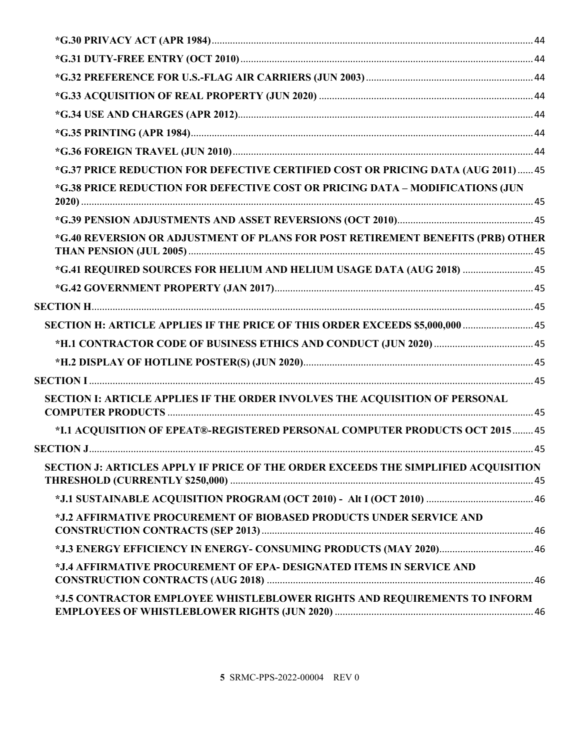*G.30 PRIVACY ACT (APR 1984) ........ 44

*G.31 DUTY-FREE ENTRY (OCT 2010) ........ 44

*G.32 PREFERENCE FOR U.S.-FLAG AIR CARRIERS (JUN 2003) ........ 44

*G.33 ACQUISITION OF REAL PROPERTY (JUN 2020) ........ 44

*G.34 USE AND CHARGES (APR 2012) ........ 44

*G.35 PRINTING (APR 1984) ........ 44

*G.36 FOREIGN TRAVEL (JUN 2010) ........ 44

*G.37 PRICE REDUCTION FOR DEFECTIVE CERTIFIED COST OR PRICING DATA (AUG 2011) ........ 45

*G.38 PRICE REDUCTION FOR DEFECTIVE COST OR PRICING DATA – MODIFICATIONS (JUN 2020) ........ 45

*G.39 PENSION ADJUSTMENTS AND ASSET REVERSIONS (OCT 2010) ........ 45

*G.40 REVERSION OR ADJUSTMENT OF PLANS FOR POST RETIREMENT BENEFITS (PRB) OTHER THAN PENSION (JUL 2005) ........ 45

*G.41 REQUIRED SOURCES FOR HELIUM AND HELIUM USAGE DATA (AUG 2018) ........ 45

*G.42 GOVERNMENT PROPERTY (JAN 2017) ........ 45

SECTION H ........ 45

SECTION H: ARTICLE APPLIES IF THE PRICE OF THIS ORDER EXCEEDS $5,000,000 ........ 45

*H.1 CONTRACTOR CODE OF BUSINESS ETHICS AND CONDUCT (JUN 2020) ........ 45

*H.2 DISPLAY OF HOTLINE POSTER(S) (JUN 2020) ........ 45

SECTION I ........ 45

SECTION I: ARTICLE APPLIES IF THE ORDER INVOLVES THE ACQUISITION OF PERSONAL COMPUTER PRODUCTS ........ 45

*I.1 ACQUISITION OF EPEAT®-REGISTERED PERSONAL COMPUTER PRODUCTS OCT 2015 ........ 45

SECTION J ........ 45

SECTION J: ARTICLES APPLY IF PRICE OF THE ORDER EXCEEDS THE SIMPLIFIED ACQUISITION THRESHOLD (CURRENTLY $250,000) ........ 45

*J.1 SUSTAINABLE ACQUISITION PROGRAM (OCT 2010) - Alt I (OCT 2010) ........ 46

*J.2 AFFIRMATIVE PROCUREMENT OF BIOBASED PRODUCTS UNDER SERVICE AND CONSTRUCTION CONTRACTS (SEP 2013) ........ 46

*J.3 ENERGY EFFICIENCY IN ENERGY- CONSUMING PRODUCTS (MAY 2020) ........ 46

*J.4 AFFIRMATIVE PROCUREMENT OF EPA- DESIGNATED ITEMS IN SERVICE AND CONSTRUCTION CONTRACTS (AUG 2018) ........ 46

*J.5 CONTRACTOR EMPLOYEE WHISTLEBLOWER RIGHTS AND REQUIREMENTS TO INFORM EMPLOYEES OF WHISTLEBLOWER RIGHTS (JUN 2020) ........ 46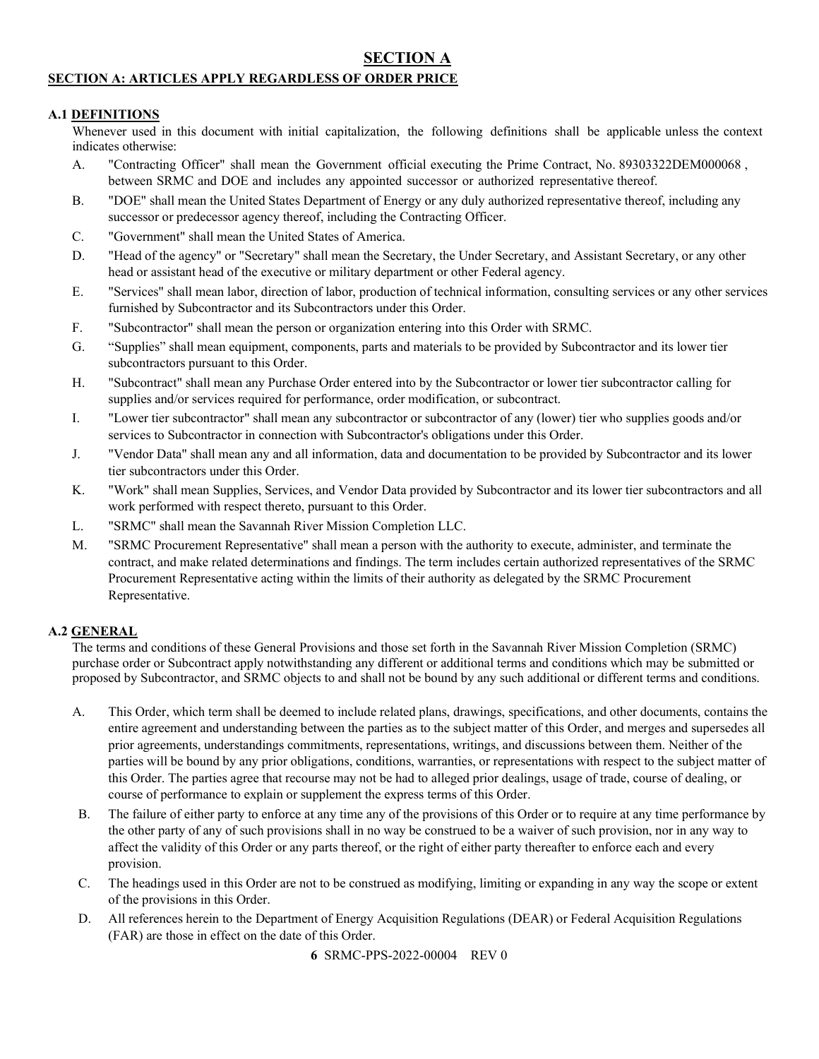# SECTION A

## SECTION A: ARTICLES APPLY REGARDLESS OF ORDER PRICE

### A.1 DEFINITIONS

Whenever used in this document with initial capitalization, the following definitions shall be applicable unless the context indicates otherwise:

A. "Contracting Officer" shall mean the Government official executing the Prime Contract, No. 89303322DEM000068 , between SRMC and DOE and includes any appointed successor or authorized representative thereof.

B. "DOE" shall mean the United States Department of Energy or any duly authorized representative thereof, including any successor or predecessor agency thereof, including the Contracting Officer.

C. "Government" shall mean the United States of America.

D. "Head of the agency" or "Secretary" shall mean the Secretary, the Under Secretary, and Assistant Secretary, or any other head or assistant head of the executive or military department or other Federal agency.

E. "Services" shall mean labor, direction of labor, production of technical information, consulting services or any other services furnished by Subcontractor and its Subcontractors under this Order.

F. "Subcontractor" shall mean the person or organization entering into this Order with SRMC.

G. "Supplies" shall mean equipment, components, parts and materials to be provided by Subcontractor and its lower tier subcontractors pursuant to this Order.

H. "Subcontract" shall mean any Purchase Order entered into by the Subcontractor or lower tier subcontractor calling for supplies and/or services required for performance, order modification, or subcontract.

I. "Lower tier subcontractor" shall mean any subcontractor or subcontractor of any (lower) tier who supplies goods and/or services to Subcontractor in connection with Subcontractor's obligations under this Order.

J. "Vendor Data" shall mean any and all information, data and documentation to be provided by Subcontractor and its lower tier subcontractors under this Order.

K. "Work" shall mean Supplies, Services, and Vendor Data provided by Subcontractor and its lower tier subcontractors and all work performed with respect thereto, pursuant to this Order.

L. "SRMC" shall mean the Savannah River Mission Completion LLC.

M. "SRMC Procurement Representative" shall mean a person with the authority to execute, administer, and terminate the contract, and make related determinations and findings. The term includes certain authorized representatives of the SRMC Procurement Representative acting within the limits of their authority as delegated by the SRMC Procurement Representative.

### A.2 GENERAL

The terms and conditions of these General Provisions and those set forth in the Savannah River Mission Completion (SRMC) purchase order or Subcontract apply notwithstanding any different or additional terms and conditions which may be submitted or proposed by Subcontractor, and SRMC objects to and shall not be bound by any such additional or different terms and conditions.

A. This Order, which term shall be deemed to include related plans, drawings, specifications, and other documents, contains the entire agreement and understanding between the parties as to the subject matter of this Order, and merges and supersedes all prior agreements, understandings commitments, representations, writings, and discussions between them. Neither of the parties will be bound by any prior obligations, conditions, warranties, or representations with respect to the subject matter of this Order. The parties agree that recourse may not be had to alleged prior dealings, usage of trade, course of dealing, or course of performance to explain or supplement the express terms of this Order.

B. The failure of either party to enforce at any time any of the provisions of this Order or to require at any time performance by the other party of any of such provisions shall in no way be construed to be a waiver of such provision, nor in any way to affect the validity of this Order or any parts thereof, or the right of either party thereafter to enforce each and every provision.

C. The headings used in this Order are not to be construed as modifying, limiting or expanding in any way the scope or extent of the provisions in this Order.

D. All references herein to the Department of Energy Acquisition Regulations (DEAR) or Federal Acquisition Regulations (FAR) are those in effect on the date of this Order.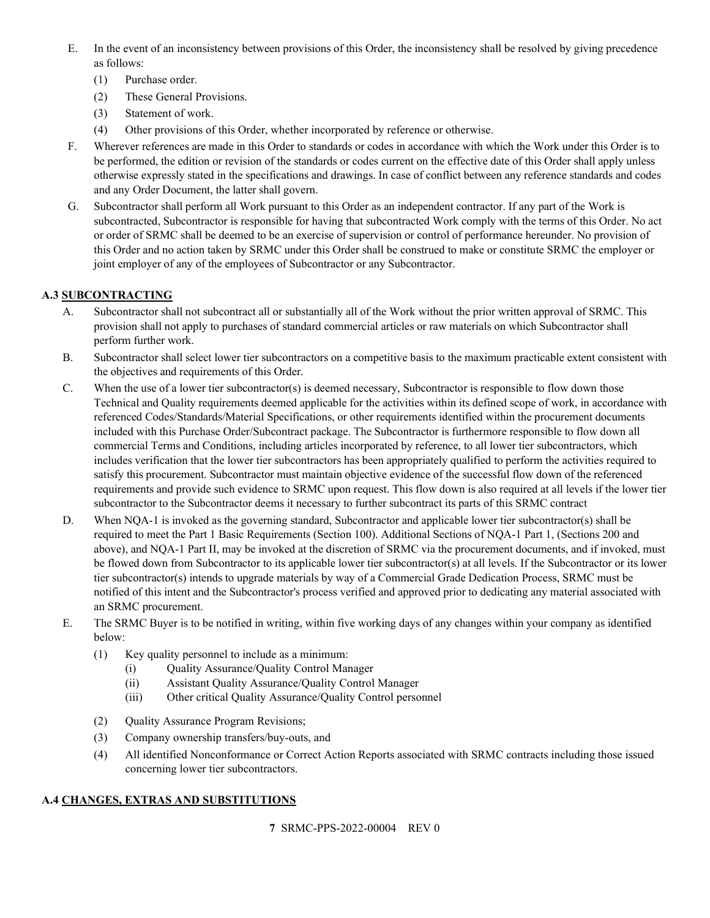E. In the event of an inconsistency between provisions of this Order, the inconsistency shall be resolved by giving precedence as follows:

   (1) Purchase order.

   (2) These General Provisions.

   (3) Statement of work.

   (4) Other provisions of this Order, whether incorporated by reference or otherwise.

F. Wherever references are made in this Order to standards or codes in accordance with which the Work under this Order is to be performed, the edition or revision of the standards or codes current on the effective date of this Order shall apply unless otherwise expressly stated in the specifications and drawings. In case of conflict between any reference standards and codes and any Order Document, the latter shall govern.

G. Subcontractor shall perform all Work pursuant to this Order as an independent contractor. If any part of the Work is subcontracted, Subcontractor is responsible for having that subcontracted Work comply with the terms of this Order. No act or order of SRMC shall be deemed to be an exercise of supervision or control of performance hereunder. No provision of this Order and no action taken by SRMC under this Order shall be construed to make or constitute SRMC the employer or joint employer of any of the employees of Subcontractor or any Subcontractor.

**A.3 <u>SUBCONTRACTING</u>**

A. Subcontractor shall not subcontract all or substantially all of the Work without the prior written approval of SRMC. This provision shall not apply to purchases of standard commercial articles or raw materials on which Subcontractor shall perform further work.

B. Subcontractor shall select lower tier subcontractors on a competitive basis to the maximum practicable extent consistent with the objectives and requirements of this Order.

C. When the use of a lower tier subcontractor(s) is deemed necessary, Subcontractor is responsible to flow down those Technical and Quality requirements deemed applicable for the activities within its defined scope of work, in accordance with referenced Codes/Standards/Material Specifications, or other requirements identified within the procurement documents included with this Purchase Order/Subcontract package. The Subcontractor is furthermore responsible to flow down all commercial Terms and Conditions, including articles incorporated by reference, to all lower tier subcontractors, which includes verification that the lower tier subcontractors has been appropriately qualified to perform the activities required to satisfy this procurement. Subcontractor must maintain objective evidence of the successful flow down of the referenced requirements and provide such evidence to SRMC upon request. This flow down is also required at all levels if the lower tier subcontractor to the Subcontractor deems it necessary to further subcontract its parts of this SRMC contract

D. When NQA-1 is invoked as the governing standard, Subcontractor and applicable lower tier subcontractor(s) shall be required to meet the Part 1 Basic Requirements (Section 100). Additional Sections of NQA-1 Part 1, (Sections 200 and above), and NQA-1 Part II, may be invoked at the discretion of SRMC via the procurement documents, and if invoked, must be flowed down from Subcontractor to its applicable lower tier subcontractor(s) at all levels. If the Subcontractor or its lower tier subcontractor(s) intends to upgrade materials by way of a Commercial Grade Dedication Process, SRMC must be notified of this intent and the Subcontractor's process verified and approved prior to dedicating any material associated with an SRMC procurement.

E. The SRMC Buyer is to be notified in writing, within five working days of any changes within your company as identified below:

   (1) Key quality personnel to include as a minimum:
      (i) Quality Assurance/Quality Control Manager
      (ii) Assistant Quality Assurance/Quality Control Manager
      (iii) Other critical Quality Assurance/Quality Control personnel

   (2) Quality Assurance Program Revisions;

   (3) Company ownership transfers/buy-outs, and

   (4) All identified Nonconformance or Correct Action Reports associated with SRMC contracts including those issued concerning lower tier subcontractors.

**A.4 <u>CHANGES, EXTRAS AND SUBSTITUTIONS</u>**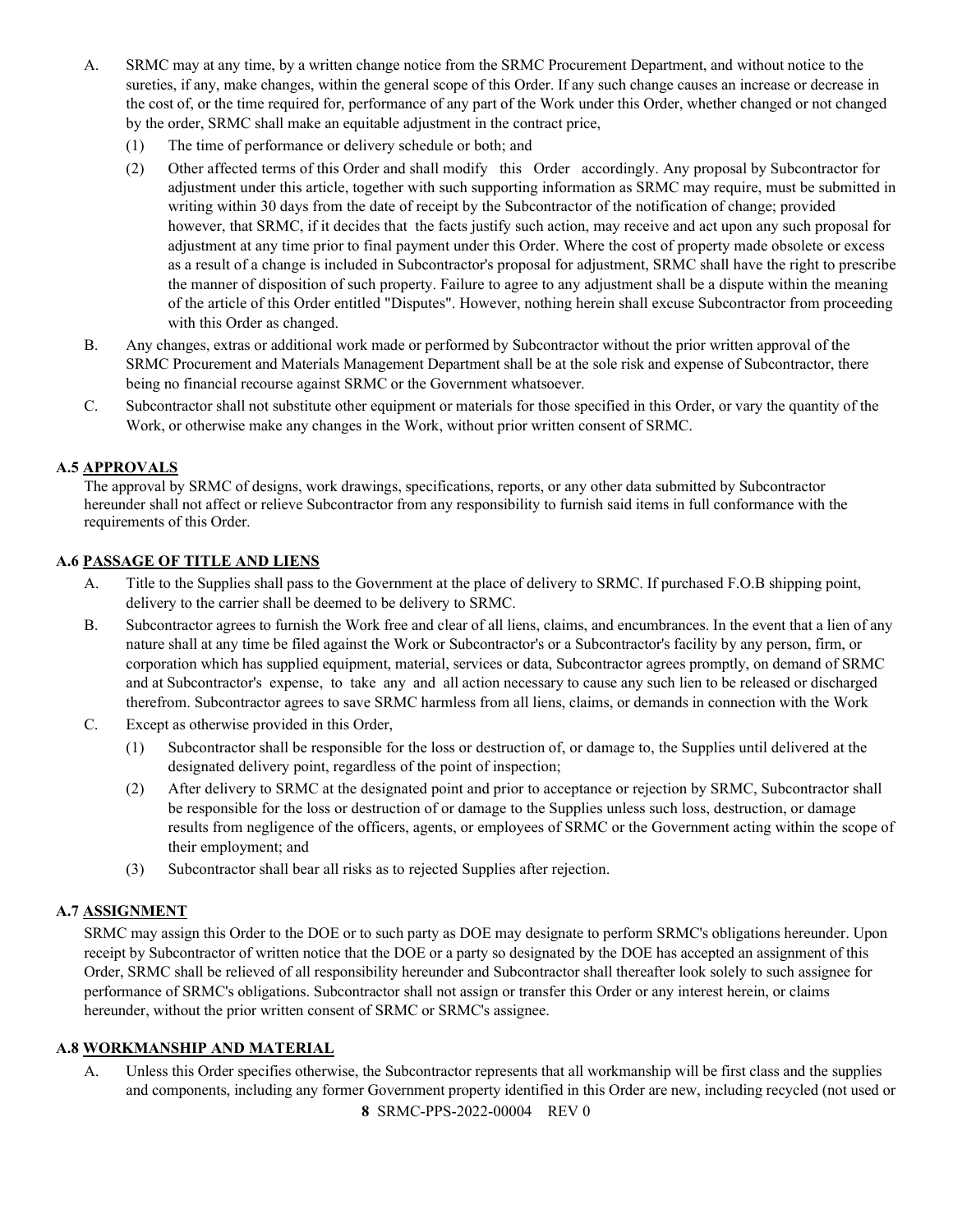A. SRMC may at any time, by a written change notice from the SRMC Procurement Department, and without notice to the sureties, if any, make changes, within the general scope of this Order. If any such change causes an increase or decrease in the cost of, or the time required for, performance of any part of the Work under this Order, whether changed or not changed by the order, SRMC shall make an equitable adjustment in the contract price,

   (1) The time of performance or delivery schedule or both; and

   (2) Other affected terms of this Order and shall modify this Order accordingly. Any proposal by Subcontractor for adjustment under this article, together with such supporting information as SRMC may require, must be submitted in writing within 30 days from the date of receipt by the Subcontractor of the notification of change; provided however, that SRMC, if it decides that the facts justify such action, may receive and act upon any such proposal for adjustment at any time prior to final payment under this Order. Where the cost of property made obsolete or excess as a result of a change is included in Subcontractor's proposal for adjustment, SRMC shall have the right to prescribe the manner of disposition of such property. Failure to agree to any adjustment shall be a dispute within the meaning of the article of this Order entitled "Disputes". However, nothing herein shall excuse Subcontractor from proceeding with this Order as changed.

B. Any changes, extras or additional work made or performed by Subcontractor without the prior written approval of the SRMC Procurement and Materials Management Department shall be at the sole risk and expense of Subcontractor, there being no financial recourse against SRMC or the Government whatsoever.

C. Subcontractor shall not substitute other equipment or materials for those specified in this Order, or vary the quantity of the Work, or otherwise make any changes in the Work, without prior written consent of SRMC.

### A.5 APPROVALS

The approval by SRMC of designs, work drawings, specifications, reports, or any other data submitted by Subcontractor hereunder shall not affect or relieve Subcontractor from any responsibility to furnish said items in full conformance with the requirements of this Order.

### A.6 PASSAGE OF TITLE AND LIENS

A. Title to the Supplies shall pass to the Government at the place of delivery to SRMC. If purchased F.O.B shipping point, delivery to the carrier shall be deemed to be delivery to SRMC.

B. Subcontractor agrees to furnish the Work free and clear of all liens, claims, and encumbrances. In the event that a lien of any nature shall at any time be filed against the Work or Subcontractor's or a Subcontractor's facility by any person, firm, or corporation which has supplied equipment, material, services or data, Subcontractor agrees promptly, on demand of SRMC and at Subcontractor's expense, to take any and all action necessary to cause any such lien to be released or discharged therefrom. Subcontractor agrees to save SRMC harmless from all liens, claims, or demands in connection with the Work

C. Except as otherwise provided in this Order,

   (1) Subcontractor shall be responsible for the loss or destruction of, or damage to, the Supplies until delivered at the designated delivery point, regardless of the point of inspection;

   (2) After delivery to SRMC at the designated point and prior to acceptance or rejection by SRMC, Subcontractor shall be responsible for the loss or destruction of or damage to the Supplies unless such loss, destruction, or damage results from negligence of the officers, agents, or employees of SRMC or the Government acting within the scope of their employment; and

   (3) Subcontractor shall bear all risks as to rejected Supplies after rejection.

### A.7 ASSIGNMENT

SRMC may assign this Order to the DOE or to such party as DOE may designate to perform SRMC's obligations hereunder. Upon receipt by Subcontractor of written notice that the DOE or a party so designated by the DOE has accepted an assignment of this Order, SRMC shall be relieved of all responsibility hereunder and Subcontractor shall thereafter look solely to such assignee for performance of SRMC's obligations. Subcontractor shall not assign or transfer this Order or any interest herein, or claims hereunder, without the prior written consent of SRMC or SRMC's assignee.

### A.8 WORKMANSHIP AND MATERIAL

A. Unless this Order specifies otherwise, the Subcontractor represents that all workmanship will be first class and the supplies and components, including any former Government property identified in this Order are new, including recycled (not used or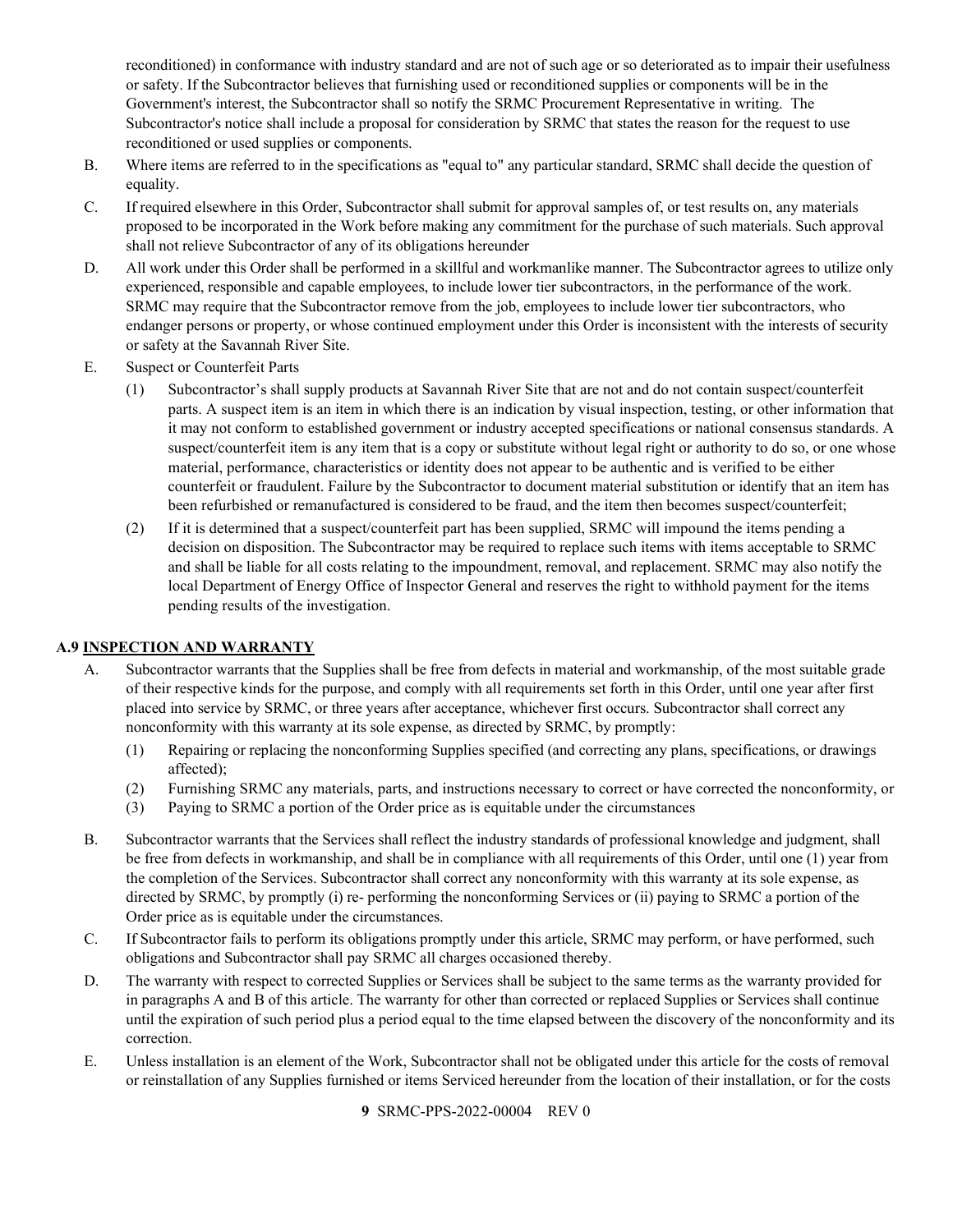reconditioned) in conformance with industry standard and are not of such age or so deteriorated as to impair their usefulness or safety. If the Subcontractor believes that furnishing used or reconditioned supplies or components will be in the Government's interest, the Subcontractor shall so notify the SRMC Procurement Representative in writing. The Subcontractor's notice shall include a proposal for consideration by SRMC that states the reason for the request to use reconditioned or used supplies or components.

B. Where items are referred to in the specifications as "equal to" any particular standard, SRMC shall decide the question of equality.

C. If required elsewhere in this Order, Subcontractor shall submit for approval samples of, or test results on, any materials proposed to be incorporated in the Work before making any commitment for the purchase of such materials. Such approval shall not relieve Subcontractor of any of its obligations hereunder

D. All work under this Order shall be performed in a skillful and workmanlike manner. The Subcontractor agrees to utilize only experienced, responsible and capable employees, to include lower tier subcontractors, in the performance of the work. SRMC may require that the Subcontractor remove from the job, employees to include lower tier subcontractors, who endanger persons or property, or whose continued employment under this Order is inconsistent with the interests of security or safety at the Savannah River Site.

E. Suspect or Counterfeit Parts

(1) Subcontractor's shall supply products at Savannah River Site that are not and do not contain suspect/counterfeit parts. A suspect item is an item in which there is an indication by visual inspection, testing, or other information that it may not conform to established government or industry accepted specifications or national consensus standards. A suspect/counterfeit item is any item that is a copy or substitute without legal right or authority to do so, or one whose material, performance, characteristics or identity does not appear to be authentic and is verified to be either counterfeit or fraudulent. Failure by the Subcontractor to document material substitution or identify that an item has been refurbished or remanufactured is considered to be fraud, and the item then becomes suspect/counterfeit;

(2) If it is determined that a suspect/counterfeit part has been supplied, SRMC will impound the items pending a decision on disposition. The Subcontractor may be required to replace such items with items acceptable to SRMC and shall be liable for all costs relating to the impoundment, removal, and replacement. SRMC may also notify the local Department of Energy Office of Inspector General and reserves the right to withhold payment for the items pending results of the investigation.

## A.9 INSPECTION AND WARRANTY

A. Subcontractor warrants that the Supplies shall be free from defects in material and workmanship, of the most suitable grade of their respective kinds for the purpose, and comply with all requirements set forth in this Order, until one year after first placed into service by SRMC, or three years after acceptance, whichever first occurs. Subcontractor shall correct any nonconformity with this warranty at its sole expense, as directed by SRMC, by promptly:

(1) Repairing or replacing the nonconforming Supplies specified (and correcting any plans, specifications, or drawings affected);

(2) Furnishing SRMC any materials, parts, and instructions necessary to correct or have corrected the nonconformity, or

(3) Paying to SRMC a portion of the Order price as is equitable under the circumstances

B. Subcontractor warrants that the Services shall reflect the industry standards of professional knowledge and judgment, shall be free from defects in workmanship, and shall be in compliance with all requirements of this Order, until one (1) year from the completion of the Services. Subcontractor shall correct any nonconformity with this warranty at its sole expense, as directed by SRMC, by promptly (i) re- performing the nonconforming Services or (ii) paying to SRMC a portion of the Order price as is equitable under the circumstances.

C. If Subcontractor fails to perform its obligations promptly under this article, SRMC may perform, or have performed, such obligations and Subcontractor shall pay SRMC all charges occasioned thereby.

D. The warranty with respect to corrected Supplies or Services shall be subject to the same terms as the warranty provided for in paragraphs A and B of this article. The warranty for other than corrected or replaced Supplies or Services shall continue until the expiration of such period plus a period equal to the time elapsed between the discovery of the nonconformity and its correction.

E. Unless installation is an element of the Work, Subcontractor shall not be obligated under this article for the costs of removal or reinstallation of any Supplies furnished or items Serviced hereunder from the location of their installation, or for the costs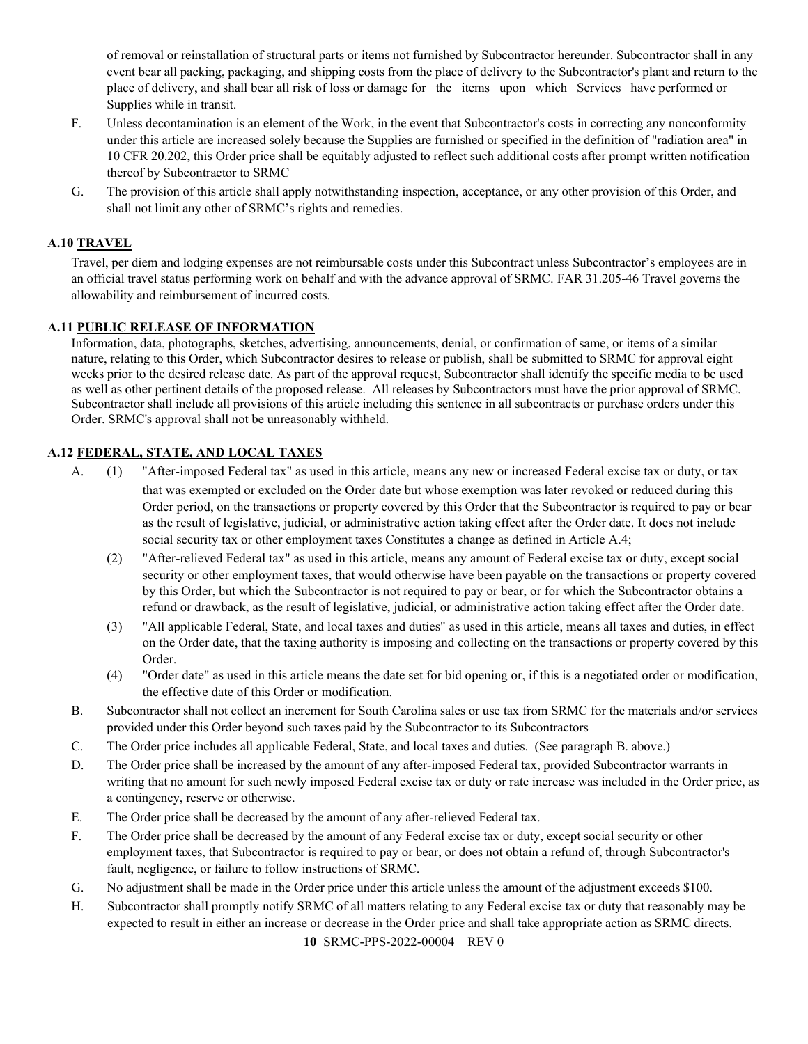of removal or reinstallation of structural parts or items not furnished by Subcontractor hereunder. Subcontractor shall in any event bear all packing, packaging, and shipping costs from the place of delivery to the Subcontractor's plant and return to the place of delivery, and shall bear all risk of loss or damage for the items upon which Services have performed or Supplies while in transit.

F. Unless decontamination is an element of the Work, in the event that Subcontractor's costs in correcting any nonconformity under this article are increased solely because the Supplies are furnished or specified in the definition of "radiation area" in 10 CFR 20.202, this Order price shall be equitably adjusted to reflect such additional costs after prompt written notification thereof by Subcontractor to SRMC

G. The provision of this article shall apply notwithstanding inspection, acceptance, or any other provision of this Order, and shall not limit any other of SRMC's rights and remedies.

### A.10 TRAVEL

Travel, per diem and lodging expenses are not reimbursable costs under this Subcontract unless Subcontractor's employees are in an official travel status performing work on behalf and with the advance approval of SRMC. FAR 31.205-46 Travel governs the allowability and reimbursement of incurred costs.

### A.11 PUBLIC RELEASE OF INFORMATION

Information, data, photographs, sketches, advertising, announcements, denial, or confirmation of same, or items of a similar nature, relating to this Order, which Subcontractor desires to release or publish, shall be submitted to SRMC for approval eight weeks prior to the desired release date. As part of the approval request, Subcontractor shall identify the specific media to be used as well as other pertinent details of the proposed release. All releases by Subcontractors must have the prior approval of SRMC. Subcontractor shall include all provisions of this article including this sentence in all subcontracts or purchase orders under this Order. SRMC's approval shall not be unreasonably withheld.

### A.12 FEDERAL, STATE, AND LOCAL TAXES

A. (1) "After-imposed Federal tax" as used in this article, means any new or increased Federal excise tax or duty, or tax that was exempted or excluded on the Order date but whose exemption was later revoked or reduced during this Order period, on the transactions or property covered by this Order that the Subcontractor is required to pay or bear as the result of legislative, judicial, or administrative action taking effect after the Order date. It does not include social security tax or other employment taxes Constitutes a change as defined in Article A.4;

(2) "After-relieved Federal tax" as used in this article, means any amount of Federal excise tax or duty, except social security or other employment taxes, that would otherwise have been payable on the transactions or property covered by this Order, but which the Subcontractor is not required to pay or bear, or for which the Subcontractor obtains a refund or drawback, as the result of legislative, judicial, or administrative action taking effect after the Order date.

(3) "All applicable Federal, State, and local taxes and duties" as used in this article, means all taxes and duties, in effect on the Order date, that the taxing authority is imposing and collecting on the transactions or property covered by this Order.

(4) "Order date" as used in this article means the date set for bid opening or, if this is a negotiated order or modification, the effective date of this Order or modification.

B. Subcontractor shall not collect an increment for South Carolina sales or use tax from SRMC for the materials and/or services provided under this Order beyond such taxes paid by the Subcontractor to its Subcontractors

C. The Order price includes all applicable Federal, State, and local taxes and duties. (See paragraph B. above.)

D. The Order price shall be increased by the amount of any after-imposed Federal tax, provided Subcontractor warrants in writing that no amount for such newly imposed Federal excise tax or duty or rate increase was included in the Order price, as a contingency, reserve or otherwise.

E. The Order price shall be decreased by the amount of any after-relieved Federal tax.

F. The Order price shall be decreased by the amount of any Federal excise tax or duty, except social security or other employment taxes, that Subcontractor is required to pay or bear, or does not obtain a refund of, through Subcontractor's fault, negligence, or failure to follow instructions of SRMC.

G. No adjustment shall be made in the Order price under this article unless the amount of the adjustment exceeds $100.

H. Subcontractor shall promptly notify SRMC of all matters relating to any Federal excise tax or duty that reasonably may be expected to result in either an increase or decrease in the Order price and shall take appropriate action as SRMC directs.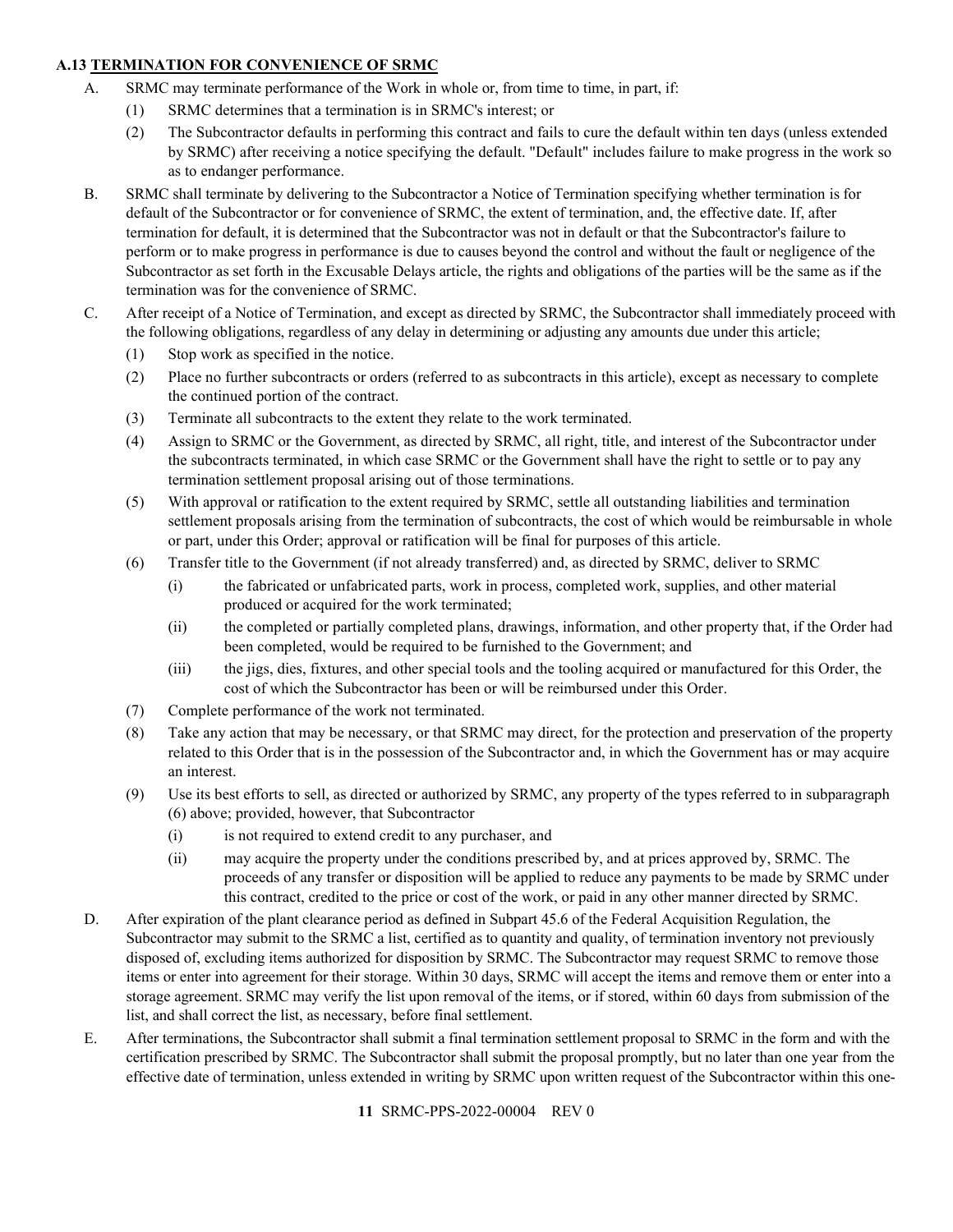**A.13 <u>TERMINATION FOR CONVENIENCE OF SRMC</u>**

A. SRMC may terminate performance of the Work in whole or, from time to time, in part, if:

   (1) SRMC determines that a termination is in SRMC's interest; or

   (2) The Subcontractor defaults in performing this contract and fails to cure the default within ten days (unless extended by SRMC) after receiving a notice specifying the default. "Default" includes failure to make progress in the work so as to endanger performance.

B. SRMC shall terminate by delivering to the Subcontractor a Notice of Termination specifying whether termination is for default of the Subcontractor or for convenience of SRMC, the extent of termination, and, the effective date. If, after termination for default, it is determined that the Subcontractor was not in default or that the Subcontractor's failure to perform or to make progress in performance is due to causes beyond the control and without the fault or negligence of the Subcontractor as set forth in the Excusable Delays article, the rights and obligations of the parties will be the same as if the termination was for the convenience of SRMC.

C. After receipt of a Notice of Termination, and except as directed by SRMC, the Subcontractor shall immediately proceed with the following obligations, regardless of any delay in determining or adjusting any amounts due under this article;

   (1) Stop work as specified in the notice.

   (2) Place no further subcontracts or orders (referred to as subcontracts in this article), except as necessary to complete the continued portion of the contract.

   (3) Terminate all subcontracts to the extent they relate to the work terminated.

   (4) Assign to SRMC or the Government, as directed by SRMC, all right, title, and interest of the Subcontractor under the subcontracts terminated, in which case SRMC or the Government shall have the right to settle or to pay any termination settlement proposal arising out of those terminations.

   (5) With approval or ratification to the extent required by SRMC, settle all outstanding liabilities and termination settlement proposals arising from the termination of subcontracts, the cost of which would be reimbursable in whole or part, under this Order; approval or ratification will be final for purposes of this article.

   (6) Transfer title to the Government (if not already transferred) and, as directed by SRMC, deliver to SRMC

      (i) the fabricated or unfabricated parts, work in process, completed work, supplies, and other material produced or acquired for the work terminated;

      (ii) the completed or partially completed plans, drawings, information, and other property that, if the Order had been completed, would be required to be furnished to the Government; and

      (iii) the jigs, dies, fixtures, and other special tools and the tooling acquired or manufactured for this Order, the cost of which the Subcontractor has been or will be reimbursed under this Order.

   (7) Complete performance of the work not terminated.

   (8) Take any action that may be necessary, or that SRMC may direct, for the protection and preservation of the property related to this Order that is in the possession of the Subcontractor and, in which the Government has or may acquire an interest.

   (9) Use its best efforts to sell, as directed or authorized by SRMC, any property of the types referred to in subparagraph (6) above; provided, however, that Subcontractor

      (i) is not required to extend credit to any purchaser, and

      (ii) may acquire the property under the conditions prescribed by, and at prices approved by, SRMC. The proceeds of any transfer or disposition will be applied to reduce any payments to be made by SRMC under this contract, credited to the price or cost of the work, or paid in any other manner directed by SRMC.

D. After expiration of the plant clearance period as defined in Subpart 45.6 of the Federal Acquisition Regulation, the Subcontractor may submit to the SRMC a list, certified as to quantity and quality, of termination inventory not previously disposed of, excluding items authorized for disposition by SRMC. The Subcontractor may request SRMC to remove those items or enter into agreement for their storage. Within 30 days, SRMC will accept the items and remove them or enter into a storage agreement. SRMC may verify the list upon removal of the items, or if stored, within 60 days from submission of the list, and shall correct the list, as necessary, before final settlement.

E. After terminations, the Subcontractor shall submit a final termination settlement proposal to SRMC in the form and with the certification prescribed by SRMC. The Subcontractor shall submit the proposal promptly, but no later than one year from the effective date of termination, unless extended in writing by SRMC upon written request of the Subcontractor within this one-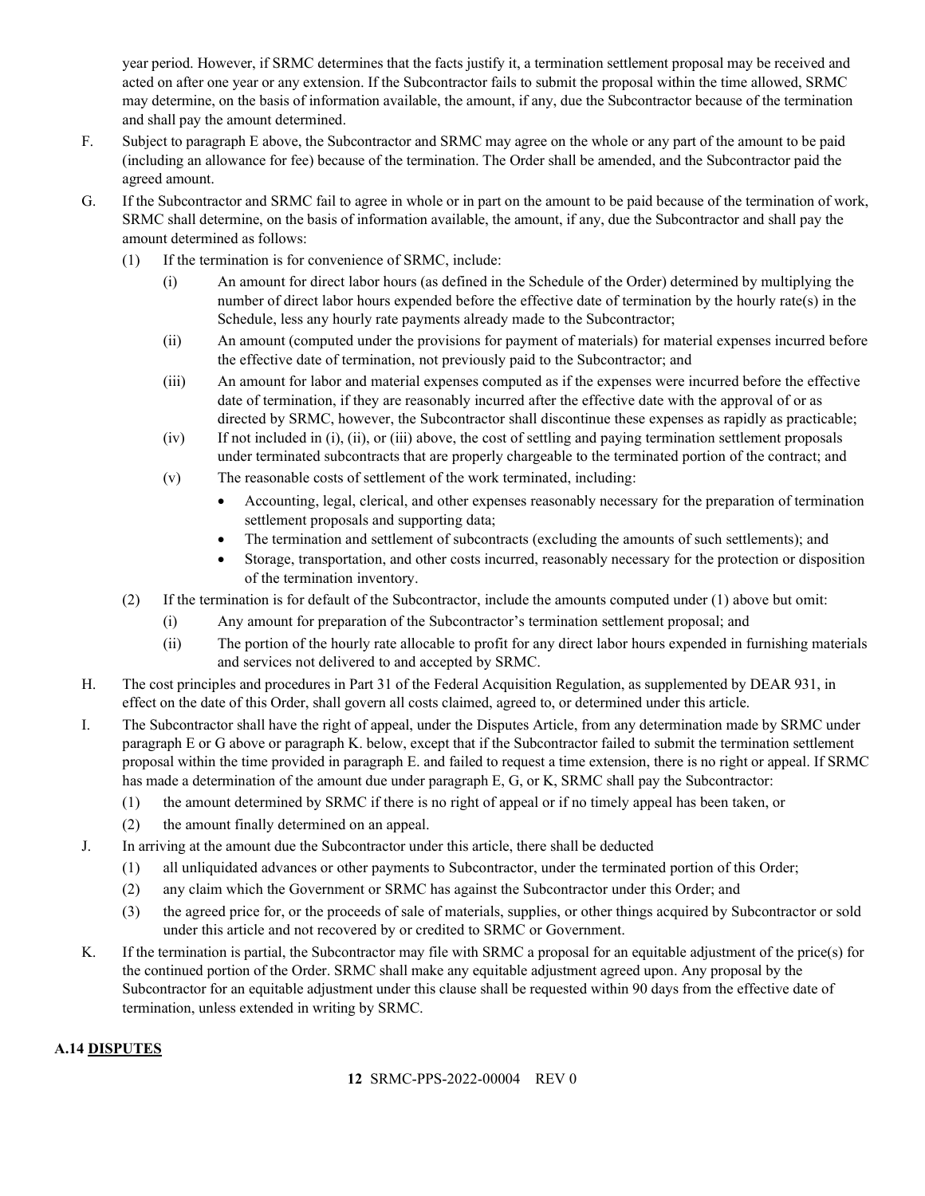year period. However, if SRMC determines that the facts justify it, a termination settlement proposal may be received and acted on after one year or any extension. If the Subcontractor fails to submit the proposal within the time allowed, SRMC may determine, on the basis of information available, the amount, if any, due the Subcontractor because of the termination and shall pay the amount determined.

F. Subject to paragraph E above, the Subcontractor and SRMC may agree on the whole or any part of the amount to be paid (including an allowance for fee) because of the termination. The Order shall be amended, and the Subcontractor paid the agreed amount.

G. If the Subcontractor and SRMC fail to agree in whole or in part on the amount to be paid because of the termination of work, SRMC shall determine, on the basis of information available, the amount, if any, due the Subcontractor and shall pay the amount determined as follows:

  (1) If the termination is for convenience of SRMC, include:

    (i) An amount for direct labor hours (as defined in the Schedule of the Order) determined by multiplying the number of direct labor hours expended before the effective date of termination by the hourly rate(s) in the Schedule, less any hourly rate payments already made to the Subcontractor;

    (ii) An amount (computed under the provisions for payment of materials) for material expenses incurred before the effective date of termination, not previously paid to the Subcontractor; and

    (iii) An amount for labor and material expenses computed as if the expenses were incurred before the effective date of termination, if they are reasonably incurred after the effective date with the approval of or as directed by SRMC, however, the Subcontractor shall discontinue these expenses as rapidly as practicable;

    (iv) If not included in (i), (ii), or (iii) above, the cost of settling and paying termination settlement proposals under terminated subcontracts that are properly chargeable to the terminated portion of the contract; and

    (v) The reasonable costs of settlement of the work terminated, including:

    - Accounting, legal, clerical, and other expenses reasonably necessary for the preparation of termination settlement proposals and supporting data;
    - The termination and settlement of subcontracts (excluding the amounts of such settlements); and
    - Storage, transportation, and other costs incurred, reasonably necessary for the protection or disposition of the termination inventory.

  (2) If the termination is for default of the Subcontractor, include the amounts computed under (1) above but omit:

    (i) Any amount for preparation of the Subcontractor's termination settlement proposal; and

    (ii) The portion of the hourly rate allocable to profit for any direct labor hours expended in furnishing materials and services not delivered to and accepted by SRMC.

H. The cost principles and procedures in Part 31 of the Federal Acquisition Regulation, as supplemented by DEAR 931, in effect on the date of this Order, shall govern all costs claimed, agreed to, or determined under this article.

I. The Subcontractor shall have the right of appeal, under the Disputes Article, from any determination made by SRMC under paragraph E or G above or paragraph K. below, except that if the Subcontractor failed to submit the termination settlement proposal within the time provided in paragraph E. and failed to request a time extension, there is no right or appeal. If SRMC has made a determination of the amount due under paragraph E, G, or K, SRMC shall pay the Subcontractor:

  (1) the amount determined by SRMC if there is no right of appeal or if no timely appeal has been taken, or

  (2) the amount finally determined on an appeal.

J. In arriving at the amount due the Subcontractor under this article, there shall be deducted

  (1) all unliquidated advances or other payments to Subcontractor, under the terminated portion of this Order;

  (2) any claim which the Government or SRMC has against the Subcontractor under this Order; and

  (3) the agreed price for, or the proceeds of sale of materials, supplies, or other things acquired by Subcontractor or sold under this article and not recovered by or credited to SRMC or Government.

K. If the termination is partial, the Subcontractor may file with SRMC a proposal for an equitable adjustment of the price(s) for the continued portion of the Order. SRMC shall make any equitable adjustment agreed upon. Any proposal by the Subcontractor for an equitable adjustment under this clause shall be requested within 90 days from the effective date of termination, unless extended in writing by SRMC.

## A.14 DISPUTES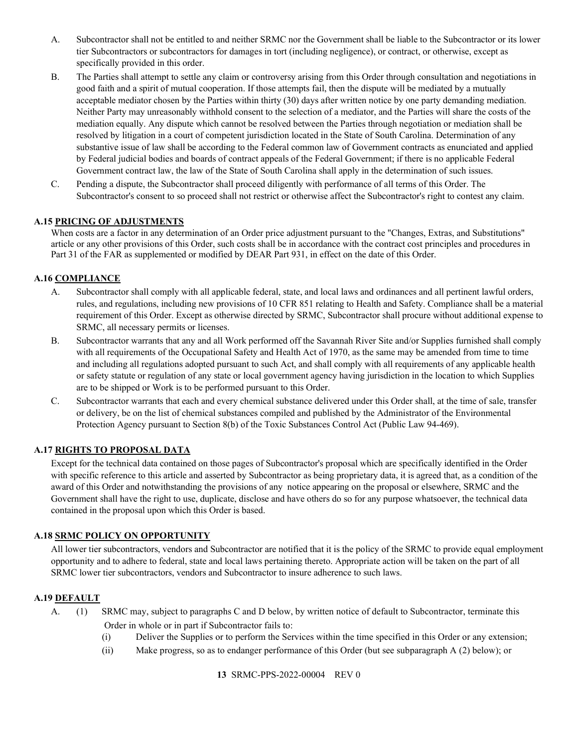A. Subcontractor shall not be entitled to and neither SRMC nor the Government shall be liable to the Subcontractor or its lower tier Subcontractors or subcontractors for damages in tort (including negligence), or contract, or otherwise, except as specifically provided in this order.

B. The Parties shall attempt to settle any claim or controversy arising from this Order through consultation and negotiations in good faith and a spirit of mutual cooperation. If those attempts fail, then the dispute will be mediated by a mutually acceptable mediator chosen by the Parties within thirty (30) days after written notice by one party demanding mediation. Neither Party may unreasonably withhold consent to the selection of a mediator, and the Parties will share the costs of the mediation equally. Any dispute which cannot be resolved between the Parties through negotiation or mediation shall be resolved by litigation in a court of competent jurisdiction located in the State of South Carolina. Determination of any substantive issue of law shall be according to the Federal common law of Government contracts as enunciated and applied by Federal judicial bodies and boards of contract appeals of the Federal Government; if there is no applicable Federal Government contract law, the law of the State of South Carolina shall apply in the determination of such issues.

C. Pending a dispute, the Subcontractor shall proceed diligently with performance of all terms of this Order. The Subcontractor's consent to so proceed shall not restrict or otherwise affect the Subcontractor's right to contest any claim.

### A.15 PRICING OF ADJUSTMENTS

When costs are a factor in any determination of an Order price adjustment pursuant to the "Changes, Extras, and Substitutions" article or any other provisions of this Order, such costs shall be in accordance with the contract cost principles and procedures in Part 31 of the FAR as supplemented or modified by DEAR Part 931, in effect on the date of this Order.

### A.16 COMPLIANCE

A. Subcontractor shall comply with all applicable federal, state, and local laws and ordinances and all pertinent lawful orders, rules, and regulations, including new provisions of 10 CFR 851 relating to Health and Safety. Compliance shall be a material requirement of this Order. Except as otherwise directed by SRMC, Subcontractor shall procure without additional expense to SRMC, all necessary permits or licenses.

B. Subcontractor warrants that any and all Work performed off the Savannah River Site and/or Supplies furnished shall comply with all requirements of the Occupational Safety and Health Act of 1970, as the same may be amended from time to time and including all regulations adopted pursuant to such Act, and shall comply with all requirements of any applicable health or safety statute or regulation of any state or local government agency having jurisdiction in the location to which Supplies are to be shipped or Work is to be performed pursuant to this Order.

C. Subcontractor warrants that each and every chemical substance delivered under this Order shall, at the time of sale, transfer or delivery, be on the list of chemical substances compiled and published by the Administrator of the Environmental Protection Agency pursuant to Section 8(b) of the Toxic Substances Control Act (Public Law 94-469).

### A.17 RIGHTS TO PROPOSAL DATA

Except for the technical data contained on those pages of Subcontractor's proposal which are specifically identified in the Order with specific reference to this article and asserted by Subcontractor as being proprietary data, it is agreed that, as a condition of the award of this Order and notwithstanding the provisions of any notice appearing on the proposal or elsewhere, SRMC and the Government shall have the right to use, duplicate, disclose and have others do so for any purpose whatsoever, the technical data contained in the proposal upon which this Order is based.

### A.18 SRMC POLICY ON OPPORTUNITY

All lower tier subcontractors, vendors and Subcontractor are notified that it is the policy of the SRMC to provide equal employment opportunity and to adhere to federal, state and local laws pertaining thereto. Appropriate action will be taken on the part of all SRMC lower tier subcontractors, vendors and Subcontractor to insure adherence to such laws.

### A.19 DEFAULT

A. (1) SRMC may, subject to paragraphs C and D below, by written notice of default to Subcontractor, terminate this Order in whole or in part if Subcontractor fails to:

(i) Deliver the Supplies or to perform the Services within the time specified in this Order or any extension;

(ii) Make progress, so as to endanger performance of this Order (but see subparagraph A (2) below); or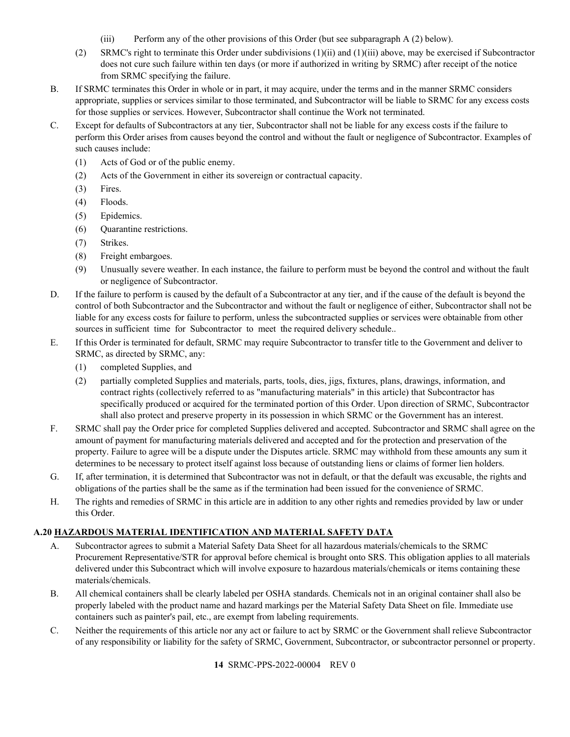(iii) Perform any of the other provisions of this Order (but see subparagraph A (2) below).

(2) SRMC's right to terminate this Order under subdivisions (1)(ii) and (1)(iii) above, may be exercised if Subcontractor does not cure such failure within ten days (or more if authorized in writing by SRMC) after receipt of the notice from SRMC specifying the failure.

B. If SRMC terminates this Order in whole or in part, it may acquire, under the terms and in the manner SRMC considers appropriate, supplies or services similar to those terminated, and Subcontractor will be liable to SRMC for any excess costs for those supplies or services. However, Subcontractor shall continue the Work not terminated.

C. Except for defaults of Subcontractors at any tier, Subcontractor shall not be liable for any excess costs if the failure to perform this Order arises from causes beyond the control and without the fault or negligence of Subcontractor. Examples of such causes include:

(1) Acts of God or of the public enemy.

(2) Acts of the Government in either its sovereign or contractual capacity.

(3) Fires.

(4) Floods.

(5) Epidemics.

(6) Quarantine restrictions.

(7) Strikes.

(8) Freight embargoes.

(9) Unusually severe weather. In each instance, the failure to perform must be beyond the control and without the fault or negligence of Subcontractor.

D. If the failure to perform is caused by the default of a Subcontractor at any tier, and if the cause of the default is beyond the control of both Subcontractor and the Subcontractor and without the fault or negligence of either, Subcontractor shall not be liable for any excess costs for failure to perform, unless the subcontracted supplies or services were obtainable from other sources in sufficient time for Subcontractor to meet the required delivery schedule..

E. If this Order is terminated for default, SRMC may require Subcontractor to transfer title to the Government and deliver to SRMC, as directed by SRMC, any:

(1) completed Supplies, and

(2) partially completed Supplies and materials, parts, tools, dies, jigs, fixtures, plans, drawings, information, and contract rights (collectively referred to as "manufacturing materials" in this article) that Subcontractor has specifically produced or acquired for the terminated portion of this Order. Upon direction of SRMC, Subcontractor shall also protect and preserve property in its possession in which SRMC or the Government has an interest.

F. SRMC shall pay the Order price for completed Supplies delivered and accepted. Subcontractor and SRMC shall agree on the amount of payment for manufacturing materials delivered and accepted and for the protection and preservation of the property. Failure to agree will be a dispute under the Disputes article. SRMC may withhold from these amounts any sum it determines to be necessary to protect itself against loss because of outstanding liens or claims of former lien holders.

G. If, after termination, it is determined that Subcontractor was not in default, or that the default was excusable, the rights and obligations of the parties shall be the same as if the termination had been issued for the convenience of SRMC.

H. The rights and remedies of SRMC in this article are in addition to any other rights and remedies provided by law or under this Order.

### A.20 HAZARDOUS MATERIAL IDENTIFICATION AND MATERIAL SAFETY DATA

A. Subcontractor agrees to submit a Material Safety Data Sheet for all hazardous materials/chemicals to the SRMC Procurement Representative/STR for approval before chemical is brought onto SRS. This obligation applies to all materials delivered under this Subcontract which will involve exposure to hazardous materials/chemicals or items containing these materials/chemicals.

B. All chemical containers shall be clearly labeled per OSHA standards. Chemicals not in an original container shall also be properly labeled with the product name and hazard markings per the Material Safety Data Sheet on file. Immediate use containers such as painter's pail, etc., are exempt from labeling requirements.

C. Neither the requirements of this article nor any act or failure to act by SRMC or the Government shall relieve Subcontractor of any responsibility or liability for the safety of SRMC, Government, Subcontractor, or subcontractor personnel or property.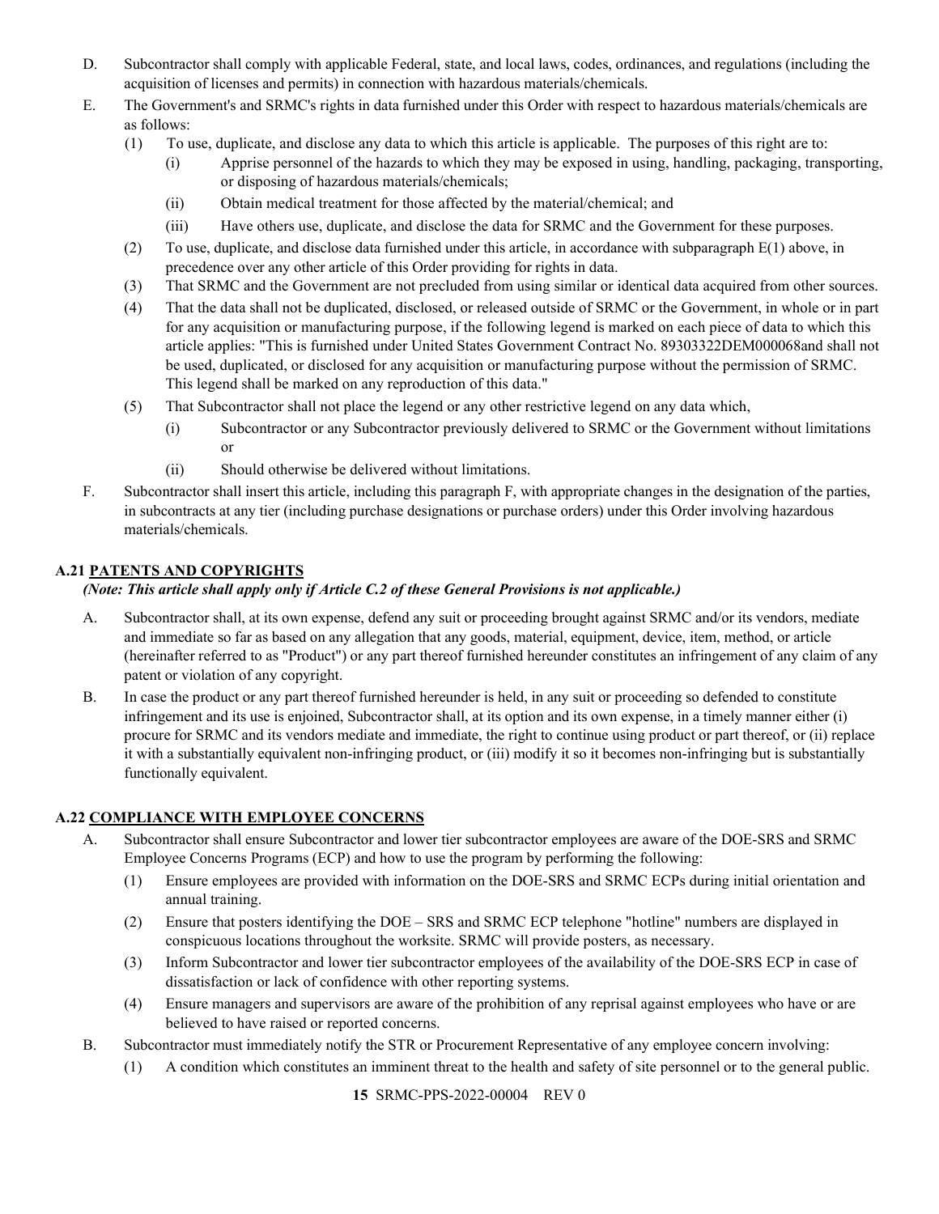D. Subcontractor shall comply with applicable Federal, state, and local laws, codes, ordinances, and regulations (including the acquisition of licenses and permits) in connection with hazardous materials/chemicals.

E. The Government's and SRMC's rights in data furnished under this Order with respect to hazardous materials/chemicals are as follows:

   (1) To use, duplicate, and disclose any data to which this article is applicable. The purposes of this right are to:

      (i) Apprise personnel of the hazards to which they may be exposed in using, handling, packaging, transporting, or disposing of hazardous materials/chemicals;

      (ii) Obtain medical treatment for those affected by the material/chemical; and

      (iii) Have others use, duplicate, and disclose the data for SRMC and the Government for these purposes.

   (2) To use, duplicate, and disclose data furnished under this article, in accordance with subparagraph E(1) above, in precedence over any other article of this Order providing for rights in data.

   (3) That SRMC and the Government are not precluded from using similar or identical data acquired from other sources.

   (4) That the data shall not be duplicated, disclosed, or released outside of SRMC or the Government, in whole or in part for any acquisition or manufacturing purpose, if the following legend is marked on each piece of data to which this article applies: "This is furnished under United States Government Contract No. 89303322DEM000068and shall not be used, duplicated, or disclosed for any acquisition or manufacturing purpose without the permission of SRMC. This legend shall be marked on any reproduction of this data."

   (5) That Subcontractor shall not place the legend or any other restrictive legend on any data which,

      (i) Subcontractor or any Subcontractor previously delivered to SRMC or the Government without limitations or

      (ii) Should otherwise be delivered without limitations.

F. Subcontractor shall insert this article, including this paragraph F, with appropriate changes in the designation of the parties, in subcontracts at any tier (including purchase designations or purchase orders) under this Order involving hazardous materials/chemicals.

### A.21 PATENTS AND COPYRIGHTS

*(Note: This article shall apply only if Article C.2 of these General Provisions is not applicable.)*

A. Subcontractor shall, at its own expense, defend any suit or proceeding brought against SRMC and/or its vendors, mediate and immediate so far as based on any allegation that any goods, material, equipment, device, item, method, or article (hereinafter referred to as "Product") or any part thereof furnished hereunder constitutes an infringement of any claim of any patent or violation of any copyright.

B. In case the product or any part thereof furnished hereunder is held, in any suit or proceeding so defended to constitute infringement and its use is enjoined, Subcontractor shall, at its option and its own expense, in a timely manner either (i) procure for SRMC and its vendors mediate and immediate, the right to continue using product or part thereof, or (ii) replace it with a substantially equivalent non-infringing product, or (iii) modify it so it becomes non-infringing but is substantially functionally equivalent.

### A.22 COMPLIANCE WITH EMPLOYEE CONCERNS

A. Subcontractor shall ensure Subcontractor and lower tier subcontractor employees are aware of the DOE-SRS and SRMC Employee Concerns Programs (ECP) and how to use the program by performing the following:

   (1) Ensure employees are provided with information on the DOE-SRS and SRMC ECPs during initial orientation and annual training.

   (2) Ensure that posters identifying the DOE – SRS and SRMC ECP telephone "hotline" numbers are displayed in conspicuous locations throughout the worksite. SRMC will provide posters, as necessary.

   (3) Inform Subcontractor and lower tier subcontractor employees of the availability of the DOE-SRS ECP in case of dissatisfaction or lack of confidence with other reporting systems.

   (4) Ensure managers and supervisors are aware of the prohibition of any reprisal against employees who have or are believed to have raised or reported concerns.

B. Subcontractor must immediately notify the STR or Procurement Representative of any employee concern involving:

   (1) A condition which constitutes an imminent threat to the health and safety of site personnel or to the general public.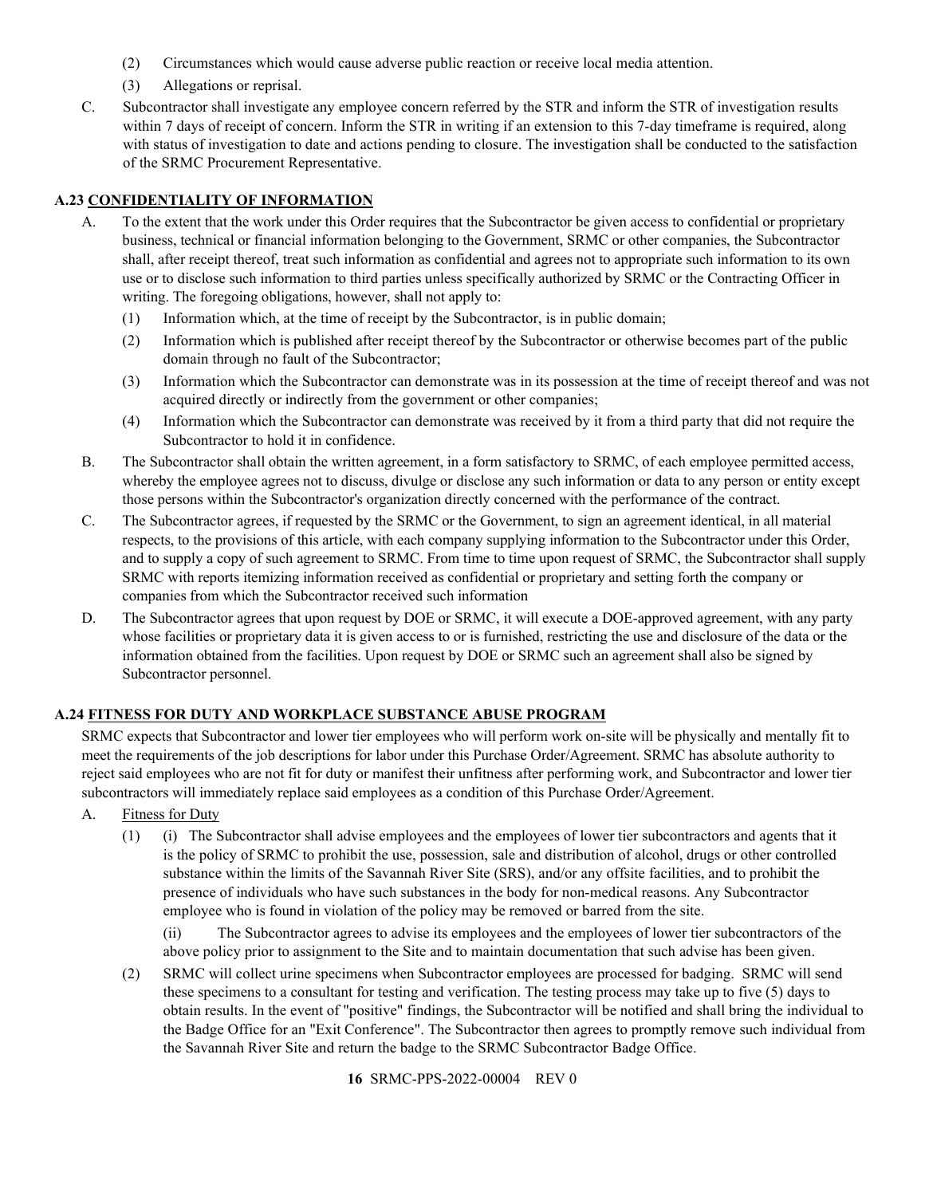(2) Circumstances which would cause adverse public reaction or receive local media attention.

(3) Allegations or reprisal.

C. Subcontractor shall investigate any employee concern referred by the STR and inform the STR of investigation results within 7 days of receipt of concern. Inform the STR in writing if an extension to this 7-day timeframe is required, along with status of investigation to date and actions pending to closure. The investigation shall be conducted to the satisfaction of the SRMC Procurement Representative.

## A.23 CONFIDENTIALITY OF INFORMATION

A. To the extent that the work under this Order requires that the Subcontractor be given access to confidential or proprietary business, technical or financial information belonging to the Government, SRMC or other companies, the Subcontractor shall, after receipt thereof, treat such information as confidential and agrees not to appropriate such information to its own use or to disclose such information to third parties unless specifically authorized by SRMC or the Contracting Officer in writing. The foregoing obligations, however, shall not apply to:

(1) Information which, at the time of receipt by the Subcontractor, is in public domain;

(2) Information which is published after receipt thereof by the Subcontractor or otherwise becomes part of the public domain through no fault of the Subcontractor;

(3) Information which the Subcontractor can demonstrate was in its possession at the time of receipt thereof and was not acquired directly or indirectly from the government or other companies;

(4) Information which the Subcontractor can demonstrate was received by it from a third party that did not require the Subcontractor to hold it in confidence.

B. The Subcontractor shall obtain the written agreement, in a form satisfactory to SRMC, of each employee permitted access, whereby the employee agrees not to discuss, divulge or disclose any such information or data to any person or entity except those persons within the Subcontractor's organization directly concerned with the performance of the contract.

C. The Subcontractor agrees, if requested by the SRMC or the Government, to sign an agreement identical, in all material respects, to the provisions of this article, with each company supplying information to the Subcontractor under this Order, and to supply a copy of such agreement to SRMC. From time to time upon request of SRMC, the Subcontractor shall supply SRMC with reports itemizing information received as confidential or proprietary and setting forth the company or companies from which the Subcontractor received such information

D. The Subcontractor agrees that upon request by DOE or SRMC, it will execute a DOE-approved agreement, with any party whose facilities or proprietary data it is given access to or is furnished, restricting the use and disclosure of the data or the information obtained from the facilities. Upon request by DOE or SRMC such an agreement shall also be signed by Subcontractor personnel.

## A.24 FITNESS FOR DUTY AND WORKPLACE SUBSTANCE ABUSE PROGRAM

SRMC expects that Subcontractor and lower tier employees who will perform work on-site will be physically and mentally fit to meet the requirements of the job descriptions for labor under this Purchase Order/Agreement. SRMC has absolute authority to reject said employees who are not fit for duty or manifest their unfitness after performing work, and Subcontractor and lower tier subcontractors will immediately replace said employees as a condition of this Purchase Order/Agreement.

A. Fitness for Duty

(1) (i) The Subcontractor shall advise employees and the employees of lower tier subcontractors and agents that it is the policy of SRMC to prohibit the use, possession, sale and distribution of alcohol, drugs or other controlled substance within the limits of the Savannah River Site (SRS), and/or any offsite facilities, and to prohibit the presence of individuals who have such substances in the body for non-medical reasons. Any Subcontractor employee who is found in violation of the policy may be removed or barred from the site.

(ii) The Subcontractor agrees to advise its employees and the employees of lower tier subcontractors of the above policy prior to assignment to the Site and to maintain documentation that such advise has been given.

(2) SRMC will collect urine specimens when Subcontractor employees are processed for badging. SRMC will send these specimens to a consultant for testing and verification. The testing process may take up to five (5) days to obtain results. In the event of "positive" findings, the Subcontractor will be notified and shall bring the individual to the Badge Office for an "Exit Conference". The Subcontractor then agrees to promptly remove such individual from the Savannah River Site and return the badge to the SRMC Subcontractor Badge Office.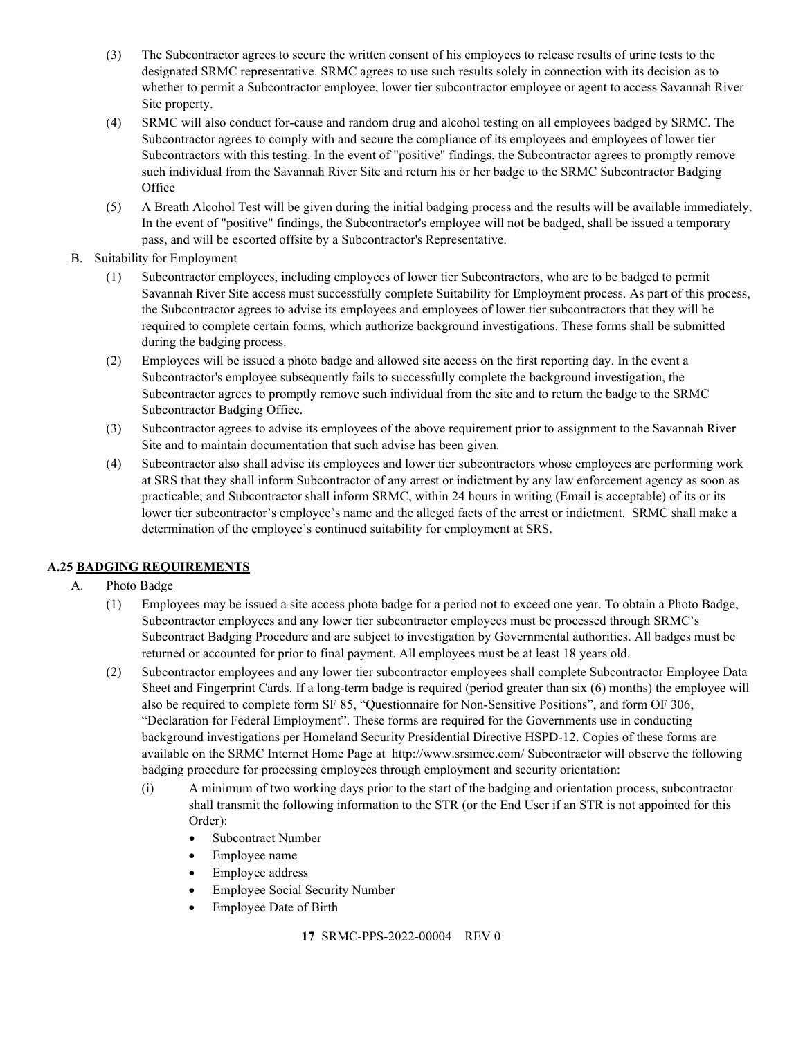(3) The Subcontractor agrees to secure the written consent of his employees to release results of urine tests to the designated SRMC representative. SRMC agrees to use such results solely in connection with its decision as to whether to permit a Subcontractor employee, lower tier subcontractor employee or agent to access Savannah River Site property.

(4) SRMC will also conduct for-cause and random drug and alcohol testing on all employees badged by SRMC. The Subcontractor agrees to comply with and secure the compliance of its employees and employees of lower tier Subcontractors with this testing. In the event of "positive" findings, the Subcontractor agrees to promptly remove such individual from the Savannah River Site and return his or her badge to the SRMC Subcontractor Badging Office

(5) A Breath Alcohol Test will be given during the initial badging process and the results will be available immediately. In the event of "positive" findings, the Subcontractor's employee will not be badged, shall be issued a temporary pass, and will be escorted offsite by a Subcontractor's Representative.

B. Suitability for Employment

(1) Subcontractor employees, including employees of lower tier Subcontractors, who are to be badged to permit Savannah River Site access must successfully complete Suitability for Employment process. As part of this process, the Subcontractor agrees to advise its employees and employees of lower tier subcontractors that they will be required to complete certain forms, which authorize background investigations. These forms shall be submitted during the badging process.

(2) Employees will be issued a photo badge and allowed site access on the first reporting day. In the event a Subcontractor's employee subsequently fails to successfully complete the background investigation, the Subcontractor agrees to promptly remove such individual from the site and to return the badge to the SRMC Subcontractor Badging Office.

(3) Subcontractor agrees to advise its employees of the above requirement prior to assignment to the Savannah River Site and to maintain documentation that such advise has been given.

(4) Subcontractor also shall advise its employees and lower tier subcontractors whose employees are performing work at SRS that they shall inform Subcontractor of any arrest or indictment by any law enforcement agency as soon as practicable; and Subcontractor shall inform SRMC, within 24 hours in writing (Email is acceptable) of its or its lower tier subcontractor's employee's name and the alleged facts of the arrest or indictment. SRMC shall make a determination of the employee's continued suitability for employment at SRS.

## A.25 BADGING REQUIREMENTS

A. Photo Badge

(1) Employees may be issued a site access photo badge for a period not to exceed one year. To obtain a Photo Badge, Subcontractor employees and any lower tier subcontractor employees must be processed through SRMC's Subcontract Badging Procedure and are subject to investigation by Governmental authorities. All badges must be returned or accounted for prior to final payment. All employees must be at least 18 years old.

(2) Subcontractor employees and any lower tier subcontractor employees shall complete Subcontractor Employee Data Sheet and Fingerprint Cards. If a long-term badge is required (period greater than six (6) months) the employee will also be required to complete form SF 85, "Questionnaire for Non-Sensitive Positions", and form OF 306, "Declaration for Federal Employment". These forms are required for the Governments use in conducting background investigations per Homeland Security Presidential Directive HSPD-12. Copies of these forms are available on the SRMC Internet Home Page at http://www.srsimcc.com/ Subcontractor will observe the following badging procedure for processing employees through employment and security orientation:

(i) A minimum of two working days prior to the start of the badging and orientation process, subcontractor shall transmit the following information to the STR (or the End User if an STR is not appointed for this Order):

- Subcontract Number
- Employee name
- Employee address
- Employee Social Security Number
- Employee Date of Birth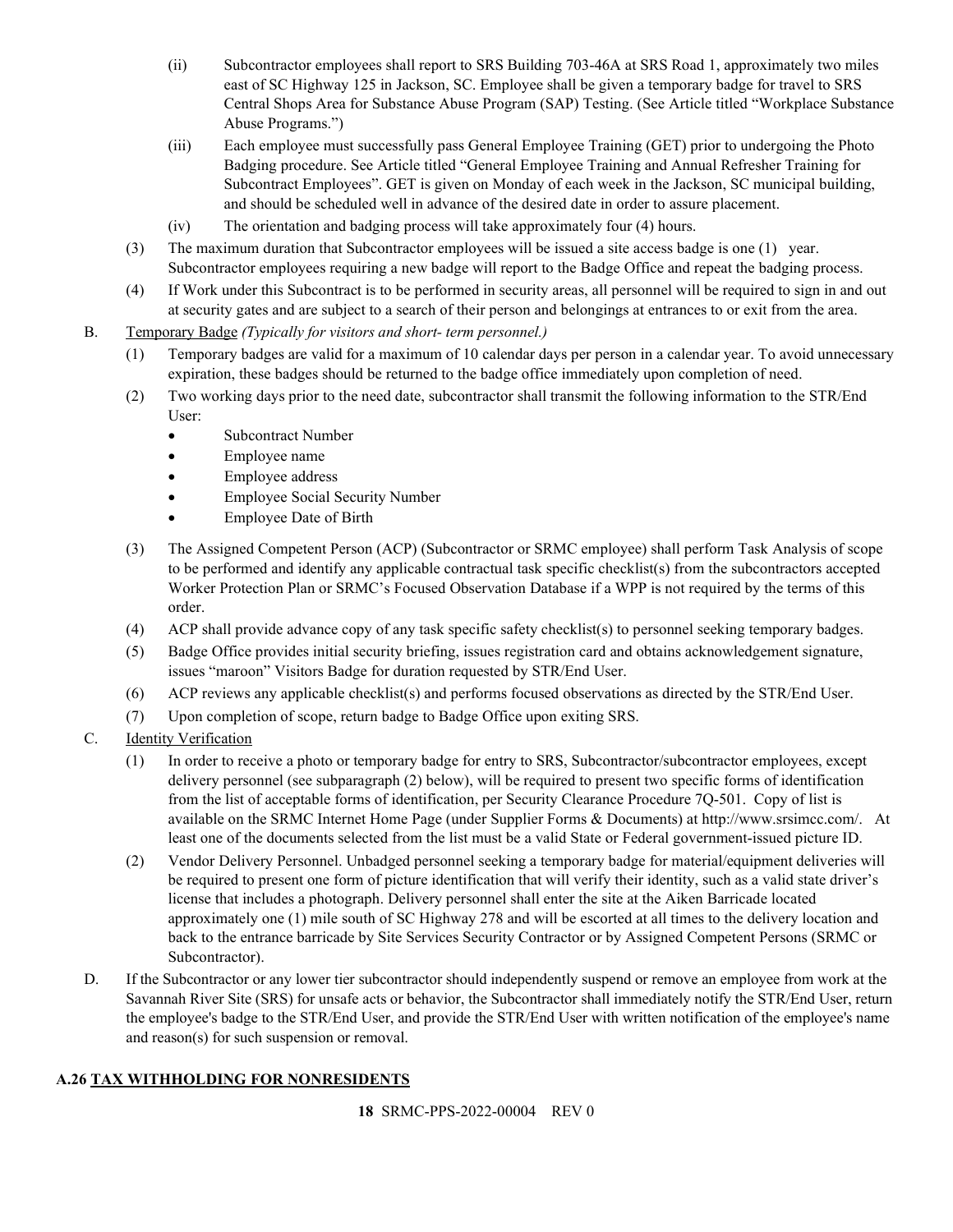(ii) Subcontractor employees shall report to SRS Building 703-46A at SRS Road 1, approximately two miles east of SC Highway 125 in Jackson, SC. Employee shall be given a temporary badge for travel to SRS Central Shops Area for Substance Abuse Program (SAP) Testing. (See Article titled "Workplace Substance Abuse Programs.")

(iii) Each employee must successfully pass General Employee Training (GET) prior to undergoing the Photo Badging procedure. See Article titled "General Employee Training and Annual Refresher Training for Subcontract Employees". GET is given on Monday of each week in the Jackson, SC municipal building, and should be scheduled well in advance of the desired date in order to assure placement.

(iv) The orientation and badging process will take approximately four (4) hours.

(3) The maximum duration that Subcontractor employees will be issued a site access badge is one (1) year. Subcontractor employees requiring a new badge will report to the Badge Office and repeat the badging process.

(4) If Work under this Subcontract is to be performed in security areas, all personnel will be required to sign in and out at security gates and are subject to a search of their person and belongings at entrances to or exit from the area.

B. <u>Temporary Badge</u> *(Typically for visitors and short- term personnel.)*

(1) Temporary badges are valid for a maximum of 10 calendar days per person in a calendar year. To avoid unnecessary expiration, these badges should be returned to the badge office immediately upon completion of need.

(2) Two working days prior to the need date, subcontractor shall transmit the following information to the STR/End User:

- Subcontract Number
- Employee name
- Employee address
- Employee Social Security Number
- Employee Date of Birth

(3) The Assigned Competent Person (ACP) (Subcontractor or SRMC employee) shall perform Task Analysis of scope to be performed and identify any applicable contractual task specific checklist(s) from the subcontractors accepted Worker Protection Plan or SRMC's Focused Observation Database if a WPP is not required by the terms of this order.

(4) ACP shall provide advance copy of any task specific safety checklist(s) to personnel seeking temporary badges.

(5) Badge Office provides initial security briefing, issues registration card and obtains acknowledgement signature, issues "maroon" Visitors Badge for duration requested by STR/End User.

(6) ACP reviews any applicable checklist(s) and performs focused observations as directed by the STR/End User.

(7) Upon completion of scope, return badge to Badge Office upon exiting SRS.

C. <u>Identity Verification</u>

(1) In order to receive a photo or temporary badge for entry to SRS, Subcontractor/subcontractor employees, except delivery personnel (see subparagraph (2) below), will be required to present two specific forms of identification from the list of acceptable forms of identification, per Security Clearance Procedure 7Q-501. Copy of list is available on the SRMC Internet Home Page (under Supplier Forms & Documents) at http://www.srsimcc.com/. At least one of the documents selected from the list must be a valid State or Federal government-issued picture ID.

(2) Vendor Delivery Personnel. Unbadged personnel seeking a temporary badge for material/equipment deliveries will be required to present one form of picture identification that will verify their identity, such as a valid state driver's license that includes a photograph. Delivery personnel shall enter the site at the Aiken Barricade located approximately one (1) mile south of SC Highway 278 and will be escorted at all times to the delivery location and back to the entrance barricade by Site Services Security Contractor or by Assigned Competent Persons (SRMC or Subcontractor).

D. If the Subcontractor or any lower tier subcontractor should independently suspend or remove an employee from work at the Savannah River Site (SRS) for unsafe acts or behavior, the Subcontractor shall immediately notify the STR/End User, return the employee's badge to the STR/End User, and provide the STR/End User with written notification of the employee's name and reason(s) for such suspension or removal.

## A.26 <u>TAX WITHHOLDING FOR NONRESIDENTS</u>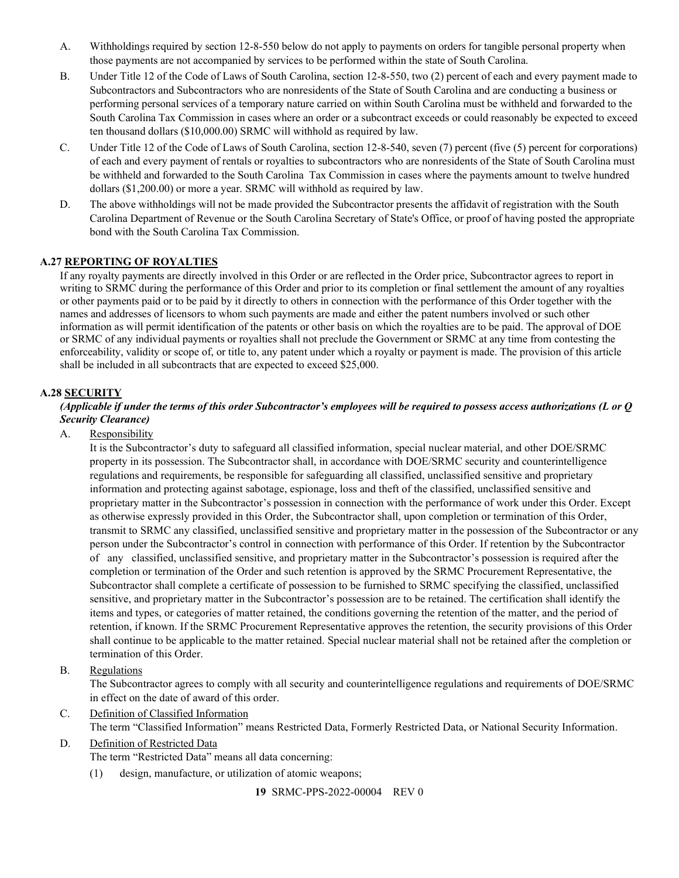A. Withholdings required by section 12-8-550 below do not apply to payments on orders for tangible personal property when those payments are not accompanied by services to be performed within the state of South Carolina.

B. Under Title 12 of the Code of Laws of South Carolina, section 12-8-550, two (2) percent of each and every payment made to Subcontractors and Subcontractors who are nonresidents of the State of South Carolina and are conducting a business or performing personal services of a temporary nature carried on within South Carolina must be withheld and forwarded to the South Carolina Tax Commission in cases where an order or a subcontract exceeds or could reasonably be expected to exceed ten thousand dollars ($10,000.00) SRMC will withhold as required by law.

C. Under Title 12 of the Code of Laws of South Carolina, section 12-8-540, seven (7) percent (five (5) percent for corporations) of each and every payment of rentals or royalties to subcontractors who are nonresidents of the State of South Carolina must be withheld and forwarded to the South Carolina Tax Commission in cases where the payments amount to twelve hundred dollars ($1,200.00) or more a year. SRMC will withhold as required by law.

D. The above withholdings will not be made provided the Subcontractor presents the affidavit of registration with the South Carolina Department of Revenue or the South Carolina Secretary of State's Office, or proof of having posted the appropriate bond with the South Carolina Tax Commission.

### A.27 REPORTING OF ROYALTIES

If any royalty payments are directly involved in this Order or are reflected in the Order price, Subcontractor agrees to report in writing to SRMC during the performance of this Order and prior to its completion or final settlement the amount of any royalties or other payments paid or to be paid by it directly to others in connection with the performance of this Order together with the names and addresses of licensors to whom such payments are made and either the patent numbers involved or such other information as will permit identification of the patents or other basis on which the royalties are to be paid. The approval of DOE or SRMC of any individual payments or royalties shall not preclude the Government or SRMC at any time from contesting the enforceability, validity or scope of, or title to, any patent under which a royalty or payment is made. The provision of this article shall be included in all subcontracts that are expected to exceed $25,000.

### A.28 SECURITY

***(Applicable if under the terms of this order Subcontractor's employees will be required to possess access authorizations (L or Q Security Clearance)***

A. Responsibility

It is the Subcontractor's duty to safeguard all classified information, special nuclear material, and other DOE/SRMC property in its possession. The Subcontractor shall, in accordance with DOE/SRMC security and counterintelligence regulations and requirements, be responsible for safeguarding all classified, unclassified sensitive and proprietary information and protecting against sabotage, espionage, loss and theft of the classified, unclassified sensitive and proprietary matter in the Subcontractor's possession in connection with the performance of work under this Order. Except as otherwise expressly provided in this Order, the Subcontractor shall, upon completion or termination of this Order, transmit to SRMC any classified, unclassified sensitive and proprietary matter in the possession of the Subcontractor or any person under the Subcontractor's control in connection with performance of this Order. If retention by the Subcontractor of any classified, unclassified sensitive, and proprietary matter in the Subcontractor's possession is required after the completion or termination of the Order and such retention is approved by the SRMC Procurement Representative, the Subcontractor shall complete a certificate of possession to be furnished to SRMC specifying the classified, unclassified sensitive, and proprietary matter in the Subcontractor's possession are to be retained. The certification shall identify the items and types, or categories of matter retained, the conditions governing the retention of the matter, and the period of retention, if known. If the SRMC Procurement Representative approves the retention, the security provisions of this Order shall continue to be applicable to the matter retained. Special nuclear material shall not be retained after the completion or termination of this Order.

B. Regulations

The Subcontractor agrees to comply with all security and counterintelligence regulations and requirements of DOE/SRMC in effect on the date of award of this order.

C. Definition of Classified Information

The term "Classified Information" means Restricted Data, Formerly Restricted Data, or National Security Information.

D. Definition of Restricted Data

The term "Restricted Data" means all data concerning:

(1) design, manufacture, or utilization of atomic weapons;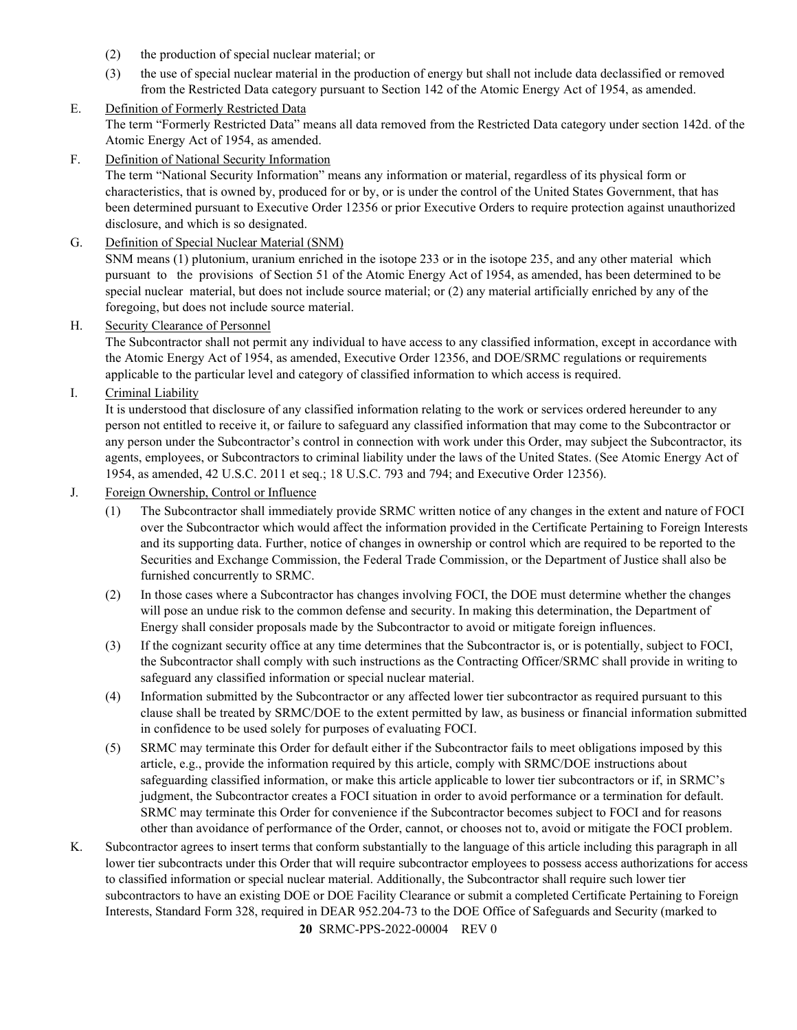(2) the production of special nuclear material; or

(3) the use of special nuclear material in the production of energy but shall not include data declassified or removed from the Restricted Data category pursuant to Section 142 of the Atomic Energy Act of 1954, as amended.

E. <u>Definition of Formerly Restricted Data</u>

The term "Formerly Restricted Data" means all data removed from the Restricted Data category under section 142d. of the Atomic Energy Act of 1954, as amended.

F. <u>Definition of National Security Information</u>

The term "National Security Information" means any information or material, regardless of its physical form or characteristics, that is owned by, produced for or by, or is under the control of the United States Government, that has been determined pursuant to Executive Order 12356 or prior Executive Orders to require protection against unauthorized disclosure, and which is so designated.

G. <u>Definition of Special Nuclear Material (SNM)</u>

SNM means (1) plutonium, uranium enriched in the isotope 233 or in the isotope 235, and any other material which pursuant to the provisions of Section 51 of the Atomic Energy Act of 1954, as amended, has been determined to be special nuclear material, but does not include source material; or (2) any material artificially enriched by any of the foregoing, but does not include source material.

H. <u>Security Clearance of Personnel</u>

The Subcontractor shall not permit any individual to have access to any classified information, except in accordance with the Atomic Energy Act of 1954, as amended, Executive Order 12356, and DOE/SRMC regulations or requirements applicable to the particular level and category of classified information to which access is required.

I. <u>Criminal Liability</u>

It is understood that disclosure of any classified information relating to the work or services ordered hereunder to any person not entitled to receive it, or failure to safeguard any classified information that may come to the Subcontractor or any person under the Subcontractor's control in connection with work under this Order, may subject the Subcontractor, its agents, employees, or Subcontractors to criminal liability under the laws of the United States. (See Atomic Energy Act of 1954, as amended, 42 U.S.C. 2011 et seq.; 18 U.S.C. 793 and 794; and Executive Order 12356).

J. <u>Foreign Ownership, Control or Influence</u>

(1) The Subcontractor shall immediately provide SRMC written notice of any changes in the extent and nature of FOCI over the Subcontractor which would affect the information provided in the Certificate Pertaining to Foreign Interests and its supporting data. Further, notice of changes in ownership or control which are required to be reported to the Securities and Exchange Commission, the Federal Trade Commission, or the Department of Justice shall also be furnished concurrently to SRMC.

(2) In those cases where a Subcontractor has changes involving FOCI, the DOE must determine whether the changes will pose an undue risk to the common defense and security. In making this determination, the Department of Energy shall consider proposals made by the Subcontractor to avoid or mitigate foreign influences.

(3) If the cognizant security office at any time determines that the Subcontractor is, or is potentially, subject to FOCI, the Subcontractor shall comply with such instructions as the Contracting Officer/SRMC shall provide in writing to safeguard any classified information or special nuclear material.

(4) Information submitted by the Subcontractor or any affected lower tier subcontractor as required pursuant to this clause shall be treated by SRMC/DOE to the extent permitted by law, as business or financial information submitted in confidence to be used solely for purposes of evaluating FOCI.

(5) SRMC may terminate this Order for default either if the Subcontractor fails to meet obligations imposed by this article, e.g., provide the information required by this article, comply with SRMC/DOE instructions about safeguarding classified information, or make this article applicable to lower tier subcontractors or if, in SRMC's judgment, the Subcontractor creates a FOCI situation in order to avoid performance or a termination for default. SRMC may terminate this Order for convenience if the Subcontractor becomes subject to FOCI and for reasons other than avoidance of performance of the Order, cannot, or chooses not to, avoid or mitigate the FOCI problem.

K. Subcontractor agrees to insert terms that conform substantially to the language of this article including this paragraph in all lower tier subcontracts under this Order that will require subcontractor employees to possess access authorizations for access to classified information or special nuclear material. Additionally, the Subcontractor shall require such lower tier subcontractors to have an existing DOE or DOE Facility Clearance or submit a completed Certificate Pertaining to Foreign Interests, Standard Form 328, required in DEAR 952.204-73 to the DOE Office of Safeguards and Security (marked to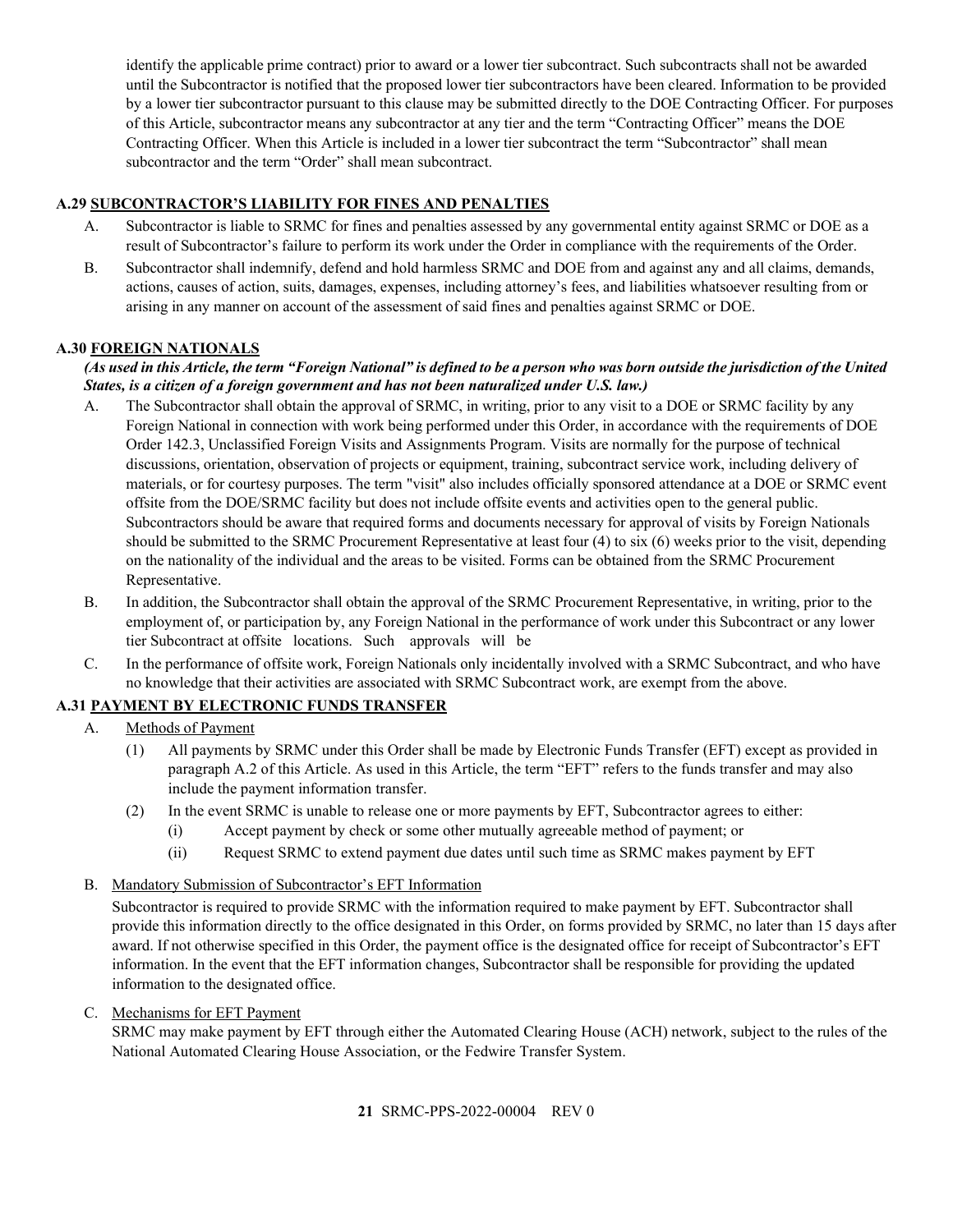identify the applicable prime contract) prior to award or a lower tier subcontract. Such subcontracts shall not be awarded until the Subcontractor is notified that the proposed lower tier subcontractors have been cleared. Information to be provided by a lower tier subcontractor pursuant to this clause may be submitted directly to the DOE Contracting Officer. For purposes of this Article, subcontractor means any subcontractor at any tier and the term "Contracting Officer" means the DOE Contracting Officer. When this Article is included in a lower tier subcontract the term "Subcontractor" shall mean subcontractor and the term "Order" shall mean subcontract.

### A.29 SUBCONTRACTOR'S LIABILITY FOR FINES AND PENALTIES

A. Subcontractor is liable to SRMC for fines and penalties assessed by any governmental entity against SRMC or DOE as a result of Subcontractor's failure to perform its work under the Order in compliance with the requirements of the Order.

B. Subcontractor shall indemnify, defend and hold harmless SRMC and DOE from and against any and all claims, demands, actions, causes of action, suits, damages, expenses, including attorney's fees, and liabilities whatsoever resulting from or arising in any manner on account of the assessment of said fines and penalties against SRMC or DOE.

### A.30 FOREIGN NATIONALS

***(As used in this Article, the term "Foreign National" is defined to be a person who was born outside the jurisdiction of the United States, is a citizen of a foreign government and has not been naturalized under U.S. law.)***

A. The Subcontractor shall obtain the approval of SRMC, in writing, prior to any visit to a DOE or SRMC facility by any Foreign National in connection with work being performed under this Order, in accordance with the requirements of DOE Order 142.3, Unclassified Foreign Visits and Assignments Program. Visits are normally for the purpose of technical discussions, orientation, observation of projects or equipment, training, subcontract service work, including delivery of materials, or for courtesy purposes. The term "visit" also includes officially sponsored attendance at a DOE or SRMC event offsite from the DOE/SRMC facility but does not include offsite events and activities open to the general public. Subcontractors should be aware that required forms and documents necessary for approval of visits by Foreign Nationals should be submitted to the SRMC Procurement Representative at least four (4) to six (6) weeks prior to the visit, depending on the nationality of the individual and the areas to be visited. Forms can be obtained from the SRMC Procurement Representative.

B. In addition, the Subcontractor shall obtain the approval of the SRMC Procurement Representative, in writing, prior to the employment of, or participation by, any Foreign National in the performance of work under this Subcontract or any lower tier Subcontract at offsite locations. Such approvals will be

C. In the performance of offsite work, Foreign Nationals only incidentally involved with a SRMC Subcontract, and who have no knowledge that their activities are associated with SRMC Subcontract work, are exempt from the above.

### A.31 PAYMENT BY ELECTRONIC FUNDS TRANSFER

A. Methods of Payment

(1) All payments by SRMC under this Order shall be made by Electronic Funds Transfer (EFT) except as provided in paragraph A.2 of this Article. As used in this Article, the term "EFT" refers to the funds transfer and may also include the payment information transfer.

(2) In the event SRMC is unable to release one or more payments by EFT, Subcontractor agrees to either:

(i) Accept payment by check or some other mutually agreeable method of payment; or

(ii) Request SRMC to extend payment due dates until such time as SRMC makes payment by EFT

B. Mandatory Submission of Subcontractor's EFT Information

Subcontractor is required to provide SRMC with the information required to make payment by EFT. Subcontractor shall provide this information directly to the office designated in this Order, on forms provided by SRMC, no later than 15 days after award. If not otherwise specified in this Order, the payment office is the designated office for receipt of Subcontractor's EFT information. In the event that the EFT information changes, Subcontractor shall be responsible for providing the updated information to the designated office.

C. Mechanisms for EFT Payment

SRMC may make payment by EFT through either the Automated Clearing House (ACH) network, subject to the rules of the National Automated Clearing House Association, or the Fedwire Transfer System.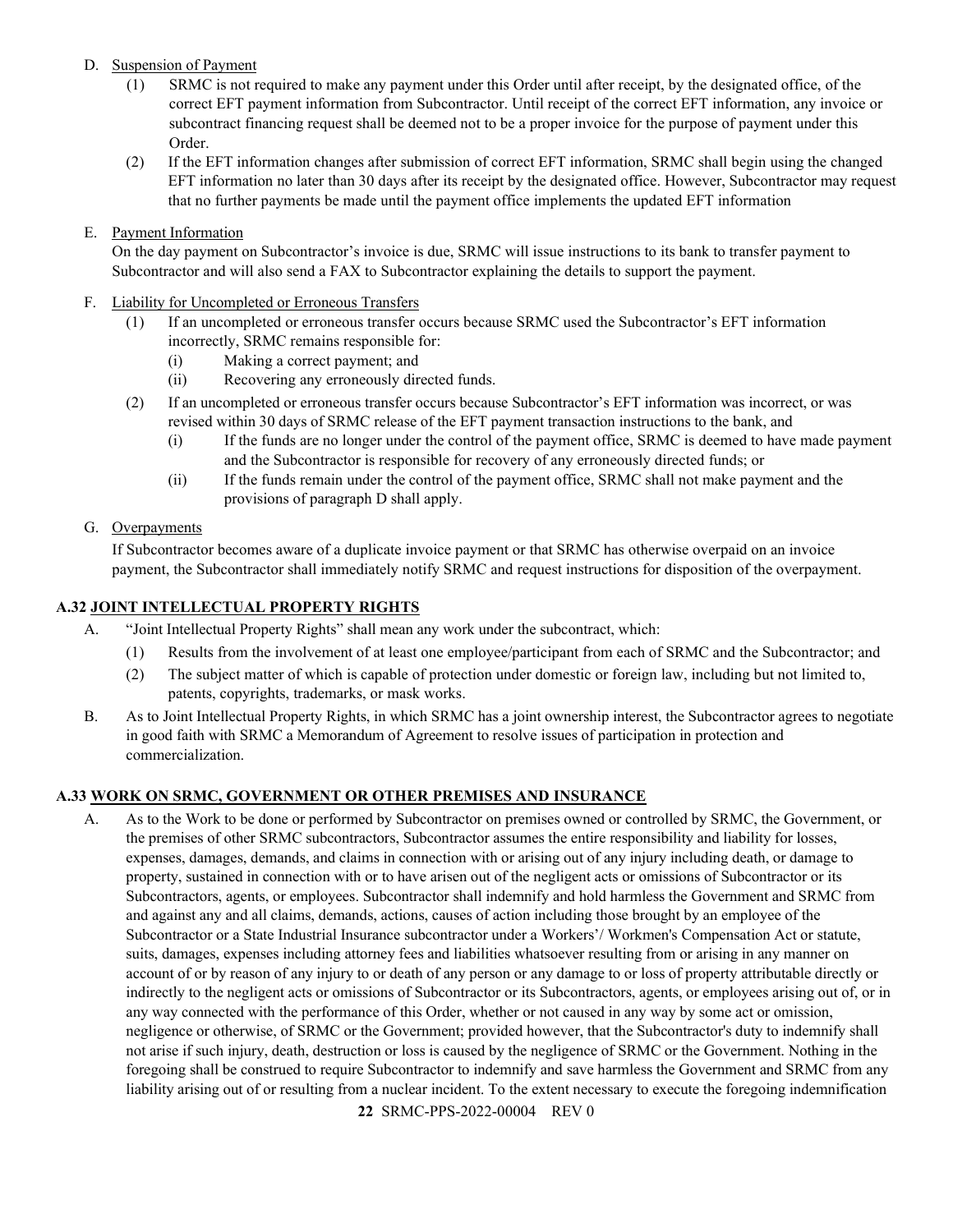D. Suspension of Payment

(1) SRMC is not required to make any payment under this Order until after receipt, by the designated office, of the correct EFT payment information from Subcontractor. Until receipt of the correct EFT information, any invoice or subcontract financing request shall be deemed not to be a proper invoice for the purpose of payment under this Order.

(2) If the EFT information changes after submission of correct EFT information, SRMC shall begin using the changed EFT information no later than 30 days after its receipt by the designated office. However, Subcontractor may request that no further payments be made until the payment office implements the updated EFT information

E. Payment Information

On the day payment on Subcontractor's invoice is due, SRMC will issue instructions to its bank to transfer payment to Subcontractor and will also send a FAX to Subcontractor explaining the details to support the payment.

F. Liability for Uncompleted or Erroneous Transfers

(1) If an uncompleted or erroneous transfer occurs because SRMC used the Subcontractor's EFT information incorrectly, SRMC remains responsible for:

(i) Making a correct payment; and

(ii) Recovering any erroneously directed funds.

(2) If an uncompleted or erroneous transfer occurs because Subcontractor's EFT information was incorrect, or was revised within 30 days of SRMC release of the EFT payment transaction instructions to the bank, and

(i) If the funds are no longer under the control of the payment office, SRMC is deemed to have made payment and the Subcontractor is responsible for recovery of any erroneously directed funds; or

(ii) If the funds remain under the control of the payment office, SRMC shall not make payment and the provisions of paragraph D shall apply.

G. Overpayments

If Subcontractor becomes aware of a duplicate invoice payment or that SRMC has otherwise overpaid on an invoice payment, the Subcontractor shall immediately notify SRMC and request instructions for disposition of the overpayment.

## A.32 JOINT INTELLECTUAL PROPERTY RIGHTS

A. "Joint Intellectual Property Rights" shall mean any work under the subcontract, which:

(1) Results from the involvement of at least one employee/participant from each of SRMC and the Subcontractor; and

(2) The subject matter of which is capable of protection under domestic or foreign law, including but not limited to, patents, copyrights, trademarks, or mask works.

B. As to Joint Intellectual Property Rights, in which SRMC has a joint ownership interest, the Subcontractor agrees to negotiate in good faith with SRMC a Memorandum of Agreement to resolve issues of participation in protection and commercialization.

## A.33 WORK ON SRMC, GOVERNMENT OR OTHER PREMISES AND INSURANCE

A. As to the Work to be done or performed by Subcontractor on premises owned or controlled by SRMC, the Government, or the premises of other SRMC subcontractors, Subcontractor assumes the entire responsibility and liability for losses, expenses, damages, demands, and claims in connection with or arising out of any injury including death, or damage to property, sustained in connection with or to have arisen out of the negligent acts or omissions of Subcontractor or its Subcontractors, agents, or employees. Subcontractor shall indemnify and hold harmless the Government and SRMC from and against any and all claims, demands, actions, causes of action including those brought by an employee of the Subcontractor or a State Industrial Insurance subcontractor under a Workers'/ Workmen's Compensation Act or statute, suits, damages, expenses including attorney fees and liabilities whatsoever resulting from or arising in any manner on account of or by reason of any injury to or death of any person or any damage to or loss of property attributable directly or indirectly to the negligent acts or omissions of Subcontractor or its Subcontractors, agents, or employees arising out of, or in any way connected with the performance of this Order, whether or not caused in any way by some act or omission, negligence or otherwise, of SRMC or the Government; provided however, that the Subcontractor's duty to indemnify shall not arise if such injury, death, destruction or loss is caused by the negligence of SRMC or the Government. Nothing in the foregoing shall be construed to require Subcontractor to indemnify and save harmless the Government and SRMC from any liability arising out of or resulting from a nuclear incident. To the extent necessary to execute the foregoing indemnification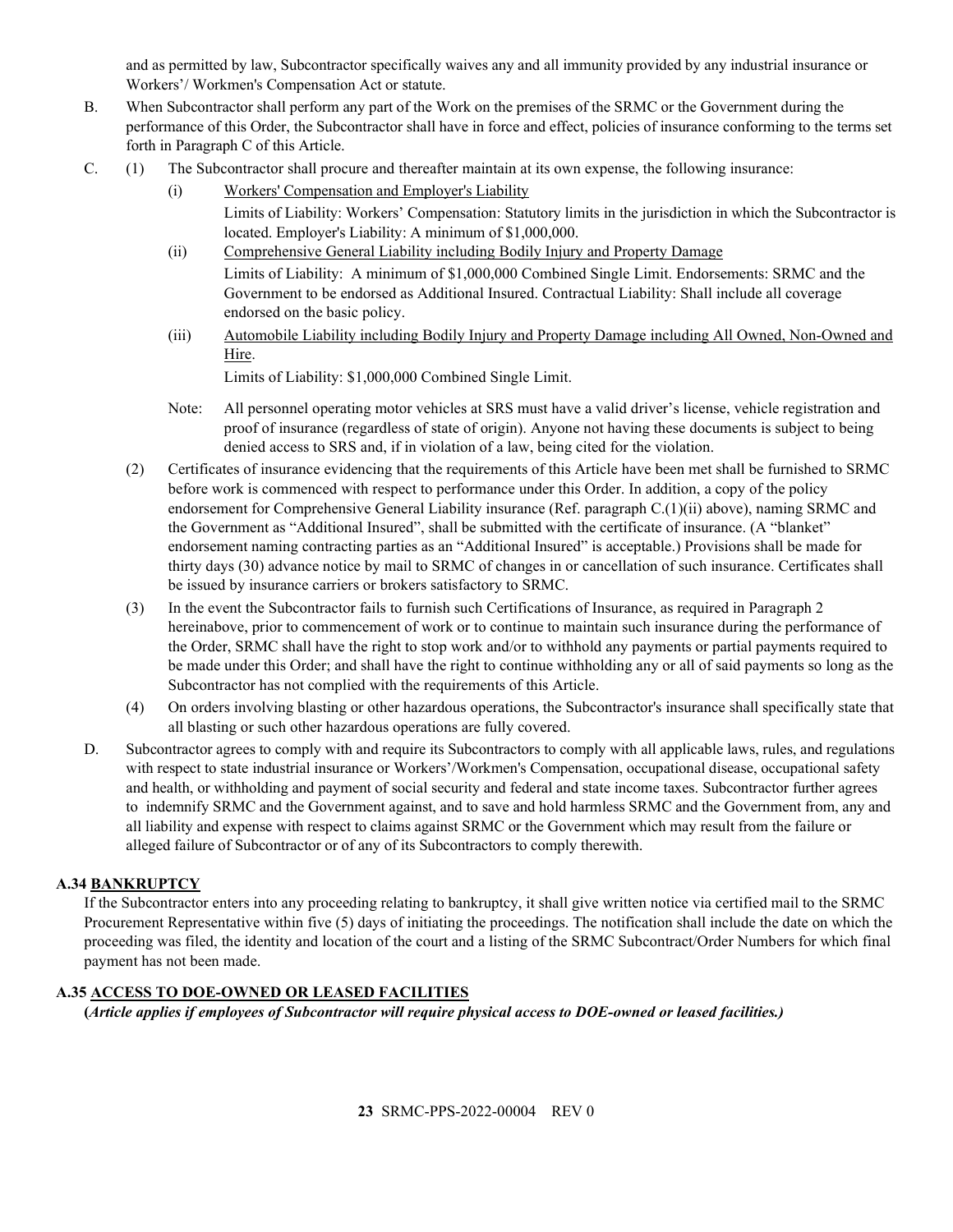and as permitted by law, Subcontractor specifically waives any and all immunity provided by any industrial insurance or Workers'/ Workmen's Compensation Act or statute.

B. When Subcontractor shall perform any part of the Work on the premises of the SRMC or the Government during the performance of this Order, the Subcontractor shall have in force and effect, policies of insurance conforming to the terms set forth in Paragraph C of this Article.

C. (1) The Subcontractor shall procure and thereafter maintain at its own expense, the following insurance:

(i) <u>Workers' Compensation and Employer's Liability</u>

Limits of Liability: Workers' Compensation: Statutory limits in the jurisdiction in which the Subcontractor is located. Employer's Liability: A minimum of $1,000,000.

(ii) <u>Comprehensive General Liability including Bodily Injury and Property Damage</u>

Limits of Liability: A minimum of $1,000,000 Combined Single Limit. Endorsements: SRMC and the Government to be endorsed as Additional Insured. Contractual Liability: Shall include all coverage endorsed on the basic policy.

(iii) <u>Automobile Liability including Bodily Injury and Property Damage including All Owned, Non-Owned and Hire</u>.

Limits of Liability: $1,000,000 Combined Single Limit.

Note: All personnel operating motor vehicles at SRS must have a valid driver's license, vehicle registration and proof of insurance (regardless of state of origin). Anyone not having these documents is subject to being denied access to SRS and, if in violation of a law, being cited for the violation.

(2) Certificates of insurance evidencing that the requirements of this Article have been met shall be furnished to SRMC before work is commenced with respect to performance under this Order. In addition, a copy of the policy endorsement for Comprehensive General Liability insurance (Ref. paragraph C.(1)(ii) above), naming SRMC and the Government as "Additional Insured", shall be submitted with the certificate of insurance. (A "blanket" endorsement naming contracting parties as an "Additional Insured" is acceptable.) Provisions shall be made for thirty days (30) advance notice by mail to SRMC of changes in or cancellation of such insurance. Certificates shall be issued by insurance carriers or brokers satisfactory to SRMC.

(3) In the event the Subcontractor fails to furnish such Certifications of Insurance, as required in Paragraph 2 hereinabove, prior to commencement of work or to continue to maintain such insurance during the performance of the Order, SRMC shall have the right to stop work and/or to withhold any payments or partial payments required to be made under this Order; and shall have the right to continue withholding any or all of said payments so long as the Subcontractor has not complied with the requirements of this Article.

(4) On orders involving blasting or other hazardous operations, the Subcontractor's insurance shall specifically state that all blasting or such other hazardous operations are fully covered.

D. Subcontractor agrees to comply with and require its Subcontractors to comply with all applicable laws, rules, and regulations with respect to state industrial insurance or Workers'/Workmen's Compensation, occupational disease, occupational safety and health, or withholding and payment of social security and federal and state income taxes. Subcontractor further agrees to indemnify SRMC and the Government against, and to save and hold harmless SRMC and the Government from, any and all liability and expense with respect to claims against SRMC or the Government which may result from the failure or alleged failure of Subcontractor or of any of its Subcontractors to comply therewith.

**A.34 <u>BANKRUPTCY</u>**

If the Subcontractor enters into any proceeding relating to bankruptcy, it shall give written notice via certified mail to the SRMC Procurement Representative within five (5) days of initiating the proceedings. The notification shall include the date on which the proceeding was filed, the identity and location of the court and a listing of the SRMC Subcontract/Order Numbers for which final payment has not been made.

**A.35 <u>ACCESS TO DOE-OWNED OR LEASED FACILITIES</u>**

**(*Article applies if employees of Subcontractor will require physical access to DOE-owned or leased facilities.)***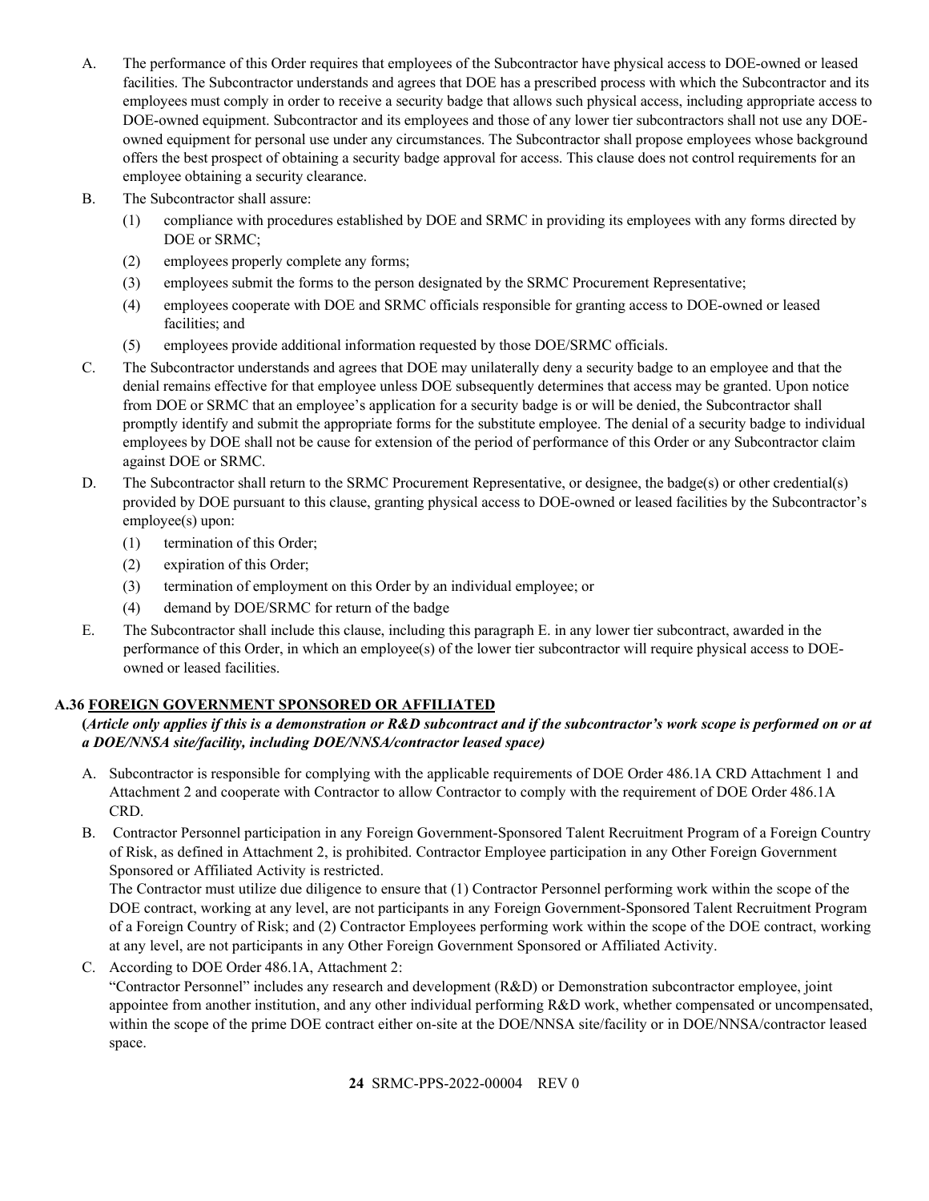A. The performance of this Order requires that employees of the Subcontractor have physical access to DOE-owned or leased facilities. The Subcontractor understands and agrees that DOE has a prescribed process with which the Subcontractor and its employees must comply in order to receive a security badge that allows such physical access, including appropriate access to DOE-owned equipment. Subcontractor and its employees and those of any lower tier subcontractors shall not use any DOE-owned equipment for personal use under any circumstances. The Subcontractor shall propose employees whose background offers the best prospect of obtaining a security badge approval for access. This clause does not control requirements for an employee obtaining a security clearance.

B. The Subcontractor shall assure:
   1. (1) compliance with procedures established by DOE and SRMC in providing its employees with any forms directed by DOE or SRMC;
   2. (2) employees properly complete any forms;
   3. (3) employees submit the forms to the person designated by the SRMC Procurement Representative;
   4. (4) employees cooperate with DOE and SRMC officials responsible for granting access to DOE-owned or leased facilities; and
   5. (5) employees provide additional information requested by those DOE/SRMC officials.

C. The Subcontractor understands and agrees that DOE may unilaterally deny a security badge to an employee and that the denial remains effective for that employee unless DOE subsequently determines that access may be granted. Upon notice from DOE or SRMC that an employee's application for a security badge is or will be denied, the Subcontractor shall promptly identify and submit the appropriate forms for the substitute employee. The denial of a security badge to individual employees by DOE shall not be cause for extension of the period of performance of this Order or any Subcontractor claim against DOE or SRMC.

D. The Subcontractor shall return to the SRMC Procurement Representative, or designee, the badge(s) or other credential(s) provided by DOE pursuant to this clause, granting physical access to DOE-owned or leased facilities by the Subcontractor's employee(s) upon:
   1. (1) termination of this Order;
   2. (2) expiration of this Order;
   3. (3) termination of employment on this Order by an individual employee; or
   4. (4) demand by DOE/SRMC for return of the badge

E. The Subcontractor shall include this clause, including this paragraph E. in any lower tier subcontract, awarded in the performance of this Order, in which an employee(s) of the lower tier subcontractor will require physical access to DOE-owned or leased facilities.

### A.36 FOREIGN GOVERNMENT SPONSORED OR AFFILIATED

***(Article only applies if this is a demonstration or R&D subcontract and if the subcontractor's work scope is performed on or at a DOE/NNSA site/facility, including DOE/NNSA/contractor leased space)***

A. Subcontractor is responsible for complying with the applicable requirements of DOE Order 486.1A CRD Attachment 1 and Attachment 2 and cooperate with Contractor to allow Contractor to comply with the requirement of DOE Order 486.1A CRD.

B. Contractor Personnel participation in any Foreign Government-Sponsored Talent Recruitment Program of a Foreign Country of Risk, as defined in Attachment 2, is prohibited. Contractor Employee participation in any Other Foreign Government Sponsored or Affiliated Activity is restricted.
The Contractor must utilize due diligence to ensure that (1) Contractor Personnel performing work within the scope of the DOE contract, working at any level, are not participants in any Foreign Government-Sponsored Talent Recruitment Program of a Foreign Country of Risk; and (2) Contractor Employees performing work within the scope of the DOE contract, working at any level, are not participants in any Other Foreign Government Sponsored or Affiliated Activity.

C. According to DOE Order 486.1A, Attachment 2:
"Contractor Personnel" includes any research and development (R&D) or Demonstration subcontractor employee, joint appointee from another institution, and any other individual performing R&D work, whether compensated or uncompensated, within the scope of the prime DOE contract either on-site at the DOE/NNSA site/facility or in DOE/NNSA/contractor leased space.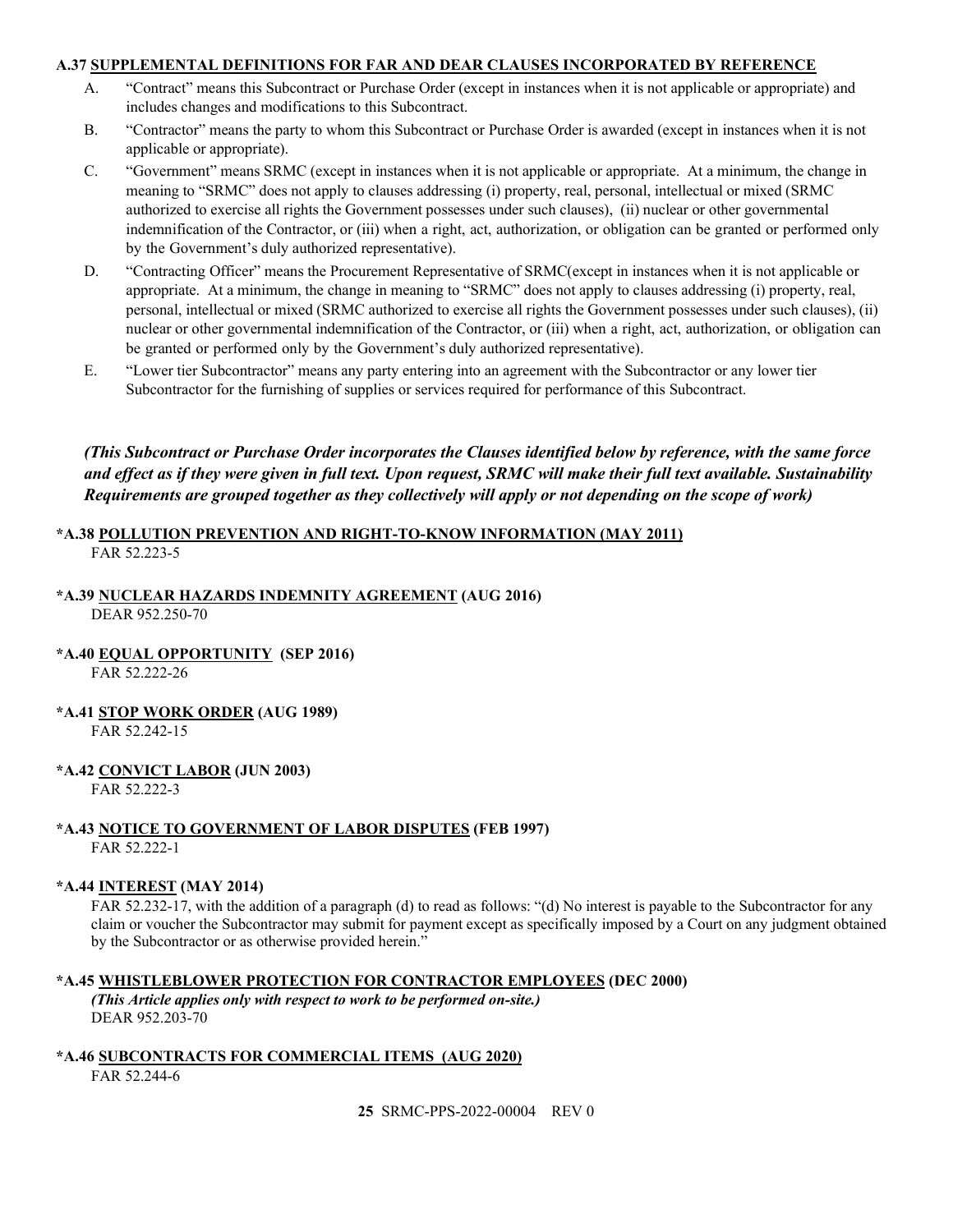**A.37 <u>SUPPLEMENTAL DEFINITIONS FOR FAR AND DEAR CLAUSES INCORPORATED BY REFERENCE</u>**

A. "Contract" means this Subcontract or Purchase Order (except in instances when it is not applicable or appropriate) and includes changes and modifications to this Subcontract.

B. "Contractor" means the party to whom this Subcontract or Purchase Order is awarded (except in instances when it is not applicable or appropriate).

C. "Government" means SRMC (except in instances when it is not applicable or appropriate. At a minimum, the change in meaning to "SRMC" does not apply to clauses addressing (i) property, real, personal, intellectual or mixed (SRMC authorized to exercise all rights the Government possesses under such clauses), (ii) nuclear or other governmental indemnification of the Contractor, or (iii) when a right, act, authorization, or obligation can be granted or performed only by the Government's duly authorized representative).

D. "Contracting Officer" means the Procurement Representative of SRMC(except in instances when it is not applicable or appropriate. At a minimum, the change in meaning to "SRMC" does not apply to clauses addressing (i) property, real, personal, intellectual or mixed (SRMC authorized to exercise all rights the Government possesses under such clauses), (ii) nuclear or other governmental indemnification of the Contractor, or (iii) when a right, act, authorization, or obligation can be granted or performed only by the Government's duly authorized representative).

E. "Lower tier Subcontractor" means any party entering into an agreement with the Subcontractor or any lower tier Subcontractor for the furnishing of supplies or services required for performance of this Subcontract.

***(This Subcontract or Purchase Order incorporates the Clauses identified below by reference, with the same force and effect as if they were given in full text. Upon request, SRMC will make their full text available. Sustainability Requirements are grouped together as they collectively will apply or not depending on the scope of work)***

**\*A.38 <u>POLLUTION PREVENTION AND RIGHT-TO-KNOW INFORMATION (MAY 2011)</u>**
FAR 52.223-5

**\*A.39 <u>NUCLEAR HAZARDS INDEMNITY AGREEMENT</u> (AUG 2016)**
DEAR 952.250-70

**\*A.40 <u>EQUAL OPPORTUNITY</u> (SEP 2016)**
FAR 52.222-26

**\*A.41 <u>STOP WORK ORDER</u> (AUG 1989)**
FAR 52.242-15

**\*A.42 <u>CONVICT LABOR</u> (JUN 2003)**
FAR 52.222-3

**\*A.43 <u>NOTICE TO GOVERNMENT OF LABOR DISPUTES</u> (FEB 1997)**
FAR 52.222-1

**\*A.44 <u>INTEREST</u> (MAY 2014)**
FAR 52.232-17, with the addition of a paragraph (d) to read as follows: "(d) No interest is payable to the Subcontractor for any claim or voucher the Subcontractor may submit for payment except as specifically imposed by a Court on any judgment obtained by the Subcontractor or as otherwise provided herein."

**\*A.45 <u>WHISTLEBLOWER PROTECTION FOR CONTRACTOR EMPLOYEES</u> (DEC 2000)**
***(This Article applies only with respect to work to be performed on-site.)***
DEAR 952.203-70

**\*A.46 <u>SUBCONTRACTS FOR COMMERCIAL ITEMS (AUG 2020)</u>**
FAR 52.244-6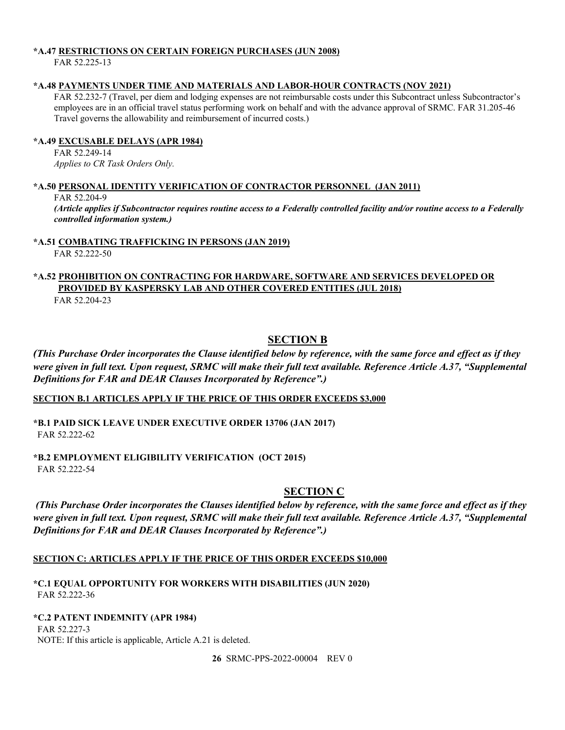**\*A.47 RESTRICTIONS ON CERTAIN FOREIGN PURCHASES (JUN 2008)**

FAR 52.225-13

**\*A.48 PAYMENTS UNDER TIME AND MATERIALS AND LABOR-HOUR CONTRACTS (NOV 2021)**

FAR 52.232-7 (Travel, per diem and lodging expenses are not reimbursable costs under this Subcontract unless Subcontractor's employees are in an official travel status performing work on behalf and with the advance approval of SRMC. FAR 31.205-46 Travel governs the allowability and reimbursement of incurred costs.)

**\*A.49 EXCUSABLE DELAYS (APR 1984)**

FAR 52.249-14

*Applies to CR Task Orders Only.*

**\*A.50 PERSONAL IDENTITY VERIFICATION OF CONTRACTOR PERSONNEL (JAN 2011)**

FAR 52.204-9

***(Article applies if Subcontractor requires routine access to a Federally controlled facility and/or routine access to a Federally controlled information system.)***

**\*A.51 COMBATING TRAFFICKING IN PERSONS (JAN 2019)**

FAR 52.222-50

**\*A.52 PROHIBITION ON CONTRACTING FOR HARDWARE, SOFTWARE AND SERVICES DEVELOPED OR PROVIDED BY KASPERSKY LAB AND OTHER COVERED ENTITIES (JUL 2018)**

FAR 52.204-23

## SECTION B

***(This Purchase Order incorporates the Clause identified below by reference, with the same force and effect as if they were given in full text. Upon request, SRMC will make their full text available. Reference Article A.37, "Supplemental Definitions for FAR and DEAR Clauses Incorporated by Reference".)***

**SECTION B.1 ARTICLES APPLY IF THE PRICE OF THIS ORDER EXCEEDS $3,000**

**\*B.1 PAID SICK LEAVE UNDER EXECUTIVE ORDER 13706 (JAN 2017)**

FAR 52.222-62

**\*B.2 EMPLOYMENT ELIGIBILITY VERIFICATION (OCT 2015)**

FAR 52.222-54

## SECTION C

***(This Purchase Order incorporates the Clauses identified below by reference, with the same force and effect as if they were given in full text. Upon request, SRMC will make their full text available. Reference Article A.37, "Supplemental Definitions for FAR and DEAR Clauses Incorporated by Reference".)***

**SECTION C: ARTICLES APPLY IF THE PRICE OF THIS ORDER EXCEEDS $10,000**

**\*C.1 EQUAL OPPORTUNITY FOR WORKERS WITH DISABILITIES (JUN 2020)**

FAR 52.222-36

**\*C.2 PATENT INDEMNITY (APR 1984)**

FAR 52.227-3

NOTE: If this article is applicable, Article A.21 is deleted.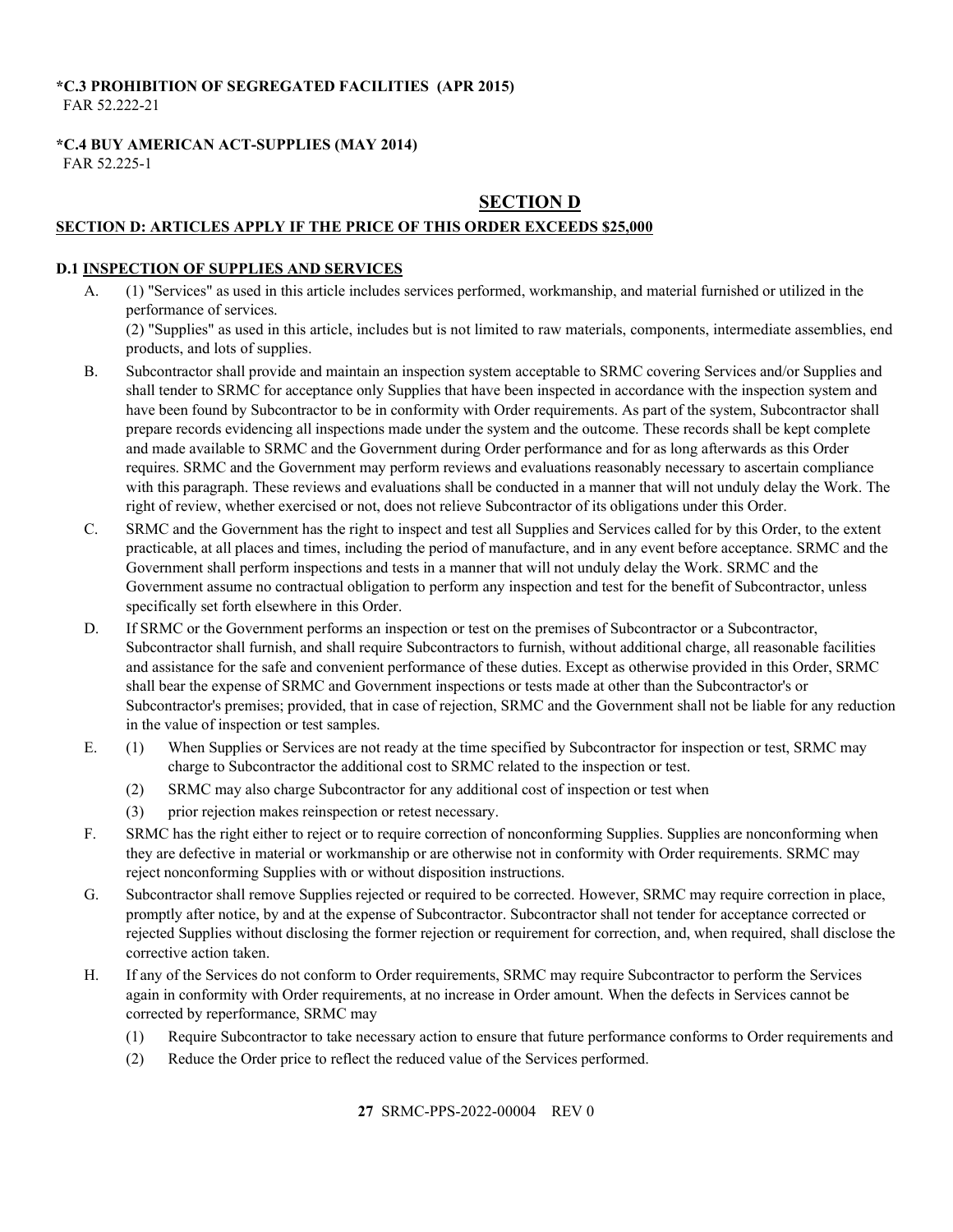**\*C.3 PROHIBITION OF SEGREGATED FACILITIES (APR 2015)**
FAR 52.222-21

**\*C.4 BUY AMERICAN ACT-SUPPLIES (MAY 2014)**
FAR 52.225-1

## SECTION D

**SECTION D: ARTICLES APPLY IF THE PRICE OF THIS ORDER EXCEEDS $25,000**

### D.1 INSPECTION OF SUPPLIES AND SERVICES

A. (1) "Services" as used in this article includes services performed, workmanship, and material furnished or utilized in the performance of services.
(2) "Supplies" as used in this article, includes but is not limited to raw materials, components, intermediate assemblies, end products, and lots of supplies.

B. Subcontractor shall provide and maintain an inspection system acceptable to SRMC covering Services and/or Supplies and shall tender to SRMC for acceptance only Supplies that have been inspected in accordance with the inspection system and have been found by Subcontractor to be in conformity with Order requirements. As part of the system, Subcontractor shall prepare records evidencing all inspections made under the system and the outcome. These records shall be kept complete and made available to SRMC and the Government during Order performance and for as long afterwards as this Order requires. SRMC and the Government may perform reviews and evaluations reasonably necessary to ascertain compliance with this paragraph. These reviews and evaluations shall be conducted in a manner that will not unduly delay the Work. The right of review, whether exercised or not, does not relieve Subcontractor of its obligations under this Order.

C. SRMC and the Government has the right to inspect and test all Supplies and Services called for by this Order, to the extent practicable, at all places and times, including the period of manufacture, and in any event before acceptance. SRMC and the Government shall perform inspections and tests in a manner that will not unduly delay the Work. SRMC and the Government assume no contractual obligation to perform any inspection and test for the benefit of Subcontractor, unless specifically set forth elsewhere in this Order.

D. If SRMC or the Government performs an inspection or test on the premises of Subcontractor or a Subcontractor, Subcontractor shall furnish, and shall require Subcontractors to furnish, without additional charge, all reasonable facilities and assistance for the safe and convenient performance of these duties. Except as otherwise provided in this Order, SRMC shall bear the expense of SRMC and Government inspections or tests made at other than the Subcontractor's or Subcontractor's premises; provided, that in case of rejection, SRMC and the Government shall not be liable for any reduction in the value of inspection or test samples.

E. 
   (1) When Supplies or Services are not ready at the time specified by Subcontractor for inspection or test, SRMC may charge to Subcontractor the additional cost to SRMC related to the inspection or test.
   (2) SRMC may also charge Subcontractor for any additional cost of inspection or test when
   (3) prior rejection makes reinspection or retest necessary.

F. SRMC has the right either to reject or to require correction of nonconforming Supplies. Supplies are nonconforming when they are defective in material or workmanship or are otherwise not in conformity with Order requirements. SRMC may reject nonconforming Supplies with or without disposition instructions.

G. Subcontractor shall remove Supplies rejected or required to be corrected. However, SRMC may require correction in place, promptly after notice, by and at the expense of Subcontractor. Subcontractor shall not tender for acceptance corrected or rejected Supplies without disclosing the former rejection or requirement for correction, and, when required, shall disclose the corrective action taken.

H. If any of the Services do not conform to Order requirements, SRMC may require Subcontractor to perform the Services again in conformity with Order requirements, at no increase in Order amount. When the defects in Services cannot be corrected by reperformance, SRMC may
   (1) Require Subcontractor to take necessary action to ensure that future performance conforms to Order requirements and
   (2) Reduce the Order price to reflect the reduced value of the Services performed.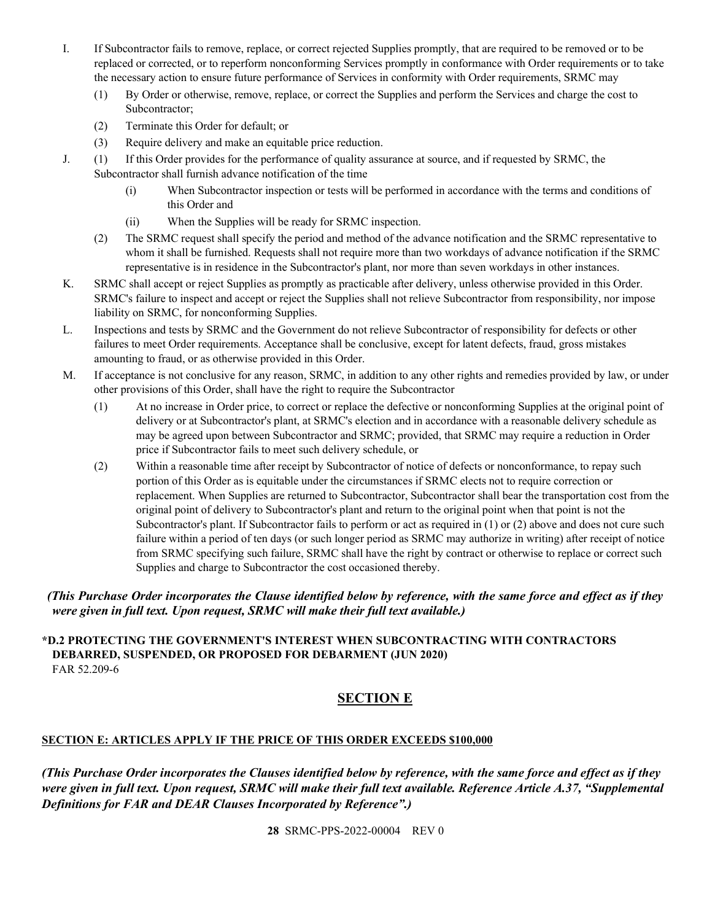I. If Subcontractor fails to remove, replace, or correct rejected Supplies promptly, that are required to be removed or to be replaced or corrected, or to reperform nonconforming Services promptly in conformance with Order requirements or to take the necessary action to ensure future performance of Services in conformity with Order requirements, SRMC may

   (1) By Order or otherwise, remove, replace, or correct the Supplies and perform the Services and charge the cost to Subcontractor;

   (2) Terminate this Order for default; or

   (3) Require delivery and make an equitable price reduction.

J. (1) If this Order provides for the performance of quality assurance at source, and if requested by SRMC, the Subcontractor shall furnish advance notification of the time

   (i) When Subcontractor inspection or tests will be performed in accordance with the terms and conditions of this Order and

   (ii) When the Supplies will be ready for SRMC inspection.

   (2) The SRMC request shall specify the period and method of the advance notification and the SRMC representative to whom it shall be furnished. Requests shall not require more than two workdays of advance notification if the SRMC representative is in residence in the Subcontractor's plant, nor more than seven workdays in other instances.

K. SRMC shall accept or reject Supplies as promptly as practicable after delivery, unless otherwise provided in this Order. SRMC's failure to inspect and accept or reject the Supplies shall not relieve Subcontractor from responsibility, nor impose liability on SRMC, for nonconforming Supplies.

L. Inspections and tests by SRMC and the Government do not relieve Subcontractor of responsibility for defects or other failures to meet Order requirements. Acceptance shall be conclusive, except for latent defects, fraud, gross mistakes amounting to fraud, or as otherwise provided in this Order.

M. If acceptance is not conclusive for any reason, SRMC, in addition to any other rights and remedies provided by law, or under other provisions of this Order, shall have the right to require the Subcontractor

   (1) At no increase in Order price, to correct or replace the defective or nonconforming Supplies at the original point of delivery or at Subcontractor's plant, at SRMC's election and in accordance with a reasonable delivery schedule as may be agreed upon between Subcontractor and SRMC; provided, that SRMC may require a reduction in Order price if Subcontractor fails to meet such delivery schedule, or

   (2) Within a reasonable time after receipt by Subcontractor of notice of defects or nonconformance, to repay such portion of this Order as is equitable under the circumstances if SRMC elects not to require correction or replacement. When Supplies are returned to Subcontractor, Subcontractor shall bear the transportation cost from the original point of delivery to Subcontractor's plant and return to the original point when that point is not the Subcontractor's plant. If Subcontractor fails to perform or act as required in (1) or (2) above and does not cure such failure within a period of ten days (or such longer period as SRMC may authorize in writing) after receipt of notice from SRMC specifying such failure, SRMC shall have the right by contract or otherwise to replace or correct such Supplies and charge to Subcontractor the cost occasioned thereby.

***(This Purchase Order incorporates the Clause identified below by reference, with the same force and effect as if they were given in full text. Upon request, SRMC will make their full text available.)***

**\*D.2 PROTECTING THE GOVERNMENT'S INTEREST WHEN SUBCONTRACTING WITH CONTRACTORS DEBARRED, SUSPENDED, OR PROPOSED FOR DEBARMENT (JUN 2020)**
FAR 52.209-6

## SECTION E

**SECTION E: ARTICLES APPLY IF THE PRICE OF THIS ORDER EXCEEDS $100,000**

***(This Purchase Order incorporates the Clauses identified below by reference, with the same force and effect as if they were given in full text. Upon request, SRMC will make their full text available. Reference Article A.37, "Supplemental Definitions for FAR and DEAR Clauses Incorporated by Reference".)***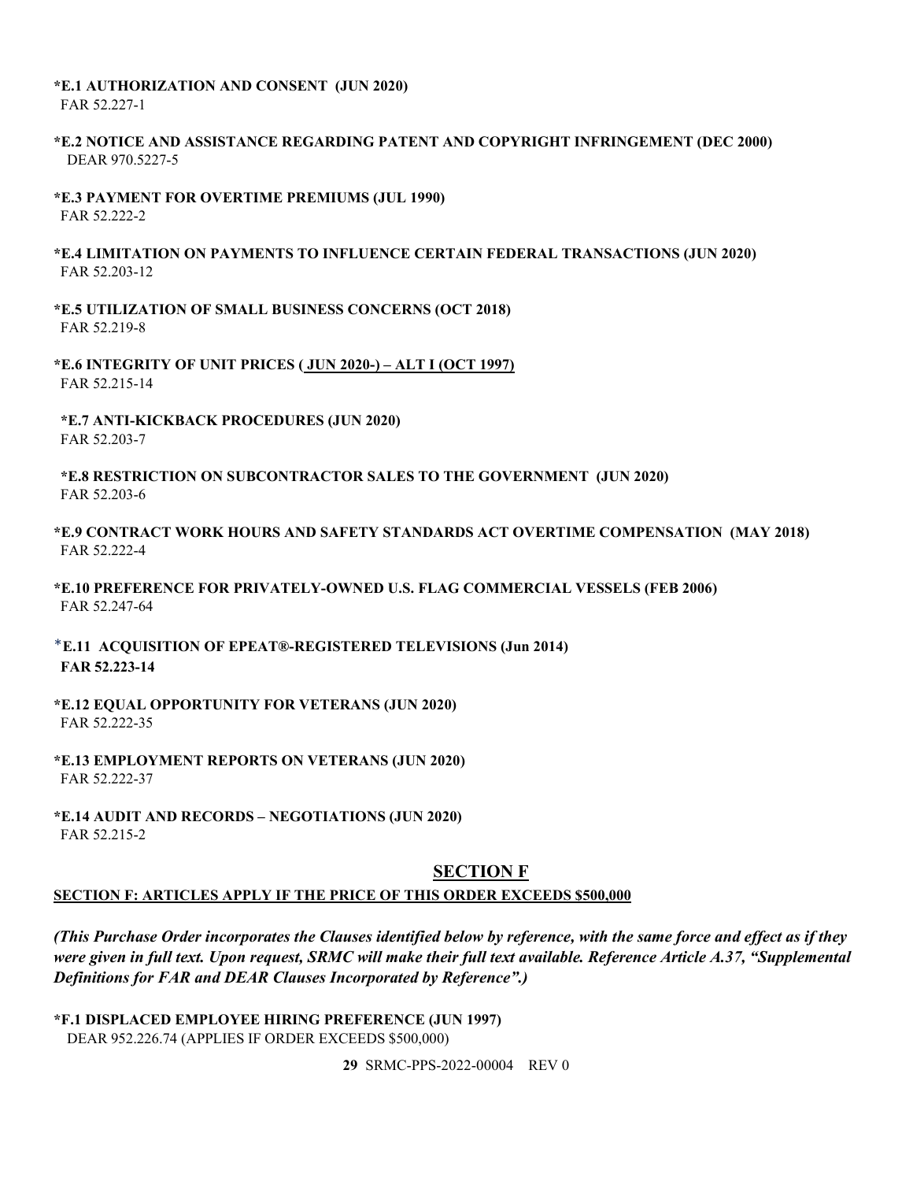**\*E.1 AUTHORIZATION AND CONSENT (JUN 2020)**
FAR 52.227-1

**\*E.2 NOTICE AND ASSISTANCE REGARDING PATENT AND COPYRIGHT INFRINGEMENT (DEC 2000)**
DEAR 970.5227-5

**\*E.3 PAYMENT FOR OVERTIME PREMIUMS (JUL 1990)**
FAR 52.222-2

**\*E.4 LIMITATION ON PAYMENTS TO INFLUENCE CERTAIN FEDERAL TRANSACTIONS (JUN 2020)**
FAR 52.203-12

**\*E.5 UTILIZATION OF SMALL BUSINESS CONCERNS (OCT 2018)**
FAR 52.219-8

**\*E.6 INTEGRITY OF UNIT PRICES ( JUN 2020-) – ALT I (OCT 1997)**
FAR 52.215-14

**\*E.7 ANTI-KICKBACK PROCEDURES (JUN 2020)**
FAR 52.203-7

**\*E.8 RESTRICTION ON SUBCONTRACTOR SALES TO THE GOVERNMENT (JUN 2020)**
FAR 52.203-6

**\*E.9 CONTRACT WORK HOURS AND SAFETY STANDARDS ACT OVERTIME COMPENSATION (MAY 2018)**
FAR 52.222-4

**\*E.10 PREFERENCE FOR PRIVATELY-OWNED U.S. FLAG COMMERCIAL VESSELS (FEB 2006)**
FAR 52.247-64

**\*E.11 ACQUISITION OF EPEAT®-REGISTERED TELEVISIONS (Jun 2014)**
**FAR 52.223-14**

**\*E.12 EQUAL OPPORTUNITY FOR VETERANS (JUN 2020)**
FAR 52.222-35

**\*E.13 EMPLOYMENT REPORTS ON VETERANS (JUN 2020)**
FAR 52.222-37

**\*E.14 AUDIT AND RECORDS – NEGOTIATIONS (JUN 2020)**
FAR 52.215-2

## SECTION F

**SECTION F: ARTICLES APPLY IF THE PRICE OF THIS ORDER EXCEEDS $500,000**

***(This Purchase Order incorporates the Clauses identified below by reference, with the same force and effect as if they were given in full text. Upon request, SRMC will make their full text available. Reference Article A.37, "Supplemental Definitions for FAR and DEAR Clauses Incorporated by Reference".)***

**\*F.1 DISPLACED EMPLOYEE HIRING PREFERENCE (JUN 1997)**
DEAR 952.226.74 (APPLIES IF ORDER EXCEEDS $500,000)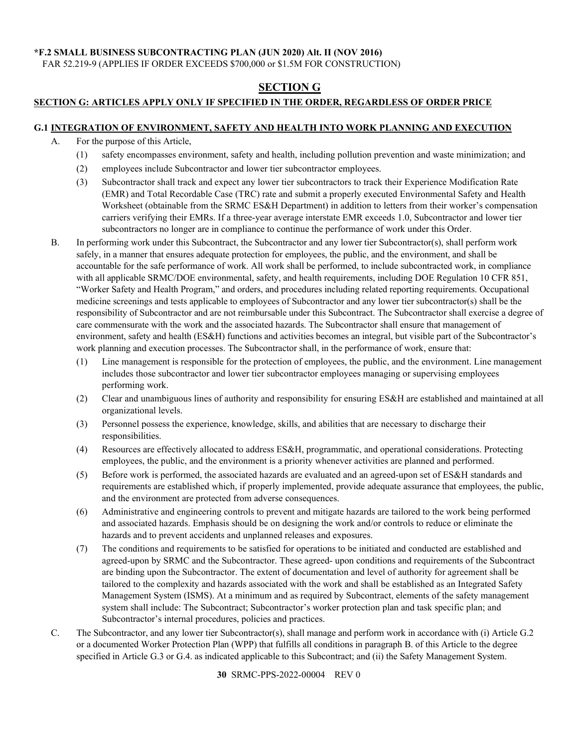**\*F.2 SMALL BUSINESS SUBCONTRACTING PLAN (JUN 2020) Alt. II (NOV 2016)**
FAR 52.219-9 (APPLIES IF ORDER EXCEEDS $700,000 or $1.5M FOR CONSTRUCTION)

# SECTION G

## SECTION G: ARTICLES APPLY ONLY IF SPECIFIED IN THE ORDER, REGARDLESS OF ORDER PRICE

### G.1 INTEGRATION OF ENVIRONMENT, SAFETY AND HEALTH INTO WORK PLANNING AND EXECUTION

A. For the purpose of this Article,

   (1) safety encompasses environment, safety and health, including pollution prevention and waste minimization; and

   (2) employees include Subcontractor and lower tier subcontractor employees.

   (3) Subcontractor shall track and expect any lower tier subcontractors to track their Experience Modification Rate (EMR) and Total Recordable Case (TRC) rate and submit a properly executed Environmental Safety and Health Worksheet (obtainable from the SRMC ES&H Department) in addition to letters from their worker's compensation carriers verifying their EMRs. If a three-year average interstate EMR exceeds 1.0, Subcontractor and lower tier subcontractors no longer are in compliance to continue the performance of work under this Order.

B. In performing work under this Subcontract, the Subcontractor and any lower tier Subcontractor(s), shall perform work safely, in a manner that ensures adequate protection for employees, the public, and the environment, and shall be accountable for the safe performance of work. All work shall be performed, to include subcontracted work, in compliance with all applicable SRMC/DOE environmental, safety, and health requirements, including DOE Regulation 10 CFR 851, "Worker Safety and Health Program," and orders, and procedures including related reporting requirements. Occupational medicine screenings and tests applicable to employees of Subcontractor and any lower tier subcontractor(s) shall be the responsibility of Subcontractor and are not reimbursable under this Subcontract. The Subcontractor shall exercise a degree of care commensurate with the work and the associated hazards. The Subcontractor shall ensure that management of environment, safety and health (ES&H) functions and activities becomes an integral, but visible part of the Subcontractor's work planning and execution processes. The Subcontractor shall, in the performance of work, ensure that:

   (1) Line management is responsible for the protection of employees, the public, and the environment. Line management includes those subcontractor and lower tier subcontractor employees managing or supervising employees performing work.

   (2) Clear and unambiguous lines of authority and responsibility for ensuring ES&H are established and maintained at all organizational levels.

   (3) Personnel possess the experience, knowledge, skills, and abilities that are necessary to discharge their responsibilities.

   (4) Resources are effectively allocated to address ES&H, programmatic, and operational considerations. Protecting employees, the public, and the environment is a priority whenever activities are planned and performed.

   (5) Before work is performed, the associated hazards are evaluated and an agreed-upon set of ES&H standards and requirements are established which, if properly implemented, provide adequate assurance that employees, the public, and the environment are protected from adverse consequences.

   (6) Administrative and engineering controls to prevent and mitigate hazards are tailored to the work being performed and associated hazards. Emphasis should be on designing the work and/or controls to reduce or eliminate the hazards and to prevent accidents and unplanned releases and exposures.

   (7) The conditions and requirements to be satisfied for operations to be initiated and conducted are established and agreed-upon by SRMC and the Subcontractor. These agreed- upon conditions and requirements of the Subcontract are binding upon the Subcontractor. The extent of documentation and level of authority for agreement shall be tailored to the complexity and hazards associated with the work and shall be established as an Integrated Safety Management System (ISMS). At a minimum and as required by Subcontract, elements of the safety management system shall include: The Subcontract; Subcontractor's worker protection plan and task specific plan; and Subcontractor's internal procedures, policies and practices.

C. The Subcontractor, and any lower tier Subcontractor(s), shall manage and perform work in accordance with (i) Article G.2 or a documented Worker Protection Plan (WPP) that fulfills all conditions in paragraph B. of this Article to the degree specified in Article G.3 or G.4. as indicated applicable to this Subcontract; and (ii) the Safety Management System.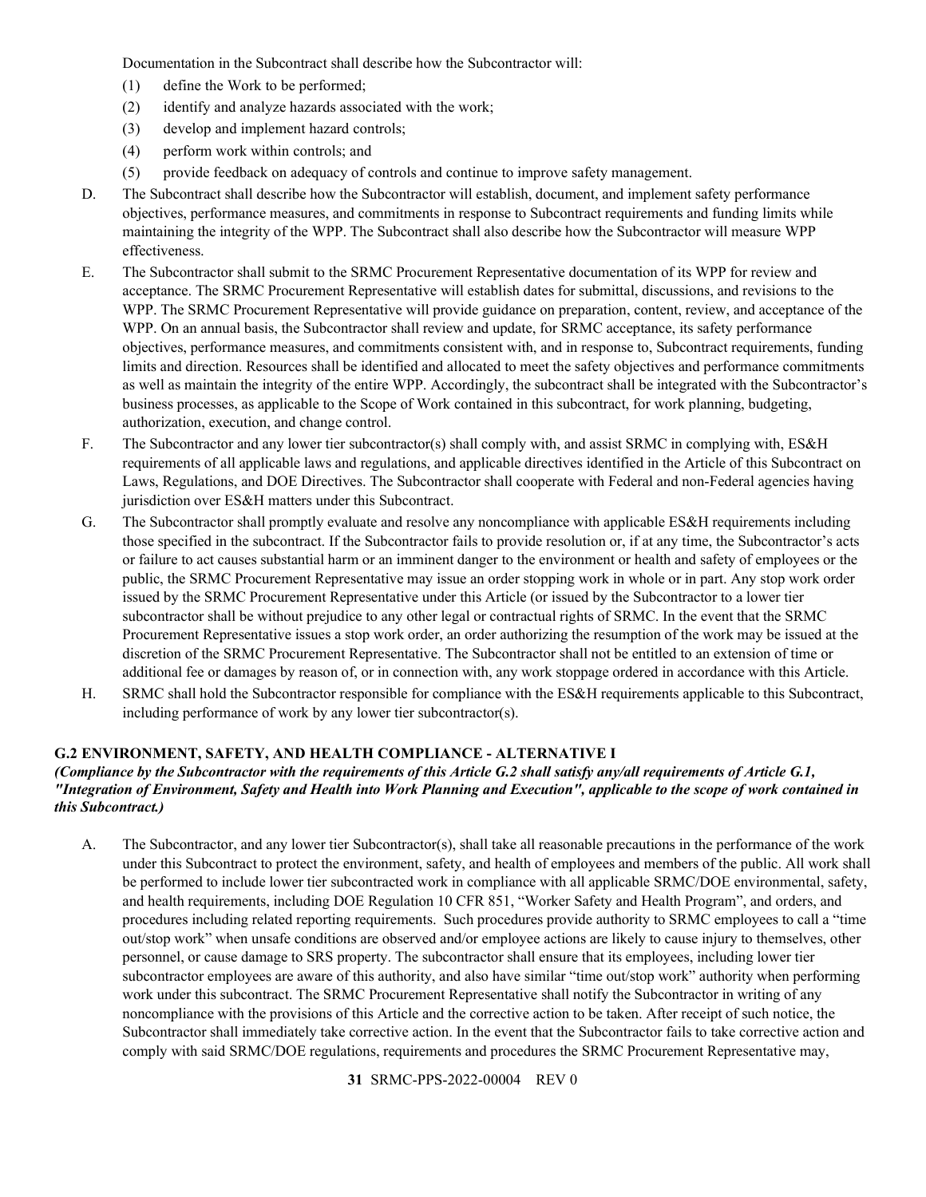Documentation in the Subcontract shall describe how the Subcontractor will:

(1) define the Work to be performed;

(2) identify and analyze hazards associated with the work;

(3) develop and implement hazard controls;

(4) perform work within controls; and

(5) provide feedback on adequacy of controls and continue to improve safety management.

D. The Subcontract shall describe how the Subcontractor will establish, document, and implement safety performance objectives, performance measures, and commitments in response to Subcontract requirements and funding limits while maintaining the integrity of the WPP. The Subcontract shall also describe how the Subcontractor will measure WPP effectiveness.

E. The Subcontractor shall submit to the SRMC Procurement Representative documentation of its WPP for review and acceptance. The SRMC Procurement Representative will establish dates for submittal, discussions, and revisions to the WPP. The SRMC Procurement Representative will provide guidance on preparation, content, review, and acceptance of the WPP. On an annual basis, the Subcontractor shall review and update, for SRMC acceptance, its safety performance objectives, performance measures, and commitments consistent with, and in response to, Subcontract requirements, funding limits and direction. Resources shall be identified and allocated to meet the safety objectives and performance commitments as well as maintain the integrity of the entire WPP. Accordingly, the subcontract shall be integrated with the Subcontractor's business processes, as applicable to the Scope of Work contained in this subcontract, for work planning, budgeting, authorization, execution, and change control.

F. The Subcontractor and any lower tier subcontractor(s) shall comply with, and assist SRMC in complying with, ES&H requirements of all applicable laws and regulations, and applicable directives identified in the Article of this Subcontract on Laws, Regulations, and DOE Directives. The Subcontractor shall cooperate with Federal and non-Federal agencies having jurisdiction over ES&H matters under this Subcontract.

G. The Subcontractor shall promptly evaluate and resolve any noncompliance with applicable ES&H requirements including those specified in the subcontract. If the Subcontractor fails to provide resolution or, if at any time, the Subcontractor's acts or failure to act causes substantial harm or an imminent danger to the environment or health and safety of employees or the public, the SRMC Procurement Representative may issue an order stopping work in whole or in part. Any stop work order issued by the SRMC Procurement Representative under this Article (or issued by the Subcontractor to a lower tier subcontractor shall be without prejudice to any other legal or contractual rights of SRMC. In the event that the SRMC Procurement Representative issues a stop work order, an order authorizing the resumption of the work may be issued at the discretion of the SRMC Procurement Representative. The Subcontractor shall not be entitled to an extension of time or additional fee or damages by reason of, or in connection with, any work stoppage ordered in accordance with this Article.

H. SRMC shall hold the Subcontractor responsible for compliance with the ES&H requirements applicable to this Subcontract, including performance of work by any lower tier subcontractor(s).

### G.2 ENVIRONMENT, SAFETY, AND HEALTH COMPLIANCE - ALTERNATIVE I

***(Compliance by the Subcontractor with the requirements of this Article G.2 shall satisfy any/all requirements of Article G.1, "Integration of Environment, Safety and Health into Work Planning and Execution", applicable to the scope of work contained in this Subcontract.)***

A. The Subcontractor, and any lower tier Subcontractor(s), shall take all reasonable precautions in the performance of the work under this Subcontract to protect the environment, safety, and health of employees and members of the public. All work shall be performed to include lower tier subcontracted work in compliance with all applicable SRMC/DOE environmental, safety, and health requirements, including DOE Regulation 10 CFR 851, "Worker Safety and Health Program", and orders, and procedures including related reporting requirements. Such procedures provide authority to SRMC employees to call a "time out/stop work" when unsafe conditions are observed and/or employee actions are likely to cause injury to themselves, other personnel, or cause damage to SRS property. The subcontractor shall ensure that its employees, including lower tier subcontractor employees are aware of this authority, and also have similar "time out/stop work" authority when performing work under this subcontract. The SRMC Procurement Representative shall notify the Subcontractor in writing of any noncompliance with the provisions of this Article and the corrective action to be taken. After receipt of such notice, the Subcontractor shall immediately take corrective action. In the event that the Subcontractor fails to take corrective action and comply with said SRMC/DOE regulations, requirements and procedures the SRMC Procurement Representative may,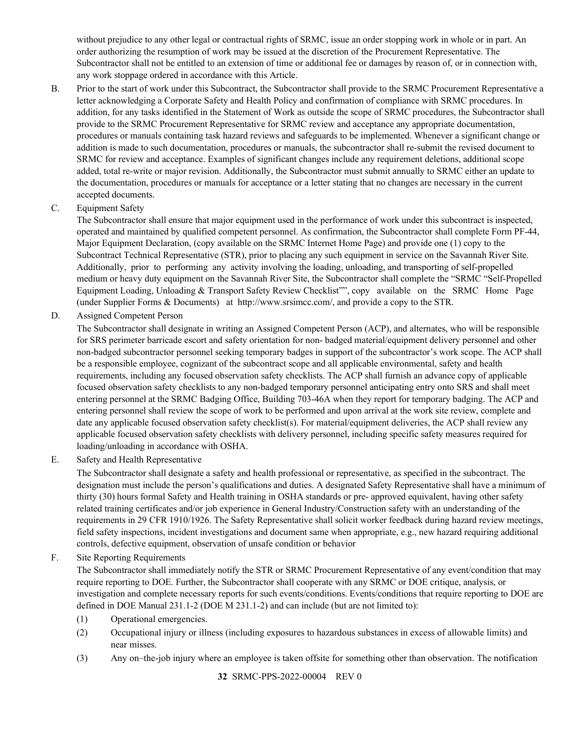without prejudice to any other legal or contractual rights of SRMC, issue an order stopping work in whole or in part. An order authorizing the resumption of work may be issued at the discretion of the Procurement Representative. The Subcontractor shall not be entitled to an extension of time or additional fee or damages by reason of, or in connection with, any work stoppage ordered in accordance with this Article.

B. Prior to the start of work under this Subcontract, the Subcontractor shall provide to the SRMC Procurement Representative a letter acknowledging a Corporate Safety and Health Policy and confirmation of compliance with SRMC procedures. In addition, for any tasks identified in the Statement of Work as outside the scope of SRMC procedures, the Subcontractor shall provide to the SRMC Procurement Representative for SRMC review and acceptance any appropriate documentation, procedures or manuals containing task hazard reviews and safeguards to be implemented. Whenever a significant change or addition is made to such documentation, procedures or manuals, the subcontractor shall re-submit the revised document to SRMC for review and acceptance. Examples of significant changes include any requirement deletions, additional scope added, total re-write or major revision. Additionally, the Subcontractor must submit annually to SRMC either an update to the documentation, procedures or manuals for acceptance or a letter stating that no changes are necessary in the current accepted documents.

C. Equipment Safety

The Subcontractor shall ensure that major equipment used in the performance of work under this subcontract is inspected, operated and maintained by qualified competent personnel. As confirmation, the Subcontractor shall complete Form PF-44, Major Equipment Declaration, (copy available on the SRMC Internet Home Page) and provide one (1) copy to the Subcontract Technical Representative (STR), prior to placing any such equipment in service on the Savannah River Site. Additionally, prior to performing any activity involving the loading, unloading, and transporting of self-propelled medium or heavy duty equipment on the Savannah River Site, the Subcontractor shall complete the "SRMC "Self-Propelled Equipment Loading, Unloading & Transport Safety Review Checklist"", copy available on the SRMC Home Page (under Supplier Forms & Documents) at http://www.srsimcc.com/, and provide a copy to the STR.

D. Assigned Competent Person

The Subcontractor shall designate in writing an Assigned Competent Person (ACP), and alternates, who will be responsible for SRS perimeter barricade escort and safety orientation for non- badged material/equipment delivery personnel and other non-badged subcontractor personnel seeking temporary badges in support of the subcontractor's work scope. The ACP shall be a responsible employee, cognizant of the subcontract scope and all applicable environmental, safety and health requirements, including any focused observation safety checklists. The ACP shall furnish an advance copy of applicable focused observation safety checklists to any non-badged temporary personnel anticipating entry onto SRS and shall meet entering personnel at the SRMC Badging Office, Building 703-46A when they report for temporary badging. The ACP and entering personnel shall review the scope of work to be performed and upon arrival at the work site review, complete and date any applicable focused observation safety checklist(s). For material/equipment deliveries, the ACP shall review any applicable focused observation safety checklists with delivery personnel, including specific safety measures required for loading/unloading in accordance with OSHA.

E. Safety and Health Representative

The Subcontractor shall designate a safety and health professional or representative, as specified in the subcontract. The designation must include the person's qualifications and duties. A designated Safety Representative shall have a minimum of thirty (30) hours formal Safety and Health training in OSHA standards or pre- approved equivalent, having other safety related training certificates and/or job experience in General Industry/Construction safety with an understanding of the requirements in 29 CFR 1910/1926. The Safety Representative shall solicit worker feedback during hazard review meetings, field safety inspections, incident investigations and document same when appropriate, e.g., new hazard requiring additional controls, defective equipment, observation of unsafe condition or behavior

F. Site Reporting Requirements

The Subcontractor shall immediately notify the STR or SRMC Procurement Representative of any event/condition that may require reporting to DOE. Further, the Subcontractor shall cooperate with any SRMC or DOE critique, analysis, or investigation and complete necessary reports for such events/conditions. Events/conditions that require reporting to DOE are defined in DOE Manual 231.1-2 (DOE M 231.1-2) and can include (but are not limited to):

(1) Operational emergencies.

(2) Occupational injury or illness (including exposures to hazardous substances in excess of allowable limits) and near misses.

(3) Any on–the-job injury where an employee is taken offsite for something other than observation. The notification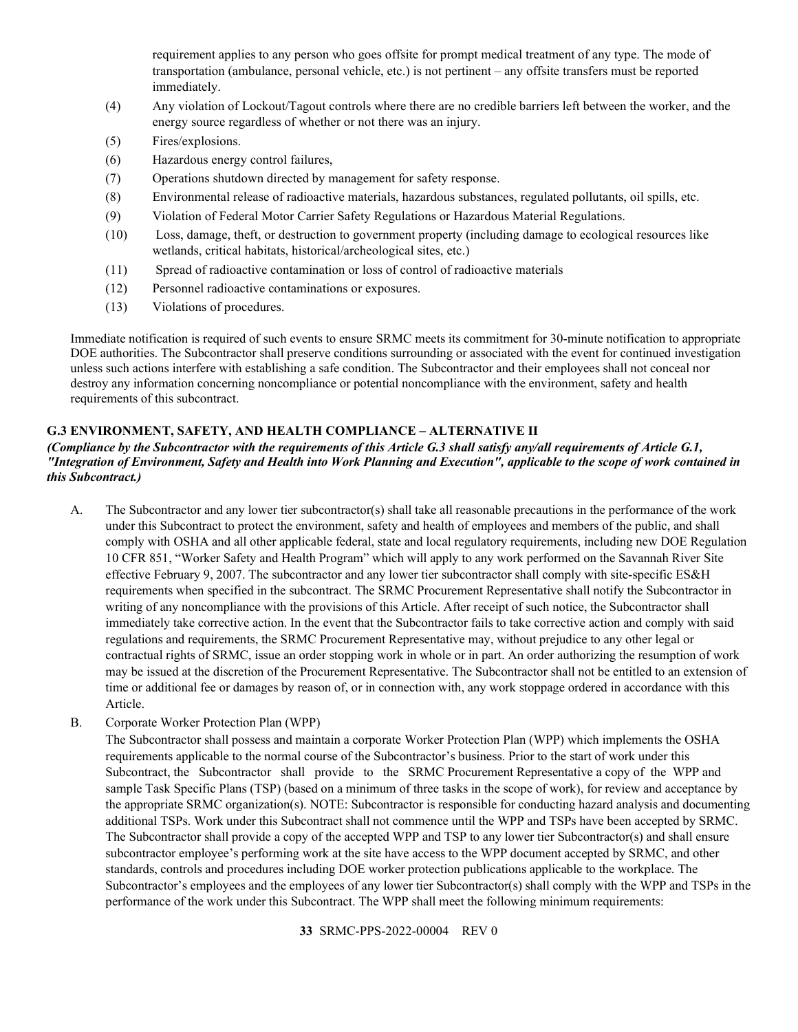requirement applies to any person who goes offsite for prompt medical treatment of any type. The mode of transportation (ambulance, personal vehicle, etc.) is not pertinent – any offsite transfers must be reported immediately.

(4) Any violation of Lockout/Tagout controls where there are no credible barriers left between the worker, and the energy source regardless of whether or not there was an injury.

(5) Fires/explosions.

(6) Hazardous energy control failures,

(7) Operations shutdown directed by management for safety response.

(8) Environmental release of radioactive materials, hazardous substances, regulated pollutants, oil spills, etc.

(9) Violation of Federal Motor Carrier Safety Regulations or Hazardous Material Regulations.

(10) Loss, damage, theft, or destruction to government property (including damage to ecological resources like wetlands, critical habitats, historical/archeological sites, etc.)

(11) Spread of radioactive contamination or loss of control of radioactive materials

(12) Personnel radioactive contaminations or exposures.

(13) Violations of procedures.

Immediate notification is required of such events to ensure SRMC meets its commitment for 30-minute notification to appropriate DOE authorities. The Subcontractor shall preserve conditions surrounding or associated with the event for continued investigation unless such actions interfere with establishing a safe condition. The Subcontractor and their employees shall not conceal nor destroy any information concerning noncompliance or potential noncompliance with the environment, safety and health requirements of this subcontract.

### G.3 ENVIRONMENT, SAFETY, AND HEALTH COMPLIANCE – ALTERNATIVE II

***(Compliance by the Subcontractor with the requirements of this Article G.3 shall satisfy any/all requirements of Article G.1, "Integration of Environment, Safety and Health into Work Planning and Execution", applicable to the scope of work contained in this Subcontract.)***

A. The Subcontractor and any lower tier subcontractor(s) shall take all reasonable precautions in the performance of the work under this Subcontract to protect the environment, safety and health of employees and members of the public, and shall comply with OSHA and all other applicable federal, state and local regulatory requirements, including new DOE Regulation 10 CFR 851, "Worker Safety and Health Program" which will apply to any work performed on the Savannah River Site effective February 9, 2007. The subcontractor and any lower tier subcontractor shall comply with site-specific ES&H requirements when specified in the subcontract. The SRMC Procurement Representative shall notify the Subcontractor in writing of any noncompliance with the provisions of this Article. After receipt of such notice, the Subcontractor shall immediately take corrective action. In the event that the Subcontractor fails to take corrective action and comply with said regulations and requirements, the SRMC Procurement Representative may, without prejudice to any other legal or contractual rights of SRMC, issue an order stopping work in whole or in part. An order authorizing the resumption of work may be issued at the discretion of the Procurement Representative. The Subcontractor shall not be entitled to an extension of time or additional fee or damages by reason of, or in connection with, any work stoppage ordered in accordance with this Article.

B. Corporate Worker Protection Plan (WPP)

The Subcontractor shall possess and maintain a corporate Worker Protection Plan (WPP) which implements the OSHA requirements applicable to the normal course of the Subcontractor's business. Prior to the start of work under this Subcontract, the Subcontractor shall provide to the SRMC Procurement Representative a copy of the WPP and sample Task Specific Plans (TSP) (based on a minimum of three tasks in the scope of work), for review and acceptance by the appropriate SRMC organization(s). NOTE: Subcontractor is responsible for conducting hazard analysis and documenting additional TSPs. Work under this Subcontract shall not commence until the WPP and TSPs have been accepted by SRMC. The Subcontractor shall provide a copy of the accepted WPP and TSP to any lower tier Subcontractor(s) and shall ensure subcontractor employee's performing work at the site have access to the WPP document accepted by SRMC, and other standards, controls and procedures including DOE worker protection publications applicable to the workplace. The Subcontractor's employees and the employees of any lower tier Subcontractor(s) shall comply with the WPP and TSPs in the performance of the work under this Subcontract. The WPP shall meet the following minimum requirements: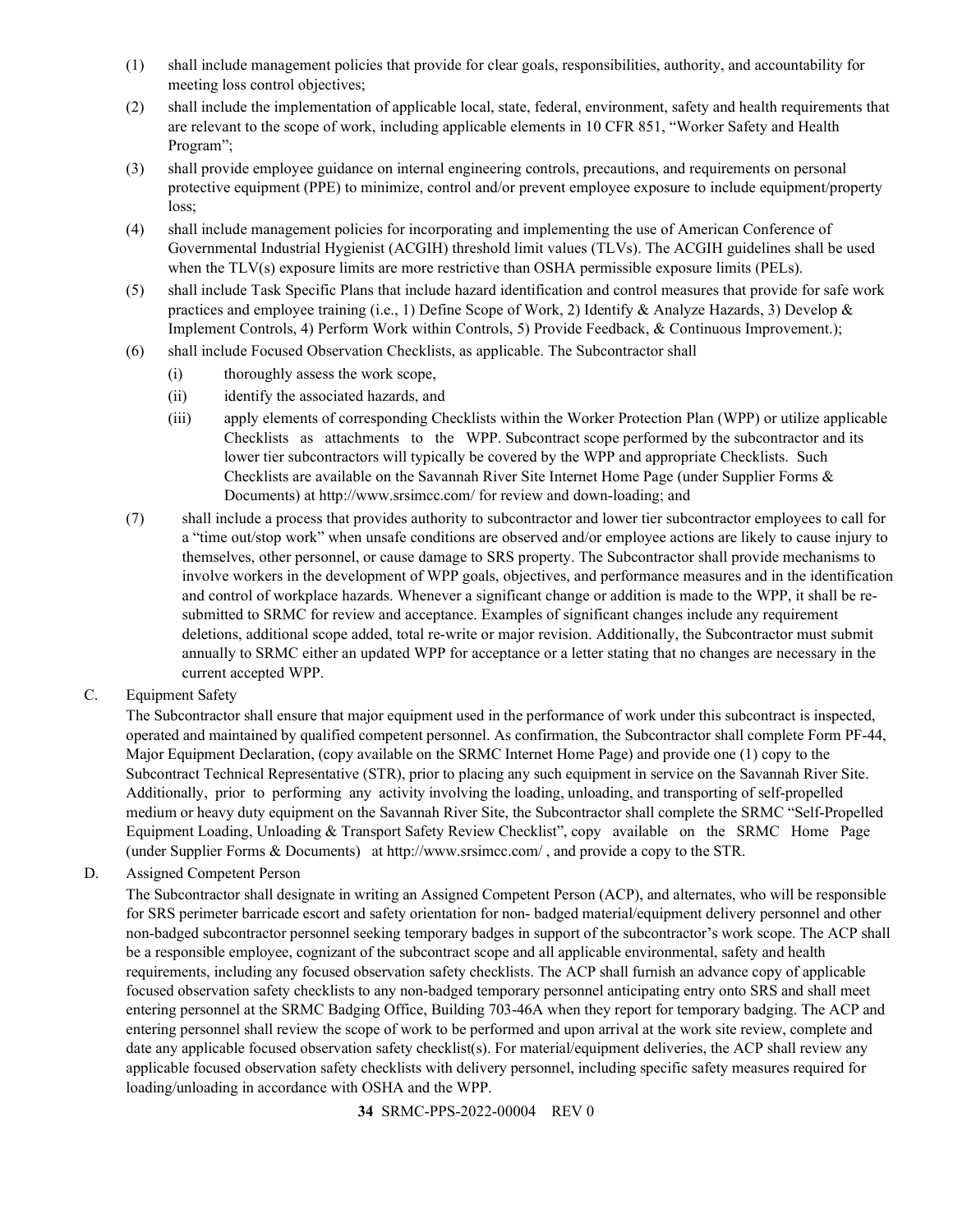(1) shall include management policies that provide for clear goals, responsibilities, authority, and accountability for meeting loss control objectives;

(2) shall include the implementation of applicable local, state, federal, environment, safety and health requirements that are relevant to the scope of work, including applicable elements in 10 CFR 851, "Worker Safety and Health Program";

(3) shall provide employee guidance on internal engineering controls, precautions, and requirements on personal protective equipment (PPE) to minimize, control and/or prevent employee exposure to include equipment/property loss;

(4) shall include management policies for incorporating and implementing the use of American Conference of Governmental Industrial Hygienist (ACGIH) threshold limit values (TLVs). The ACGIH guidelines shall be used when the TLV(s) exposure limits are more restrictive than OSHA permissible exposure limits (PELs).

(5) shall include Task Specific Plans that include hazard identification and control measures that provide for safe work practices and employee training (i.e., 1) Define Scope of Work, 2) Identify & Analyze Hazards, 3) Develop & Implement Controls, 4) Perform Work within Controls, 5) Provide Feedback, & Continuous Improvement.);

(6) shall include Focused Observation Checklists, as applicable. The Subcontractor shall

  (i) thoroughly assess the work scope,

  (ii) identify the associated hazards, and

  (iii) apply elements of corresponding Checklists within the Worker Protection Plan (WPP) or utilize applicable Checklists as attachments to the WPP. Subcontract scope performed by the subcontractor and its lower tier subcontractors will typically be covered by the WPP and appropriate Checklists. Such Checklists are available on the Savannah River Site Internet Home Page (under Supplier Forms & Documents) at http://www.srsimcc.com/ for review and down-loading; and

(7) shall include a process that provides authority to subcontractor and lower tier subcontractor employees to call for a "time out/stop work" when unsafe conditions are observed and/or employee actions are likely to cause injury to themselves, other personnel, or cause damage to SRS property. The Subcontractor shall provide mechanisms to involve workers in the development of WPP goals, objectives, and performance measures and in the identification and control of workplace hazards. Whenever a significant change or addition is made to the WPP, it shall be re-submitted to SRMC for review and acceptance. Examples of significant changes include any requirement deletions, additional scope added, total re-write or major revision. Additionally, the Subcontractor must submit annually to SRMC either an updated WPP for acceptance or a letter stating that no changes are necessary in the current accepted WPP.

C. Equipment Safety

The Subcontractor shall ensure that major equipment used in the performance of work under this subcontract is inspected, operated and maintained by qualified competent personnel. As confirmation, the Subcontractor shall complete Form PF-44, Major Equipment Declaration, (copy available on the SRMC Internet Home Page) and provide one (1) copy to the Subcontract Technical Representative (STR), prior to placing any such equipment in service on the Savannah River Site. Additionally, prior to performing any activity involving the loading, unloading, and transporting of self-propelled medium or heavy duty equipment on the Savannah River Site, the Subcontractor shall complete the SRMC "Self-Propelled Equipment Loading, Unloading & Transport Safety Review Checklist", copy available on the SRMC Home Page (under Supplier Forms & Documents) at http://www.srsimcc.com/ , and provide a copy to the STR.

D. Assigned Competent Person

The Subcontractor shall designate in writing an Assigned Competent Person (ACP), and alternates, who will be responsible for SRS perimeter barricade escort and safety orientation for non- badged material/equipment delivery personnel and other non-badged subcontractor personnel seeking temporary badges in support of the subcontractor's work scope. The ACP shall be a responsible employee, cognizant of the subcontract scope and all applicable environmental, safety and health requirements, including any focused observation safety checklists. The ACP shall furnish an advance copy of applicable focused observation safety checklists to any non-badged temporary personnel anticipating entry onto SRS and shall meet entering personnel at the SRMC Badging Office, Building 703-46A when they report for temporary badging. The ACP and entering personnel shall review the scope of work to be performed and upon arrival at the work site review, complete and date any applicable focused observation safety checklist(s). For material/equipment deliveries, the ACP shall review any applicable focused observation safety checklists with delivery personnel, including specific safety measures required for loading/unloading in accordance with OSHA and the WPP.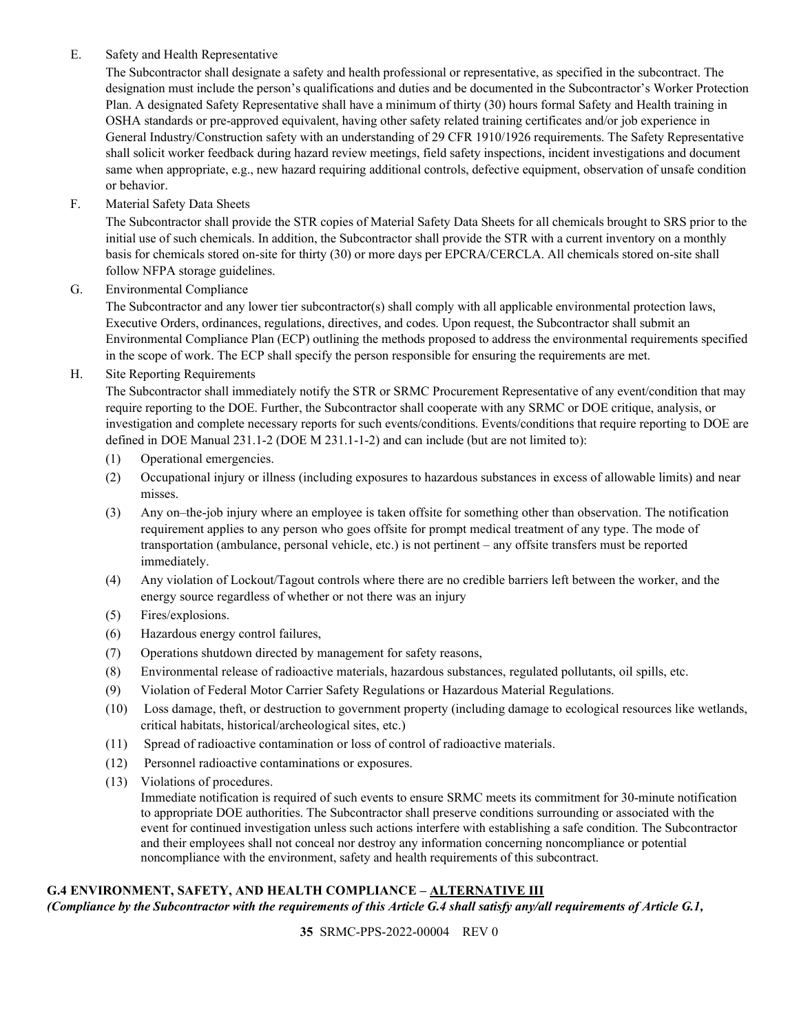E. Safety and Health Representative

The Subcontractor shall designate a safety and health professional or representative, as specified in the subcontract. The designation must include the person's qualifications and duties and be documented in the Subcontractor's Worker Protection Plan. A designated Safety Representative shall have a minimum of thirty (30) hours formal Safety and Health training in OSHA standards or pre-approved equivalent, having other safety related training certificates and/or job experience in General Industry/Construction safety with an understanding of 29 CFR 1910/1926 requirements. The Safety Representative shall solicit worker feedback during hazard review meetings, field safety inspections, incident investigations and document same when appropriate, e.g., new hazard requiring additional controls, defective equipment, observation of unsafe condition or behavior.

F. Material Safety Data Sheets

The Subcontractor shall provide the STR copies of Material Safety Data Sheets for all chemicals brought to SRS prior to the initial use of such chemicals. In addition, the Subcontractor shall provide the STR with a current inventory on a monthly basis for chemicals stored on-site for thirty (30) or more days per EPCRA/CERCLA. All chemicals stored on-site shall follow NFPA storage guidelines.

G. Environmental Compliance

The Subcontractor and any lower tier subcontractor(s) shall comply with all applicable environmental protection laws, Executive Orders, ordinances, regulations, directives, and codes. Upon request, the Subcontractor shall submit an Environmental Compliance Plan (ECP) outlining the methods proposed to address the environmental requirements specified in the scope of work. The ECP shall specify the person responsible for ensuring the requirements are met.

H. Site Reporting Requirements

The Subcontractor shall immediately notify the STR or SRMC Procurement Representative of any event/condition that may require reporting to the DOE. Further, the Subcontractor shall cooperate with any SRMC or DOE critique, analysis, or investigation and complete necessary reports for such events/conditions. Events/conditions that require reporting to DOE are defined in DOE Manual 231.1-2 (DOE M 231.1-1-2) and can include (but are not limited to):

(1) Operational emergencies.

(2) Occupational injury or illness (including exposures to hazardous substances in excess of allowable limits) and near misses.

(3) Any on–the-job injury where an employee is taken offsite for something other than observation. The notification requirement applies to any person who goes offsite for prompt medical treatment of any type. The mode of transportation (ambulance, personal vehicle, etc.) is not pertinent – any offsite transfers must be reported immediately.

(4) Any violation of Lockout/Tagout controls where there are no credible barriers left between the worker, and the energy source regardless of whether or not there was an injury

(5) Fires/explosions.

(6) Hazardous energy control failures,

(7) Operations shutdown directed by management for safety reasons,

(8) Environmental release of radioactive materials, hazardous substances, regulated pollutants, oil spills, etc.

(9) Violation of Federal Motor Carrier Safety Regulations or Hazardous Material Regulations.

(10) Loss damage, theft, or destruction to government property (including damage to ecological resources like wetlands, critical habitats, historical/archeological sites, etc.)

(11) Spread of radioactive contamination or loss of control of radioactive materials.

(12) Personnel radioactive contaminations or exposures.

(13) Violations of procedures.

Immediate notification is required of such events to ensure SRMC meets its commitment for 30-minute notification to appropriate DOE authorities. The Subcontractor shall preserve conditions surrounding or associated with the event for continued investigation unless such actions interfere with establishing a safe condition. The Subcontractor and their employees shall not conceal nor destroy any information concerning noncompliance or potential noncompliance with the environment, safety and health requirements of this subcontract.

**G.4 ENVIRONMENT, SAFETY, AND HEALTH COMPLIANCE – ALTERNATIVE III**

***(Compliance by the Subcontractor with the requirements of this Article G.4 shall satisfy any/all requirements of Article G.1,***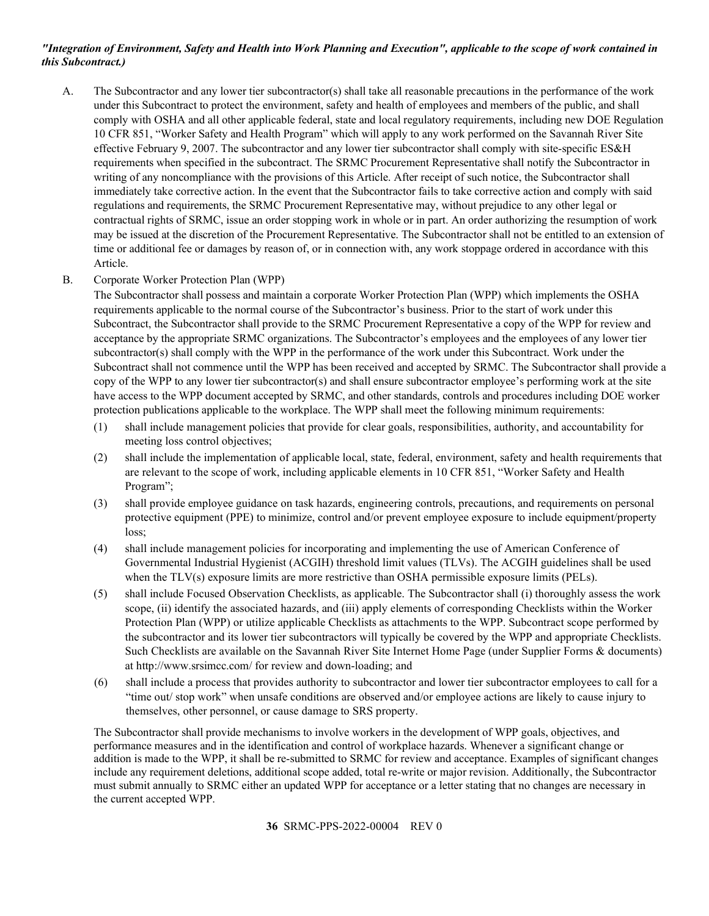*"Integration of Environment, Safety and Health into Work Planning and Execution", applicable to the scope of work contained in this Subcontract.)*

A. The Subcontractor and any lower tier subcontractor(s) shall take all reasonable precautions in the performance of the work under this Subcontract to protect the environment, safety and health of employees and members of the public, and shall comply with OSHA and all other applicable federal, state and local regulatory requirements, including new DOE Regulation 10 CFR 851, "Worker Safety and Health Program" which will apply to any work performed on the Savannah River Site effective February 9, 2007. The subcontractor and any lower tier subcontractor shall comply with site-specific ES&H requirements when specified in the subcontract. The SRMC Procurement Representative shall notify the Subcontractor in writing of any noncompliance with the provisions of this Article. After receipt of such notice, the Subcontractor shall immediately take corrective action. In the event that the Subcontractor fails to take corrective action and comply with said regulations and requirements, the SRMC Procurement Representative may, without prejudice to any other legal or contractual rights of SRMC, issue an order stopping work in whole or in part. An order authorizing the resumption of work may be issued at the discretion of the Procurement Representative. The Subcontractor shall not be entitled to an extension of time or additional fee or damages by reason of, or in connection with, any work stoppage ordered in accordance with this Article.

B. Corporate Worker Protection Plan (WPP)

The Subcontractor shall possess and maintain a corporate Worker Protection Plan (WPP) which implements the OSHA requirements applicable to the normal course of the Subcontractor's business. Prior to the start of work under this Subcontract, the Subcontractor shall provide to the SRMC Procurement Representative a copy of the WPP for review and acceptance by the appropriate SRMC organizations. The Subcontractor's employees and the employees of any lower tier subcontractor(s) shall comply with the WPP in the performance of the work under this Subcontract. Work under the Subcontract shall not commence until the WPP has been received and accepted by SRMC. The Subcontractor shall provide a copy of the WPP to any lower tier subcontractor(s) and shall ensure subcontractor employee's performing work at the site have access to the WPP document accepted by SRMC, and other standards, controls and procedures including DOE worker protection publications applicable to the workplace. The WPP shall meet the following minimum requirements:

(1) shall include management policies that provide for clear goals, responsibilities, authority, and accountability for meeting loss control objectives;

(2) shall include the implementation of applicable local, state, federal, environment, safety and health requirements that are relevant to the scope of work, including applicable elements in 10 CFR 851, "Worker Safety and Health Program";

(3) shall provide employee guidance on task hazards, engineering controls, precautions, and requirements on personal protective equipment (PPE) to minimize, control and/or prevent employee exposure to include equipment/property loss;

(4) shall include management policies for incorporating and implementing the use of American Conference of Governmental Industrial Hygienist (ACGIH) threshold limit values (TLVs). The ACGIH guidelines shall be used when the TLV(s) exposure limits are more restrictive than OSHA permissible exposure limits (PELs).

(5) shall include Focused Observation Checklists, as applicable. The Subcontractor shall (i) thoroughly assess the work scope, (ii) identify the associated hazards, and (iii) apply elements of corresponding Checklists within the Worker Protection Plan (WPP) or utilize applicable Checklists as attachments to the WPP. Subcontract scope performed by the subcontractor and its lower tier subcontractors will typically be covered by the WPP and appropriate Checklists. Such Checklists are available on the Savannah River Site Internet Home Page (under Supplier Forms & documents) at http://www.srsimcc.com/ for review and down-loading; and

(6) shall include a process that provides authority to subcontractor and lower tier subcontractor employees to call for a "time out/ stop work" when unsafe conditions are observed and/or employee actions are likely to cause injury to themselves, other personnel, or cause damage to SRS property.

The Subcontractor shall provide mechanisms to involve workers in the development of WPP goals, objectives, and performance measures and in the identification and control of workplace hazards. Whenever a significant change or addition is made to the WPP, it shall be re-submitted to SRMC for review and acceptance. Examples of significant changes include any requirement deletions, additional scope added, total re-write or major revision. Additionally, the Subcontractor must submit annually to SRMC either an updated WPP for acceptance or a letter stating that no changes are necessary in the current accepted WPP.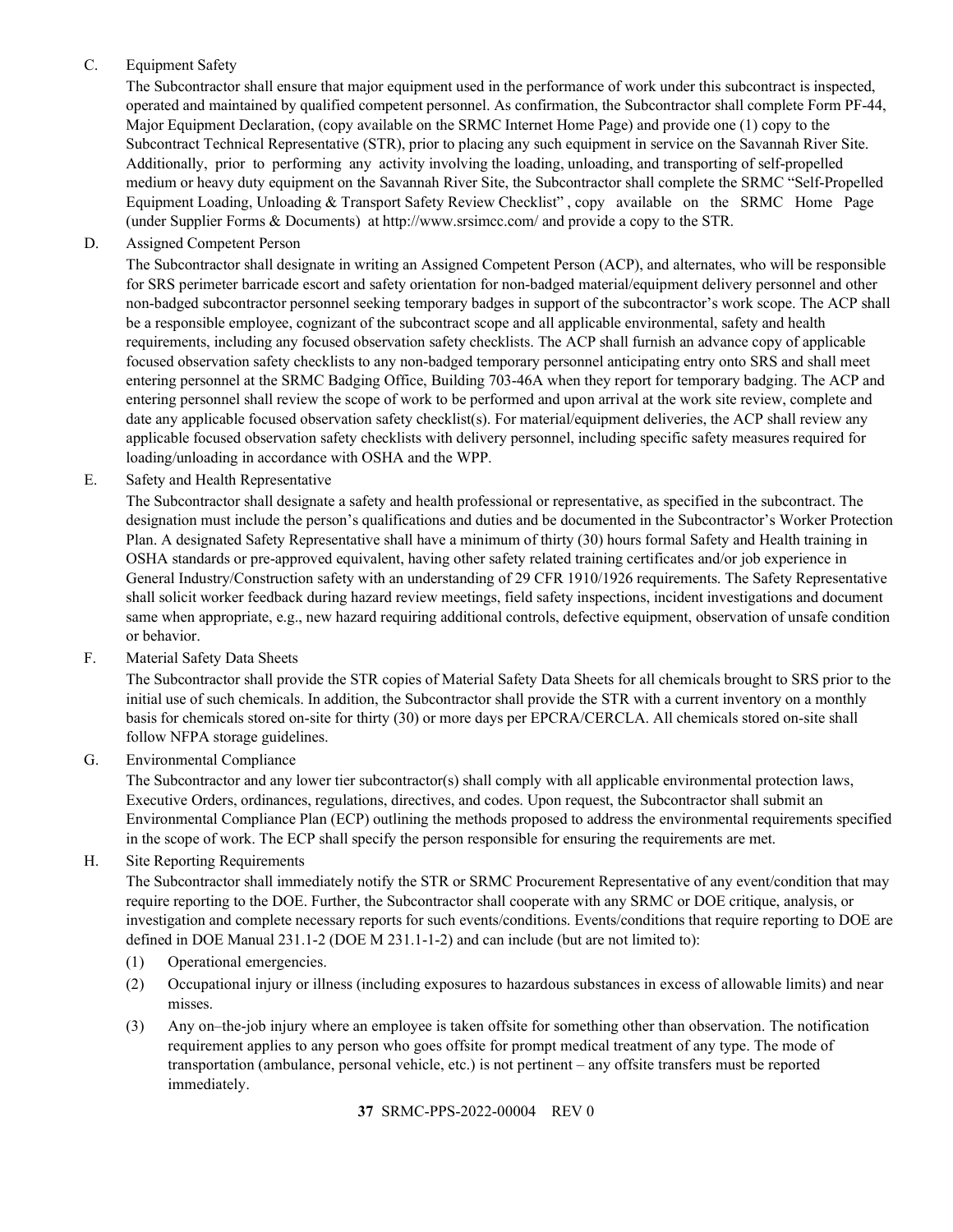C. Equipment Safety

The Subcontractor shall ensure that major equipment used in the performance of work under this subcontract is inspected, operated and maintained by qualified competent personnel. As confirmation, the Subcontractor shall complete Form PF-44, Major Equipment Declaration, (copy available on the SRMC Internet Home Page) and provide one (1) copy to the Subcontract Technical Representative (STR), prior to placing any such equipment in service on the Savannah River Site. Additionally, prior to performing any activity involving the loading, unloading, and transporting of self-propelled medium or heavy duty equipment on the Savannah River Site, the Subcontractor shall complete the SRMC "Self-Propelled Equipment Loading, Unloading & Transport Safety Review Checklist" , copy available on the SRMC Home Page (under Supplier Forms & Documents) at http://www.srsimcc.com/ and provide a copy to the STR.

D. Assigned Competent Person

The Subcontractor shall designate in writing an Assigned Competent Person (ACP), and alternates, who will be responsible for SRS perimeter barricade escort and safety orientation for non-badged material/equipment delivery personnel and other non-badged subcontractor personnel seeking temporary badges in support of the subcontractor's work scope. The ACP shall be a responsible employee, cognizant of the subcontract scope and all applicable environmental, safety and health requirements, including any focused observation safety checklists. The ACP shall furnish an advance copy of applicable focused observation safety checklists to any non-badged temporary personnel anticipating entry onto SRS and shall meet entering personnel at the SRMC Badging Office, Building 703-46A when they report for temporary badging. The ACP and entering personnel shall review the scope of work to be performed and upon arrival at the work site review, complete and date any applicable focused observation safety checklist(s). For material/equipment deliveries, the ACP shall review any applicable focused observation safety checklists with delivery personnel, including specific safety measures required for loading/unloading in accordance with OSHA and the WPP.

E. Safety and Health Representative

The Subcontractor shall designate a safety and health professional or representative, as specified in the subcontract. The designation must include the person's qualifications and duties and be documented in the Subcontractor's Worker Protection Plan. A designated Safety Representative shall have a minimum of thirty (30) hours formal Safety and Health training in OSHA standards or pre-approved equivalent, having other safety related training certificates and/or job experience in General Industry/Construction safety with an understanding of 29 CFR 1910/1926 requirements. The Safety Representative shall solicit worker feedback during hazard review meetings, field safety inspections, incident investigations and document same when appropriate, e.g., new hazard requiring additional controls, defective equipment, observation of unsafe condition or behavior.

F. Material Safety Data Sheets

The Subcontractor shall provide the STR copies of Material Safety Data Sheets for all chemicals brought to SRS prior to the initial use of such chemicals. In addition, the Subcontractor shall provide the STR with a current inventory on a monthly basis for chemicals stored on-site for thirty (30) or more days per EPCRA/CERCLA. All chemicals stored on-site shall follow NFPA storage guidelines.

G. Environmental Compliance

The Subcontractor and any lower tier subcontractor(s) shall comply with all applicable environmental protection laws, Executive Orders, ordinances, regulations, directives, and codes. Upon request, the Subcontractor shall submit an Environmental Compliance Plan (ECP) outlining the methods proposed to address the environmental requirements specified in the scope of work. The ECP shall specify the person responsible for ensuring the requirements are met.

H. Site Reporting Requirements

The Subcontractor shall immediately notify the STR or SRMC Procurement Representative of any event/condition that may require reporting to the DOE. Further, the Subcontractor shall cooperate with any SRMC or DOE critique, analysis, or investigation and complete necessary reports for such events/conditions. Events/conditions that require reporting to DOE are defined in DOE Manual 231.1-2 (DOE M 231.1-1-2) and can include (but are not limited to):

(1) Operational emergencies.

(2) Occupational injury or illness (including exposures to hazardous substances in excess of allowable limits) and near misses.

(3) Any on–the-job injury where an employee is taken offsite for something other than observation. The notification requirement applies to any person who goes offsite for prompt medical treatment of any type. The mode of transportation (ambulance, personal vehicle, etc.) is not pertinent – any offsite transfers must be reported immediately.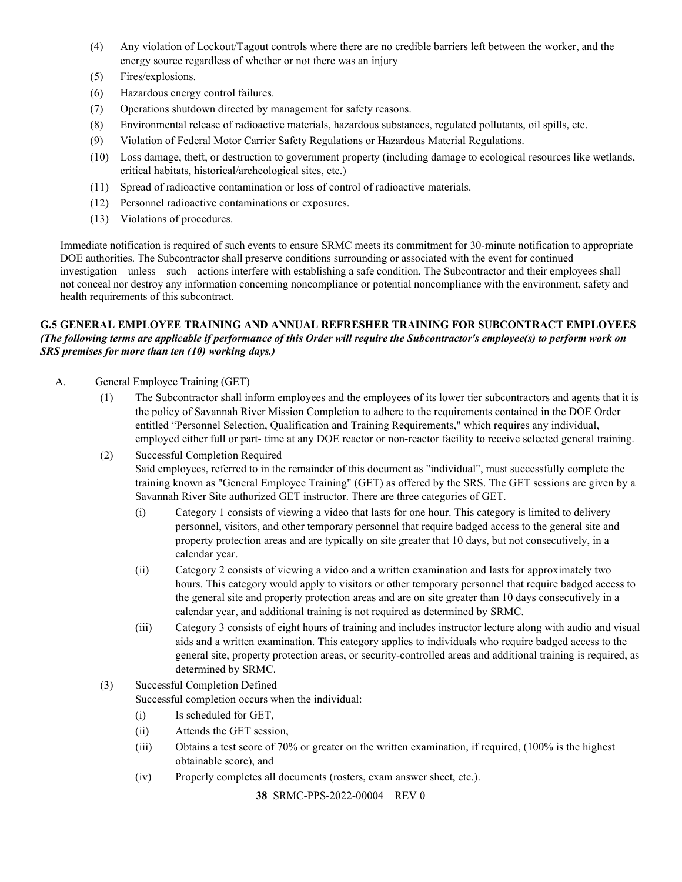(4) Any violation of Lockout/Tagout controls where there are no credible barriers left between the worker, and the energy source regardless of whether or not there was an injury

(5) Fires/explosions.

(6) Hazardous energy control failures.

(7) Operations shutdown directed by management for safety reasons.

(8) Environmental release of radioactive materials, hazardous substances, regulated pollutants, oil spills, etc.

(9) Violation of Federal Motor Carrier Safety Regulations or Hazardous Material Regulations.

(10) Loss damage, theft, or destruction to government property (including damage to ecological resources like wetlands, critical habitats, historical/archeological sites, etc.)

(11) Spread of radioactive contamination or loss of control of radioactive materials.

(12) Personnel radioactive contaminations or exposures.

(13) Violations of procedures.

Immediate notification is required of such events to ensure SRMC meets its commitment for 30-minute notification to appropriate DOE authorities. The Subcontractor shall preserve conditions surrounding or associated with the event for continued investigation unless such actions interfere with establishing a safe condition. The Subcontractor and their employees shall not conceal nor destroy any information concerning noncompliance or potential noncompliance with the environment, safety and health requirements of this subcontract.

**G.5 GENERAL EMPLOYEE TRAINING AND ANNUAL REFRESHER TRAINING FOR SUBCONTRACT EMPLOYEES**
***(The following terms are applicable if performance of this Order will require the Subcontractor's employee(s) to perform work on SRS premises for more than ten (10) working days.)***

A. General Employee Training (GET)

(1) The Subcontractor shall inform employees and the employees of its lower tier subcontractors and agents that it is the policy of Savannah River Mission Completion to adhere to the requirements contained in the DOE Order entitled "Personnel Selection, Qualification and Training Requirements," which requires any individual, employed either full or part- time at any DOE reactor or non-reactor facility to receive selected general training.

(2) Successful Completion Required
Said employees, referred to in the remainder of this document as "individual", must successfully complete the training known as "General Employee Training" (GET) as offered by the SRS. The GET sessions are given by a Savannah River Site authorized GET instructor. There are three categories of GET.

(i) Category 1 consists of viewing a video that lasts for one hour. This category is limited to delivery personnel, visitors, and other temporary personnel that require badged access to the general site and property protection areas and are typically on site greater that 10 days, but not consecutively, in a calendar year.

(ii) Category 2 consists of viewing a video and a written examination and lasts for approximately two hours. This category would apply to visitors or other temporary personnel that require badged access to the general site and property protection areas and are on site greater than 10 days consecutively in a calendar year, and additional training is not required as determined by SRMC.

(iii) Category 3 consists of eight hours of training and includes instructor lecture along with audio and visual aids and a written examination. This category applies to individuals who require badged access to the general site, property protection areas, or security-controlled areas and additional training is required, as determined by SRMC.

(3) Successful Completion Defined
Successful completion occurs when the individual:

(i) Is scheduled for GET,

(ii) Attends the GET session,

(iii) Obtains a test score of 70% or greater on the written examination, if required, (100% is the highest obtainable score), and

(iv) Properly completes all documents (rosters, exam answer sheet, etc.).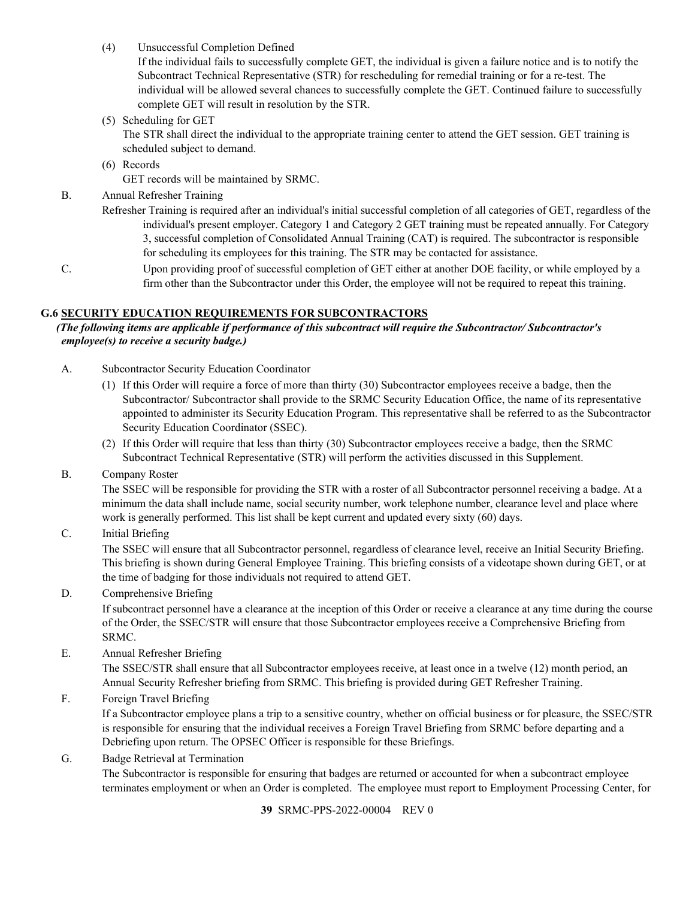(4) Unsuccessful Completion Defined

If the individual fails to successfully complete GET, the individual is given a failure notice and is to notify the Subcontract Technical Representative (STR) for rescheduling for remedial training or for a re-test. The individual will be allowed several chances to successfully complete the GET. Continued failure to successfully complete GET will result in resolution by the STR.

(5) Scheduling for GET

The STR shall direct the individual to the appropriate training center to attend the GET session. GET training is scheduled subject to demand.

(6) Records

GET records will be maintained by SRMC.

B. Annual Refresher Training

Refresher Training is required after an individual's initial successful completion of all categories of GET, regardless of the individual's present employer. Category 1 and Category 2 GET training must be repeated annually. For Category 3, successful completion of Consolidated Annual Training (CAT) is required. The subcontractor is responsible for scheduling its employees for this training. The STR may be contacted for assistance.

C. Upon providing proof of successful completion of GET either at another DOE facility, or while employed by a firm other than the Subcontractor under this Order, the employee will not be required to repeat this training.

## G.6 SECURITY EDUCATION REQUIREMENTS FOR SUBCONTRACTORS

***(The following items are applicable if performance of this subcontract will require the Subcontractor/ Subcontractor's employee(s) to receive a security badge.)***

A. Subcontractor Security Education Coordinator

(1) If this Order will require a force of more than thirty (30) Subcontractor employees receive a badge, then the Subcontractor/ Subcontractor shall provide to the SRMC Security Education Office, the name of its representative appointed to administer its Security Education Program. This representative shall be referred to as the Subcontractor Security Education Coordinator (SSEC).

(2) If this Order will require that less than thirty (30) Subcontractor employees receive a badge, then the SRMC Subcontract Technical Representative (STR) will perform the activities discussed in this Supplement.

B. Company Roster

The SSEC will be responsible for providing the STR with a roster of all Subcontractor personnel receiving a badge. At a minimum the data shall include name, social security number, work telephone number, clearance level and place where work is generally performed. This list shall be kept current and updated every sixty (60) days.

C. Initial Briefing

The SSEC will ensure that all Subcontractor personnel, regardless of clearance level, receive an Initial Security Briefing. This briefing is shown during General Employee Training. This briefing consists of a videotape shown during GET, or at the time of badging for those individuals not required to attend GET.

D. Comprehensive Briefing

If subcontract personnel have a clearance at the inception of this Order or receive a clearance at any time during the course of the Order, the SSEC/STR will ensure that those Subcontractor employees receive a Comprehensive Briefing from SRMC.

E. Annual Refresher Briefing

The SSEC/STR shall ensure that all Subcontractor employees receive, at least once in a twelve (12) month period, an Annual Security Refresher briefing from SRMC. This briefing is provided during GET Refresher Training.

F. Foreign Travel Briefing

If a Subcontractor employee plans a trip to a sensitive country, whether on official business or for pleasure, the SSEC/STR is responsible for ensuring that the individual receives a Foreign Travel Briefing from SRMC before departing and a Debriefing upon return. The OPSEC Officer is responsible for these Briefings.

G. Badge Retrieval at Termination

The Subcontractor is responsible for ensuring that badges are returned or accounted for when a subcontract employee terminates employment or when an Order is completed. The employee must report to Employment Processing Center, for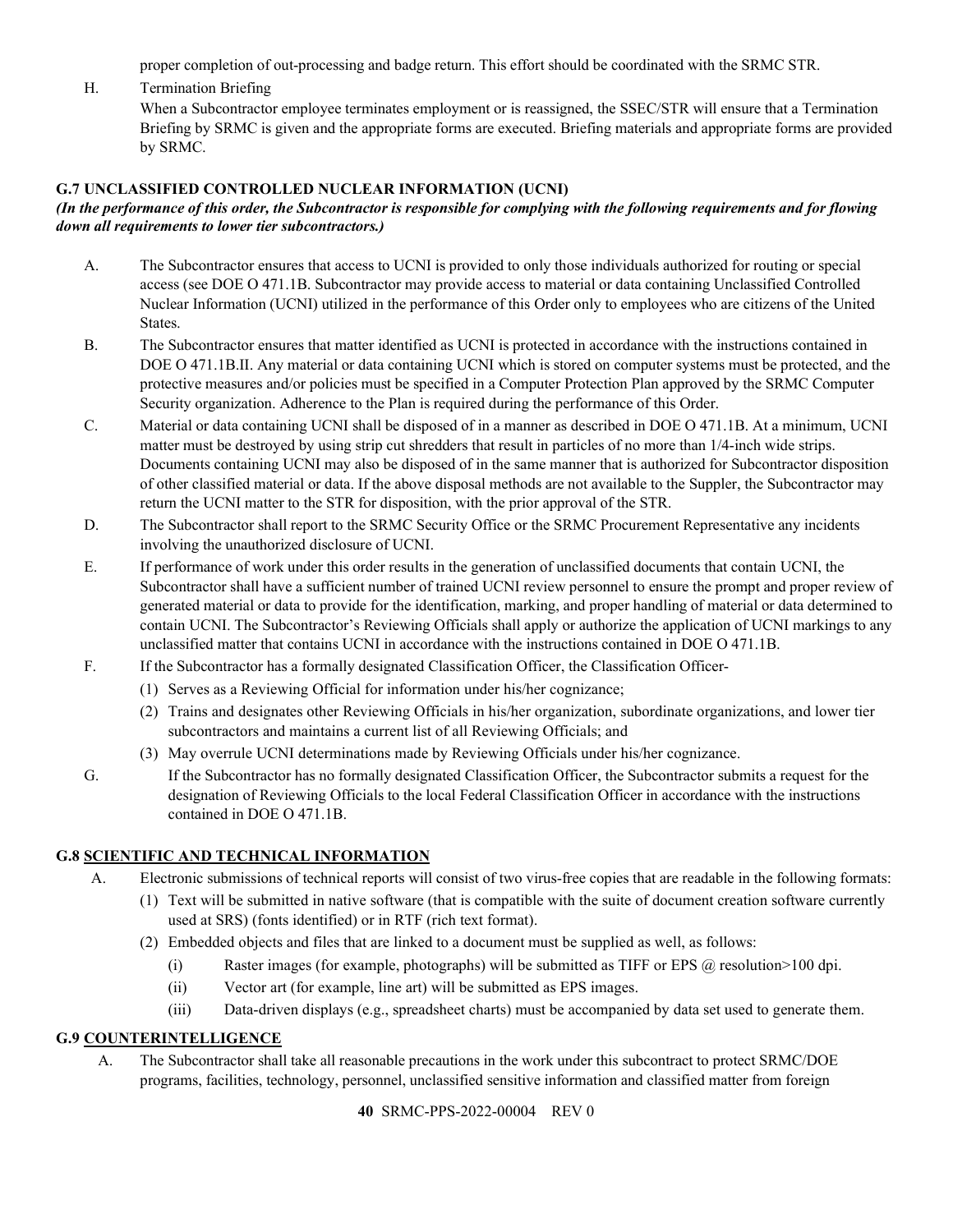proper completion of out-processing and badge return. This effort should be coordinated with the SRMC STR.

H. Termination Briefing

When a Subcontractor employee terminates employment or is reassigned, the SSEC/STR will ensure that a Termination Briefing by SRMC is given and the appropriate forms are executed. Briefing materials and appropriate forms are provided by SRMC.

### G.7 UNCLASSIFIED CONTROLLED NUCLEAR INFORMATION (UCNI)

***(In the performance of this order, the Subcontractor is responsible for complying with the following requirements and for flowing down all requirements to lower tier subcontractors.)***

A. The Subcontractor ensures that access to UCNI is provided to only those individuals authorized for routing or special access (see DOE O 471.1B. Subcontractor may provide access to material or data containing Unclassified Controlled Nuclear Information (UCNI) utilized in the performance of this Order only to employees who are citizens of the United States.

B. The Subcontractor ensures that matter identified as UCNI is protected in accordance with the instructions contained in DOE O 471.1B.II. Any material or data containing UCNI which is stored on computer systems must be protected, and the protective measures and/or policies must be specified in a Computer Protection Plan approved by the SRMC Computer Security organization. Adherence to the Plan is required during the performance of this Order.

C. Material or data containing UCNI shall be disposed of in a manner as described in DOE O 471.1B. At a minimum, UCNI matter must be destroyed by using strip cut shredders that result in particles of no more than 1/4-inch wide strips. Documents containing UCNI may also be disposed of in the same manner that is authorized for Subcontractor disposition of other classified material or data. If the above disposal methods are not available to the Suppler, the Subcontractor may return the UCNI matter to the STR for disposition, with the prior approval of the STR.

D. The Subcontractor shall report to the SRMC Security Office or the SRMC Procurement Representative any incidents involving the unauthorized disclosure of UCNI.

E. If performance of work under this order results in the generation of unclassified documents that contain UCNI, the Subcontractor shall have a sufficient number of trained UCNI review personnel to ensure the prompt and proper review of generated material or data to provide for the identification, marking, and proper handling of material or data determined to contain UCNI. The Subcontractor's Reviewing Officials shall apply or authorize the application of UCNI markings to any unclassified matter that contains UCNI in accordance with the instructions contained in DOE O 471.1B.

F. If the Subcontractor has a formally designated Classification Officer, the Classification Officer-
   (1) Serves as a Reviewing Official for information under his/her cognizance;
   (2) Trains and designates other Reviewing Officials in his/her organization, subordinate organizations, and lower tier subcontractors and maintains a current list of all Reviewing Officials; and
   (3) May overrule UCNI determinations made by Reviewing Officials under his/her cognizance.

G. If the Subcontractor has no formally designated Classification Officer, the Subcontractor submits a request for the designation of Reviewing Officials to the local Federal Classification Officer in accordance with the instructions contained in DOE O 471.1B.

### G.8 SCIENTIFIC AND TECHNICAL INFORMATION

A. Electronic submissions of technical reports will consist of two virus-free copies that are readable in the following formats:
   (1) Text will be submitted in native software (that is compatible with the suite of document creation software currently used at SRS) (fonts identified) or in RTF (rich text format).
   (2) Embedded objects and files that are linked to a document must be supplied as well, as follows:
      (i) Raster images (for example, photographs) will be submitted as TIFF or EPS @ resolution>100 dpi.
      (ii) Vector art (for example, line art) will be submitted as EPS images.
      (iii) Data-driven displays (e.g., spreadsheet charts) must be accompanied by data set used to generate them.

### G.9 COUNTERINTELLIGENCE

A. The Subcontractor shall take all reasonable precautions in the work under this subcontract to protect SRMC/DOE programs, facilities, technology, personnel, unclassified sensitive information and classified matter from foreign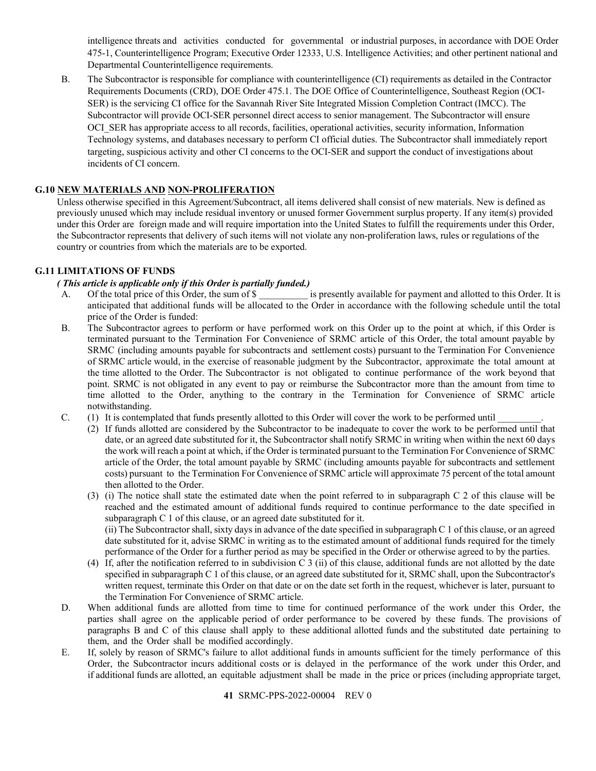intelligence threats and activities conducted for governmental or industrial purposes, in accordance with DOE Order 475-1, Counterintelligence Program; Executive Order 12333, U.S. Intelligence Activities; and other pertinent national and Departmental Counterintelligence requirements.

B. The Subcontractor is responsible for compliance with counterintelligence (CI) requirements as detailed in the Contractor Requirements Documents (CRD), DOE Order 475.1. The DOE Office of Counterintelligence, Southeast Region (OCI-SER) is the servicing CI office for the Savannah River Site Integrated Mission Completion Contract (IMCC). The Subcontractor will provide OCI-SER personnel direct access to senior management. The Subcontractor will ensure OCI_SER has appropriate access to all records, facilities, operational activities, security information, Information Technology systems, and databases necessary to perform CI official duties. The Subcontractor shall immediately report targeting, suspicious activity and other CI concerns to the OCI-SER and support the conduct of investigations about incidents of CI concern.

### G.10 NEW MATERIALS AND NON-PROLIFERATION

Unless otherwise specified in this Agreement/Subcontract, all items delivered shall consist of new materials. New is defined as previously unused which may include residual inventory or unused former Government surplus property. If any item(s) provided under this Order are foreign made and will require importation into the United States to fulfill the requirements under this Order, the Subcontractor represents that delivery of such items will not violate any non-proliferation laws, rules or regulations of the country or countries from which the materials are to be exported.

### G.11 LIMITATIONS OF FUNDS

***( This article is applicable only if this Order is partially funded.)***

A. Of the total price of this Order, the sum of $ __________ is presently available for payment and allotted to this Order. It is anticipated that additional funds will be allocated to the Order in accordance with the following schedule until the total price of the Order is funded:

B. The Subcontractor agrees to perform or have performed work on this Order up to the point at which, if this Order is terminated pursuant to the Termination For Convenience of SRMC article of this Order, the total amount payable by SRMC (including amounts payable for subcontracts and settlement costs) pursuant to the Termination For Convenience of SRMC article would, in the exercise of reasonable judgment by the Subcontractor, approximate the total amount at the time allotted to the Order. The Subcontractor is not obligated to continue performance of the work beyond that point. SRMC is not obligated in any event to pay or reimburse the Subcontractor more than the amount from time to time allotted to the Order, anything to the contrary in the Termination for Convenience of SRMC article notwithstanding.

C. (1) It is contemplated that funds presently allotted to this Order will cover the work to be performed until _________.

(2) If funds allotted are considered by the Subcontractor to be inadequate to cover the work to be performed until that date, or an agreed date substituted for it, the Subcontractor shall notify SRMC in writing when within the next 60 days the work will reach a point at which, if the Order is terminated pursuant to the Termination For Convenience of SRMC article of the Order, the total amount payable by SRMC (including amounts payable for subcontracts and settlement costs) pursuant to the Termination For Convenience of SRMC article will approximate 75 percent of the total amount then allotted to the Order.

(3) (i) The notice shall state the estimated date when the point referred to in subparagraph C 2 of this clause will be reached and the estimated amount of additional funds required to continue performance to the date specified in subparagraph C 1 of this clause, or an agreed date substituted for it.

(ii) The Subcontractor shall, sixty days in advance of the date specified in subparagraph C 1 of this clause, or an agreed date substituted for it, advise SRMC in writing as to the estimated amount of additional funds required for the timely performance of the Order for a further period as may be specified in the Order or otherwise agreed to by the parties.

(4) If, after the notification referred to in subdivision C 3 (ii) of this clause, additional funds are not allotted by the date specified in subparagraph C 1 of this clause, or an agreed date substituted for it, SRMC shall, upon the Subcontractor's written request, terminate this Order on that date or on the date set forth in the request, whichever is later, pursuant to the Termination For Convenience of SRMC article.

D. When additional funds are allotted from time to time for continued performance of the work under this Order, the parties shall agree on the applicable period of order performance to be covered by these funds. The provisions of paragraphs B and C of this clause shall apply to these additional allotted funds and the substituted date pertaining to them, and the Order shall be modified accordingly.

E. If, solely by reason of SRMC's failure to allot additional funds in amounts sufficient for the timely performance of this Order, the Subcontractor incurs additional costs or is delayed in the performance of the work under this Order, and if additional funds are allotted, an equitable adjustment shall be made in the price or prices (including appropriate target,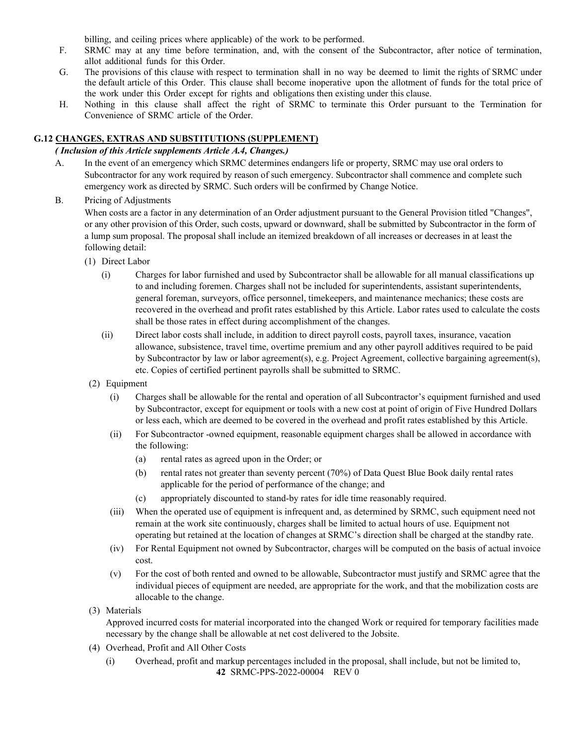billing, and ceiling prices where applicable) of the work to be performed.

F. SRMC may at any time before termination, and, with the consent of the Subcontractor, after notice of termination, allot additional funds for this Order.

G. The provisions of this clause with respect to termination shall in no way be deemed to limit the rights of SRMC under the default article of this Order. This clause shall become inoperative upon the allotment of funds for the total price of the work under this Order except for rights and obligations then existing under this clause.

H. Nothing in this clause shall affect the right of SRMC to terminate this Order pursuant to the Termination for Convenience of SRMC article of the Order.

## G.12 CHANGES, EXTRAS AND SUBSTITUTIONS (SUPPLEMENT)

***( Inclusion of this Article supplements Article A.4, Changes.)***

A. In the event of an emergency which SRMC determines endangers life or property, SRMC may use oral orders to Subcontractor for any work required by reason of such emergency. Subcontractor shall commence and complete such emergency work as directed by SRMC. Such orders will be confirmed by Change Notice.

B. Pricing of Adjustments

When costs are a factor in any determination of an Order adjustment pursuant to the General Provision titled "Changes", or any other provision of this Order, such costs, upward or downward, shall be submitted by Subcontractor in the form of a lump sum proposal. The proposal shall include an itemized breakdown of all increases or decreases in at least the following detail:

(1) Direct Labor

(i) Charges for labor furnished and used by Subcontractor shall be allowable for all manual classifications up to and including foremen. Charges shall not be included for superintendents, assistant superintendents, general foreman, surveyors, office personnel, timekeepers, and maintenance mechanics; these costs are recovered in the overhead and profit rates established by this Article. Labor rates used to calculate the costs shall be those rates in effect during accomplishment of the changes.

(ii) Direct labor costs shall include, in addition to direct payroll costs, payroll taxes, insurance, vacation allowance, subsistence, travel time, overtime premium and any other payroll additives required to be paid by Subcontractor by law or labor agreement(s), e.g. Project Agreement, collective bargaining agreement(s), etc. Copies of certified pertinent payrolls shall be submitted to SRMC.

(2) Equipment

(i) Charges shall be allowable for the rental and operation of all Subcontractor's equipment furnished and used by Subcontractor, except for equipment or tools with a new cost at point of origin of Five Hundred Dollars or less each, which are deemed to be covered in the overhead and profit rates established by this Article.

(ii) For Subcontractor -owned equipment, reasonable equipment charges shall be allowed in accordance with the following:

(a) rental rates as agreed upon in the Order; or

(b) rental rates not greater than seventy percent (70%) of Data Quest Blue Book daily rental rates applicable for the period of performance of the change; and

(c) appropriately discounted to stand-by rates for idle time reasonably required.

(iii) When the operated use of equipment is infrequent and, as determined by SRMC, such equipment need not remain at the work site continuously, charges shall be limited to actual hours of use. Equipment not operating but retained at the location of changes at SRMC's direction shall be charged at the standby rate.

(iv) For Rental Equipment not owned by Subcontractor, charges will be computed on the basis of actual invoice cost.

(v) For the cost of both rented and owned to be allowable, Subcontractor must justify and SRMC agree that the individual pieces of equipment are needed, are appropriate for the work, and that the mobilization costs are allocable to the change.

(3) Materials

Approved incurred costs for material incorporated into the changed Work or required for temporary facilities made necessary by the change shall be allowable at net cost delivered to the Jobsite.

(4) Overhead, Profit and All Other Costs

(i) Overhead, profit and markup percentages included in the proposal, shall include, but not be limited to,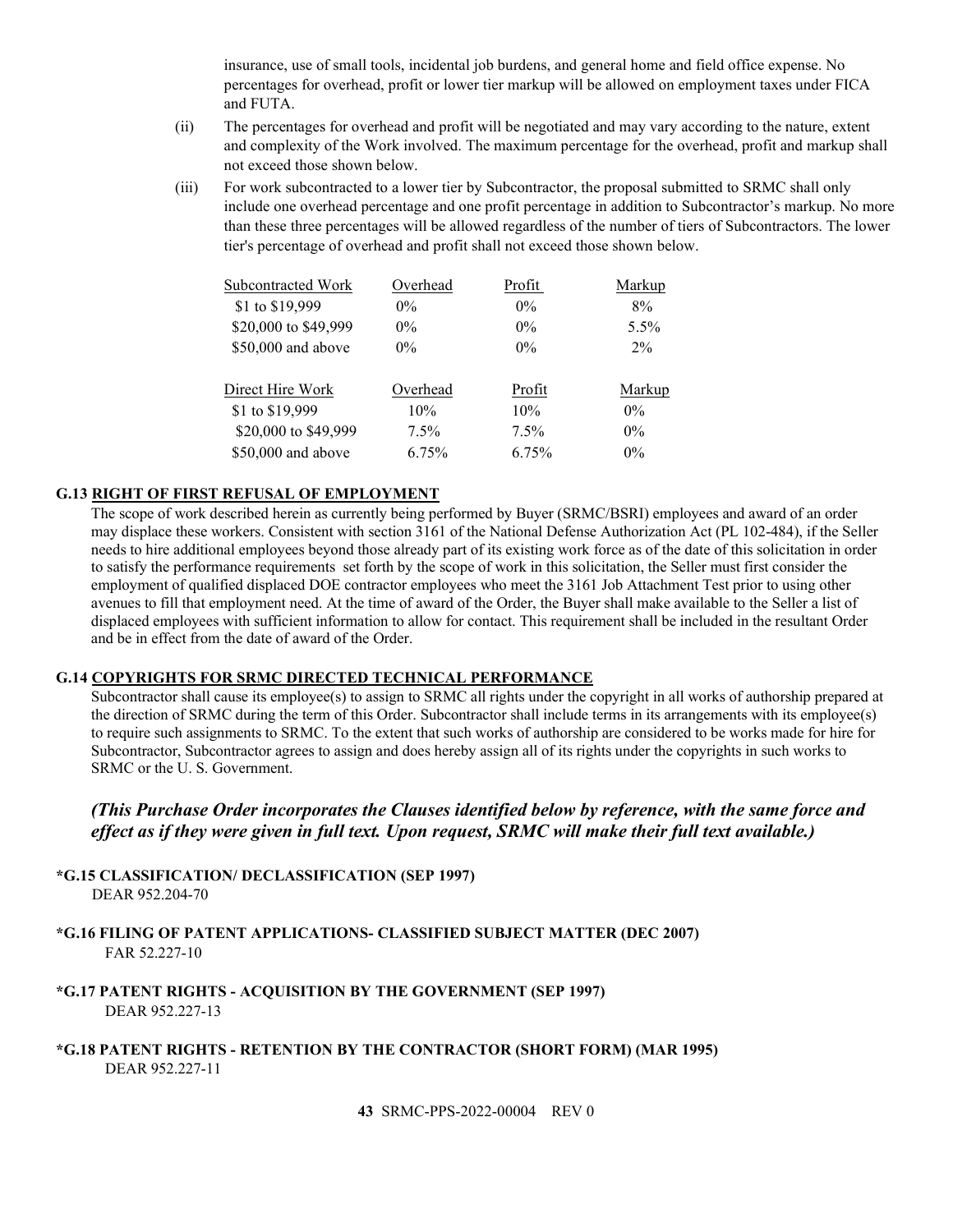insurance, use of small tools, incidental job burdens, and general home and field office expense. No percentages for overhead, profit or lower tier markup will be allowed on employment taxes under FICA and FUTA.

(ii) The percentages for overhead and profit will be negotiated and may vary according to the nature, extent and complexity of the Work involved. The maximum percentage for the overhead, profit and markup shall not exceed those shown below.

(iii) For work subcontracted to a lower tier by Subcontractor, the proposal submitted to SRMC shall only include one overhead percentage and one profit percentage in addition to Subcontractor's markup. No more than these three percentages will be allowed regardless of the number of tiers of Subcontractors. The lower tier's percentage of overhead and profit shall not exceed those shown below.

| Subcontracted Work | Overhead | Profit | Markup |
|---|---|---|---|
| \$1 to \$19,999 | 0% | 0% | 8% |
| \$20,000 to \$49,999 | 0% | 0% | 5.5% |
| \$50,000 and above | 0% | 0% | 2% |

| Direct Hire Work | Overhead | Profit | Markup |
|---|---|---|---|
| \$1 to \$19,999 | 10% | 10% | 0% |
| \$20,000 to \$49,999 | 7.5% | 7.5% | 0% |
| \$50,000 and above | 6.75% | 6.75% | 0% |

**G.13 RIGHT OF FIRST REFUSAL OF EMPLOYMENT**

The scope of work described herein as currently being performed by Buyer (SRMC/BSRI) employees and award of an order may displace these workers. Consistent with section 3161 of the National Defense Authorization Act (PL 102-484), if the Seller needs to hire additional employees beyond those already part of its existing work force as of the date of this solicitation in order to satisfy the performance requirements set forth by the scope of work in this solicitation, the Seller must first consider the employment of qualified displaced DOE contractor employees who meet the 3161 Job Attachment Test prior to using other avenues to fill that employment need. At the time of award of the Order, the Buyer shall make available to the Seller a list of displaced employees with sufficient information to allow for contact. This requirement shall be included in the resultant Order and be in effect from the date of award of the Order.

**G.14 COPYRIGHTS FOR SRMC DIRECTED TECHNICAL PERFORMANCE**

Subcontractor shall cause its employee(s) to assign to SRMC all rights under the copyright in all works of authorship prepared at the direction of SRMC during the term of this Order. Subcontractor shall include terms in its arrangements with its employee(s) to require such assignments to SRMC. To the extent that such works of authorship are considered to be works made for hire for Subcontractor, Subcontractor agrees to assign and does hereby assign all of its rights under the copyrights in such works to SRMC or the U. S. Government.

***(This Purchase Order incorporates the Clauses identified below by reference, with the same force and effect as if they were given in full text. Upon request, SRMC will make their full text available.)***

**\*G.15 CLASSIFICATION/ DECLASSIFICATION (SEP 1997)**
DEAR 952.204-70

**\*G.16 FILING OF PATENT APPLICATIONS- CLASSIFIED SUBJECT MATTER (DEC 2007)**
FAR 52.227-10

**\*G.17 PATENT RIGHTS - ACQUISITION BY THE GOVERNMENT (SEP 1997)**
DEAR 952.227-13

**\*G.18 PATENT RIGHTS - RETENTION BY THE CONTRACTOR (SHORT FORM) (MAR 1995)**
DEAR 952.227-11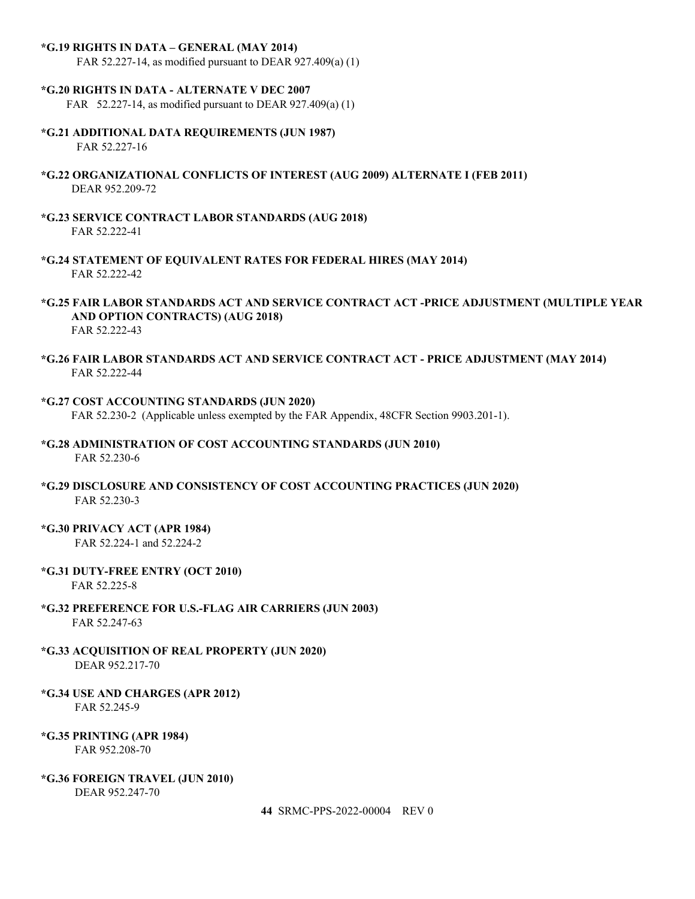**\*G.19 RIGHTS IN DATA – GENERAL (MAY 2014)**
FAR 52.227-14, as modified pursuant to DEAR 927.409(a) (1)

**\*G.20 RIGHTS IN DATA - ALTERNATE V DEC 2007**
FAR 52.227-14, as modified pursuant to DEAR 927.409(a) (1)

**\*G.21 ADDITIONAL DATA REQUIREMENTS (JUN 1987)**
FAR 52.227-16

**\*G.22 ORGANIZATIONAL CONFLICTS OF INTEREST (AUG 2009) ALTERNATE I (FEB 2011)**
DEAR 952.209-72

**\*G.23 SERVICE CONTRACT LABOR STANDARDS (AUG 2018)**
FAR 52.222-41

**\*G.24 STATEMENT OF EQUIVALENT RATES FOR FEDERAL HIRES (MAY 2014)**
FAR 52.222-42

**\*G.25 FAIR LABOR STANDARDS ACT AND SERVICE CONTRACT ACT -PRICE ADJUSTMENT (MULTIPLE YEAR AND OPTION CONTRACTS) (AUG 2018)**
FAR 52.222-43

**\*G.26 FAIR LABOR STANDARDS ACT AND SERVICE CONTRACT ACT - PRICE ADJUSTMENT (MAY 2014)**
FAR 52.222-44

**\*G.27 COST ACCOUNTING STANDARDS (JUN 2020)**
FAR 52.230-2 (Applicable unless exempted by the FAR Appendix, 48CFR Section 9903.201-1).

**\*G.28 ADMINISTRATION OF COST ACCOUNTING STANDARDS (JUN 2010)**
FAR 52.230-6

**\*G.29 DISCLOSURE AND CONSISTENCY OF COST ACCOUNTING PRACTICES (JUN 2020)**
FAR 52.230-3

**\*G.30 PRIVACY ACT (APR 1984)**
FAR 52.224-1 and 52.224-2

**\*G.31 DUTY-FREE ENTRY (OCT 2010)**
FAR 52.225-8

**\*G.32 PREFERENCE FOR U.S.-FLAG AIR CARRIERS (JUN 2003)**
FAR 52.247-63

**\*G.33 ACQUISITION OF REAL PROPERTY (JUN 2020)**
DEAR 952.217-70

**\*G.34 USE AND CHARGES (APR 2012)**
FAR 52.245-9

**\*G.35 PRINTING (APR 1984)**
FAR 952.208-70

**\*G.36 FOREIGN TRAVEL (JUN 2010)**
DEAR 952.247-70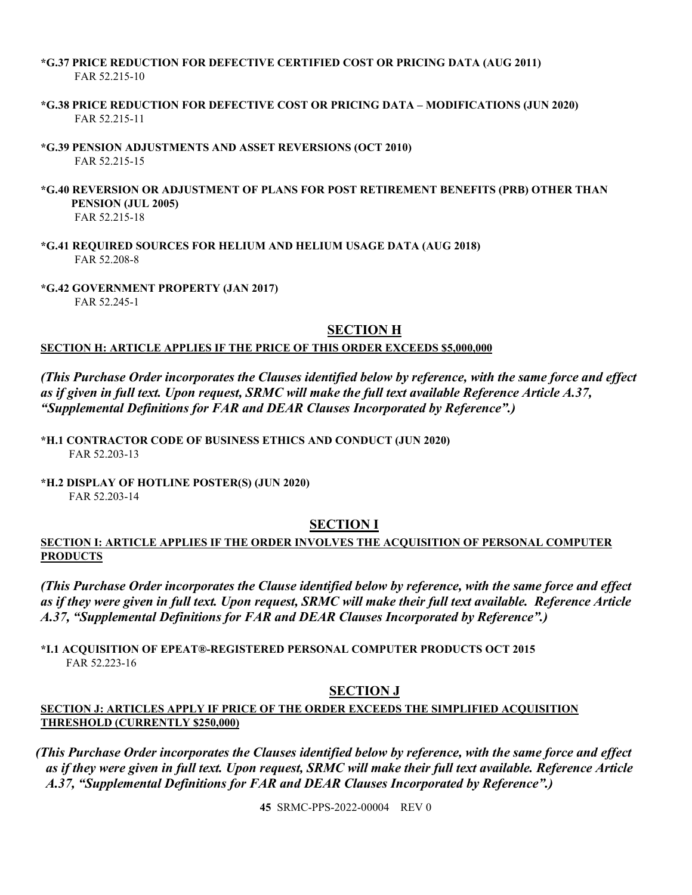**\*G.37 PRICE REDUCTION FOR DEFECTIVE CERTIFIED COST OR PRICING DATA (AUG 2011)**
FAR 52.215-10

**\*G.38 PRICE REDUCTION FOR DEFECTIVE COST OR PRICING DATA – MODIFICATIONS (JUN 2020)**
FAR 52.215-11

**\*G.39 PENSION ADJUSTMENTS AND ASSET REVERSIONS (OCT 2010)**
FAR 52.215-15

**\*G.40 REVERSION OR ADJUSTMENT OF PLANS FOR POST RETIREMENT BENEFITS (PRB) OTHER THAN PENSION (JUL 2005)**
FAR 52.215-18

**\*G.41 REQUIRED SOURCES FOR HELIUM AND HELIUM USAGE DATA (AUG 2018)**
FAR 52.208-8

**\*G.42 GOVERNMENT PROPERTY (JAN 2017)**
FAR 52.245-1

## SECTION H

**SECTION H: ARTICLE APPLIES IF THE PRICE OF THIS ORDER EXCEEDS $5,000,000**

***(This Purchase Order incorporates the Clauses identified below by reference, with the same force and effect as if given in full text. Upon request, SRMC will make the full text available Reference Article A.37, "Supplemental Definitions for FAR and DEAR Clauses Incorporated by Reference".)***

**\*H.1 CONTRACTOR CODE OF BUSINESS ETHICS AND CONDUCT (JUN 2020)**
FAR 52.203-13

**\*H.2 DISPLAY OF HOTLINE POSTER(S) (JUN 2020)**
FAR 52.203-14

## SECTION I

**SECTION I: ARTICLE APPLIES IF THE ORDER INVOLVES THE ACQUISITION OF PERSONAL COMPUTER PRODUCTS**

***(This Purchase Order incorporates the Clause identified below by reference, with the same force and effect as if they were given in full text. Upon request, SRMC will make their full text available. Reference Article A.37, "Supplemental Definitions for FAR and DEAR Clauses Incorporated by Reference".)***

**\*I.1 ACQUISITION OF EPEAT®-REGISTERED PERSONAL COMPUTER PRODUCTS OCT 2015**
FAR 52.223-16

## SECTION J

**SECTION J: ARTICLES APPLY IF PRICE OF THE ORDER EXCEEDS THE SIMPLIFIED ACQUISITION THRESHOLD (CURRENTLY $250,000)**

***(This Purchase Order incorporates the Clauses identified below by reference, with the same force and effect as if they were given in full text. Upon request, SRMC will make their full text available. Reference Article A.37, "Supplemental Definitions for FAR and DEAR Clauses Incorporated by Reference".)***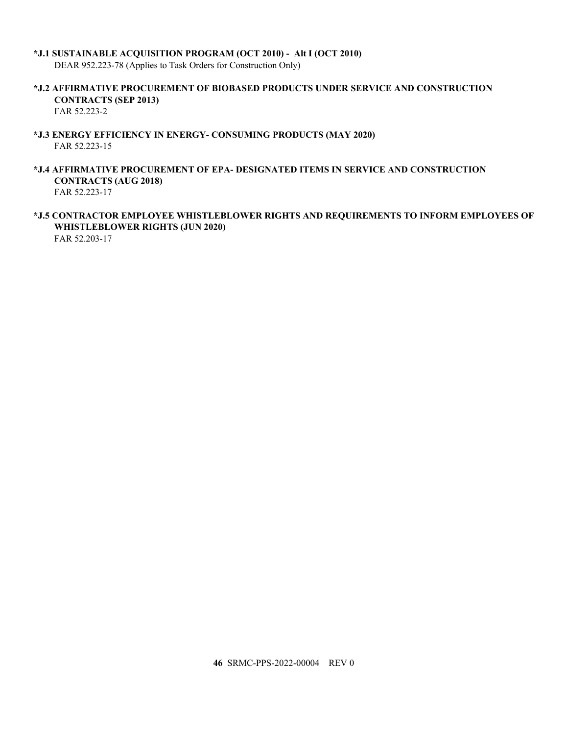**\*J.1 SUSTAINABLE ACQUISITION PROGRAM (OCT 2010) - Alt I (OCT 2010)**
DEAR 952.223-78 (Applies to Task Orders for Construction Only)

**\*J.2 AFFIRMATIVE PROCUREMENT OF BIOBASED PRODUCTS UNDER SERVICE AND CONSTRUCTION CONTRACTS (SEP 2013)**
FAR 52.223-2

**\*J.3 ENERGY EFFICIENCY IN ENERGY- CONSUMING PRODUCTS (MAY 2020)**
FAR 52.223-15

**\*J.4 AFFIRMATIVE PROCUREMENT OF EPA- DESIGNATED ITEMS IN SERVICE AND CONSTRUCTION CONTRACTS (AUG 2018)**
FAR 52.223-17

**\*J.5 CONTRACTOR EMPLOYEE WHISTLEBLOWER RIGHTS AND REQUIREMENTS TO INFORM EMPLOYEES OF WHISTLEBLOWER RIGHTS (JUN 2020)**
FAR 52.203-17